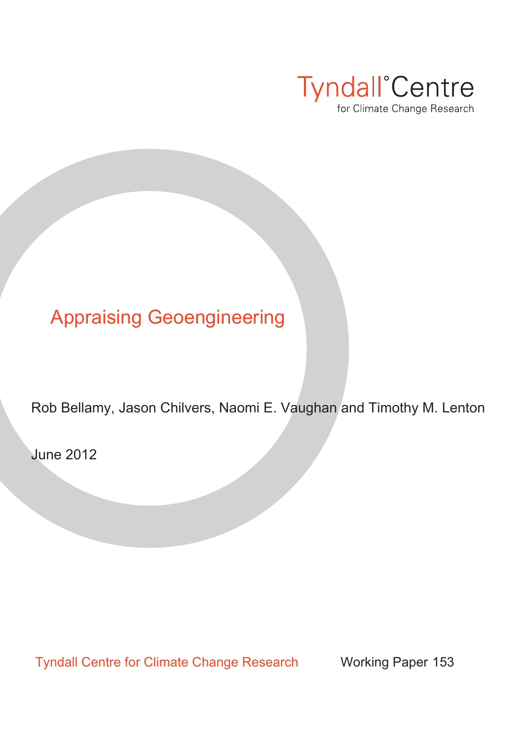Tyndall°Centre
for Climate Change Research

# Appraising Geoengineering

Rob Bellamy, Jason Chilvers, Naomi E. Vaughan and Timothy M. Lenton

June 2012

Tyndall Centre for Climate Change Research

Working Paper 153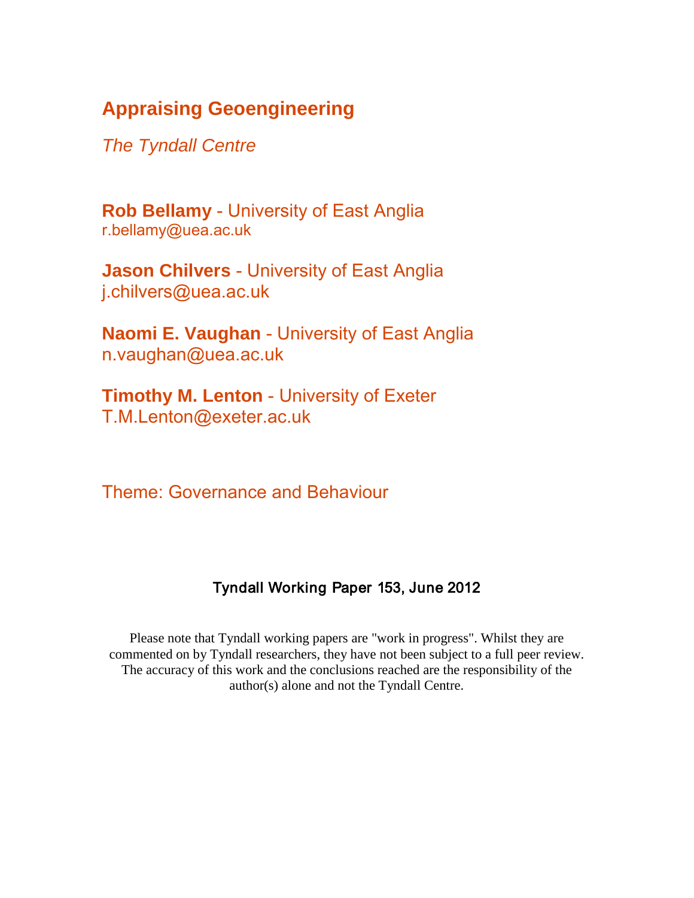# Appraising Geoengineering

*The Tyndall Centre*

**Rob Bellamy** - University of East Anglia
r.bellamy@uea.ac.uk

**Jason Chilvers** - University of East Anglia
j.chilvers@uea.ac.uk

**Naomi E. Vaughan** - University of East Anglia
n.vaughan@uea.ac.uk

**Timothy M. Lenton** - University of Exeter
T.M.Lenton@exeter.ac.uk

Theme: Governance and Behaviour

Tyndall Working Paper 153, June 2012

Please note that Tyndall working papers are "work in progress". Whilst they are commented on by Tyndall researchers, they have not been subject to a full peer review. The accuracy of this work and the conclusions reached are the responsibility of the author(s) alone and not the Tyndall Centre.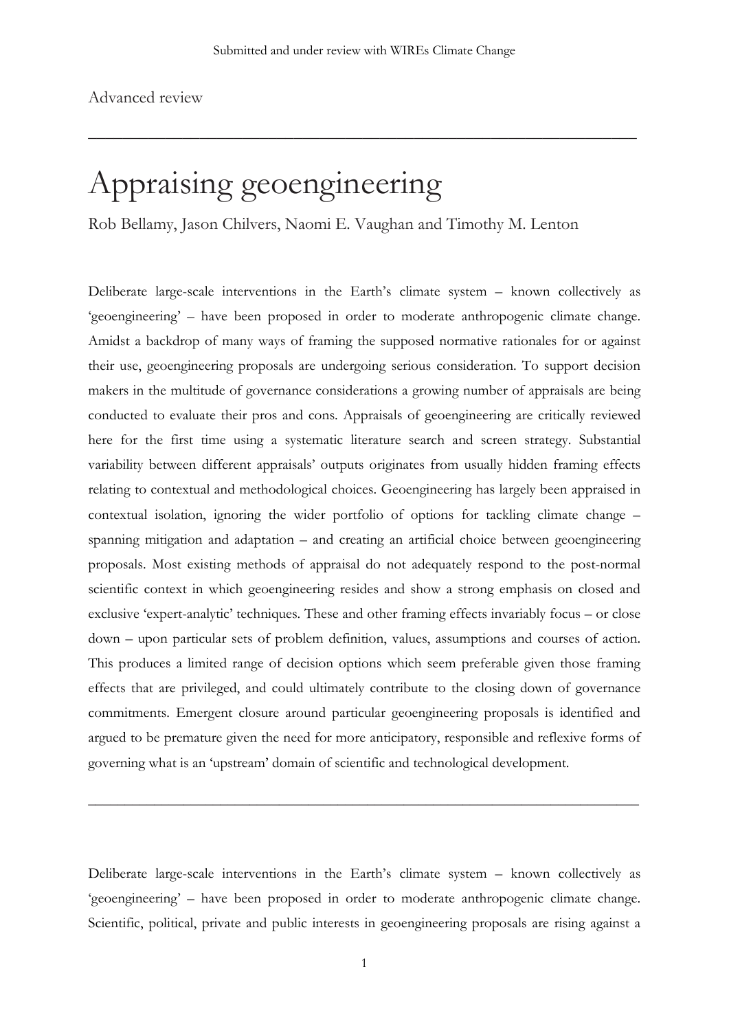Advanced review

---

# Appraising geoengineering

Rob Bellamy, Jason Chilvers, Naomi E. Vaughan and Timothy M. Lenton

Deliberate large-scale interventions in the Earth's climate system – known collectively as 'geoengineering' – have been proposed in order to moderate anthropogenic climate change. Amidst a backdrop of many ways of framing the supposed normative rationales for or against their use, geoengineering proposals are undergoing serious consideration. To support decision makers in the multitude of governance considerations a growing number of appraisals are being conducted to evaluate their pros and cons. Appraisals of geoengineering are critically reviewed here for the first time using a systematic literature search and screen strategy. Substantial variability between different appraisals' outputs originates from usually hidden framing effects relating to contextual and methodological choices. Geoengineering has largely been appraised in contextual isolation, ignoring the wider portfolio of options for tackling climate change – spanning mitigation and adaptation – and creating an artificial choice between geoengineering proposals. Most existing methods of appraisal do not adequately respond to the post-normal scientific context in which geoengineering resides and show a strong emphasis on closed and exclusive 'expert-analytic' techniques. These and other framing effects invariably focus – or close down – upon particular sets of problem definition, values, assumptions and courses of action. This produces a limited range of decision options which seem preferable given those framing effects that are privileged, and could ultimately contribute to the closing down of governance commitments. Emergent closure around particular geoengineering proposals is identified and argued to be premature given the need for more anticipatory, responsible and reflexive forms of governing what is an 'upstream' domain of scientific and technological development.

---

Deliberate large-scale interventions in the Earth's climate system – known collectively as 'geoengineering' – have been proposed in order to moderate anthropogenic climate change. Scientific, political, private and public interests in geoengineering proposals are rising against a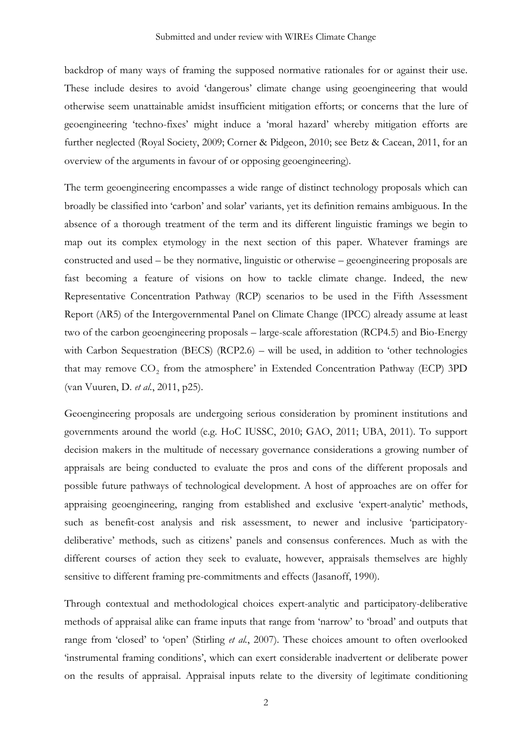backdrop of many ways of framing the supposed normative rationales for or against their use. These include desires to avoid 'dangerous' climate change using geoengineering that would otherwise seem unattainable amidst insufficient mitigation efforts; or concerns that the lure of geoengineering 'techno-fixes' might induce a 'moral hazard' whereby mitigation efforts are further neglected (Royal Society, 2009; Corner & Pidgeon, 2010; see Betz & Cacean, 2011, for an overview of the arguments in favour of or opposing geoengineering).

The term geoengineering encompasses a wide range of distinct technology proposals which can broadly be classified into 'carbon' and solar' variants, yet its definition remains ambiguous. In the absence of a thorough treatment of the term and its different linguistic framings we begin to map out its complex etymology in the next section of this paper. Whatever framings are constructed and used – be they normative, linguistic or otherwise – geoengineering proposals are fast becoming a feature of visions on how to tackle climate change. Indeed, the new Representative Concentration Pathway (RCP) scenarios to be used in the Fifth Assessment Report (AR5) of the Intergovernmental Panel on Climate Change (IPCC) already assume at least two of the carbon geoengineering proposals – large-scale afforestation (RCP4.5) and Bio-Energy with Carbon Sequestration (BECS) (RCP2.6) – will be used, in addition to 'other technologies that may remove $CO_2$ from the atmosphere' in Extended Concentration Pathway (ECP) 3PD (van Vuuren, D. *et al.*, 2011, p25).

Geoengineering proposals are undergoing serious consideration by prominent institutions and governments around the world (e.g. HoC IUSSC, 2010; GAO, 2011; UBA, 2011). To support decision makers in the multitude of necessary governance considerations a growing number of appraisals are being conducted to evaluate the pros and cons of the different proposals and possible future pathways of technological development. A host of approaches are on offer for appraising geoengineering, ranging from established and exclusive 'expert-analytic' methods, such as benefit-cost analysis and risk assessment, to newer and inclusive 'participatory-deliberative' methods, such as citizens' panels and consensus conferences. Much as with the different courses of action they seek to evaluate, however, appraisals themselves are highly sensitive to different framing pre-commitments and effects (Jasanoff, 1990).

Through contextual and methodological choices expert-analytic and participatory-deliberative methods of appraisal alike can frame inputs that range from 'narrow' to 'broad' and outputs that range from 'closed' to 'open' (Stirling *et al.*, 2007). These choices amount to often overlooked 'instrumental framing conditions', which can exert considerable inadvertent or deliberate power on the results of appraisal. Appraisal inputs relate to the diversity of legitimate conditioning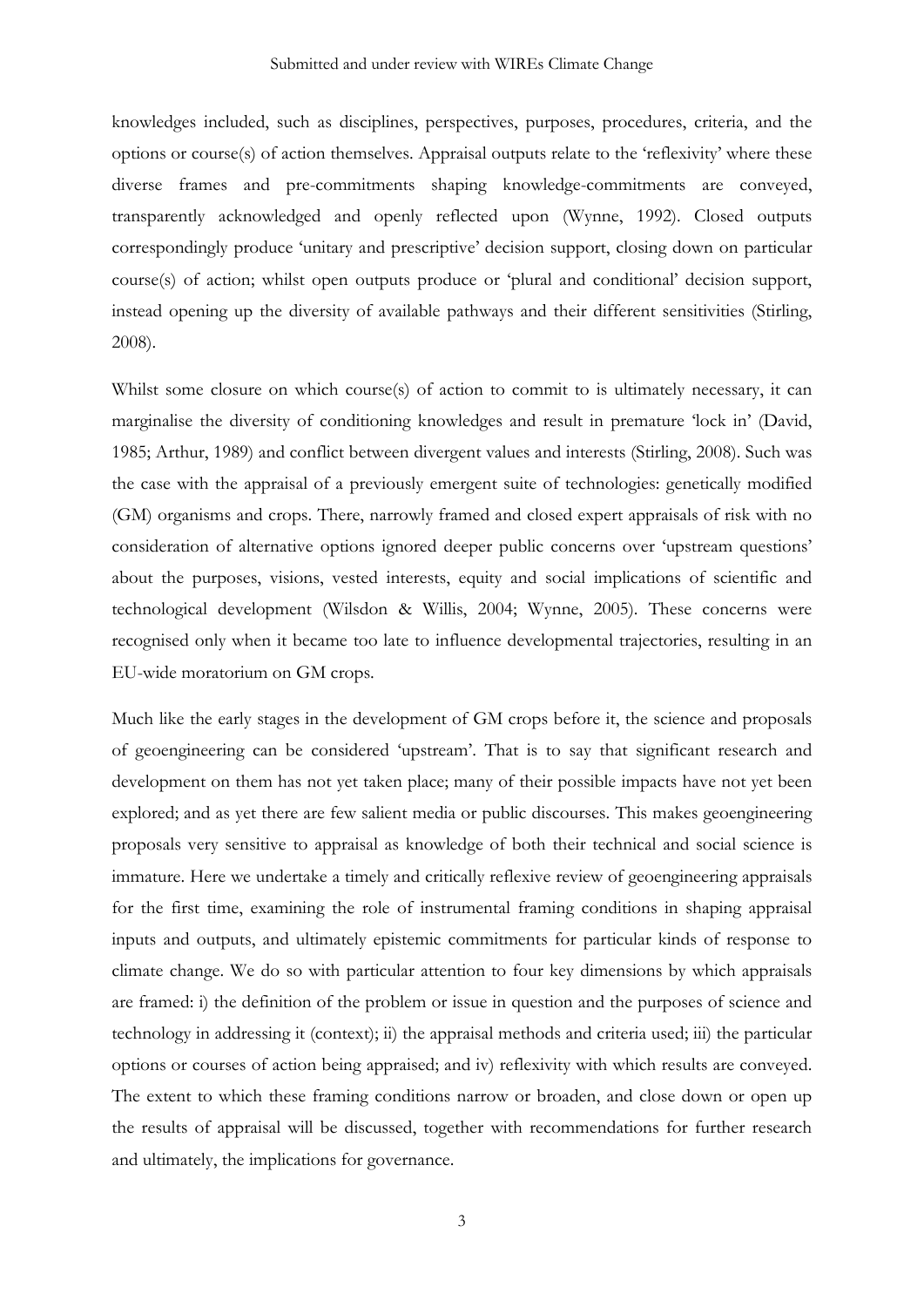knowledges included, such as disciplines, perspectives, purposes, procedures, criteria, and the options or course(s) of action themselves. Appraisal outputs relate to the 'reflexivity' where these diverse frames and pre-commitments shaping knowledge-commitments are conveyed, transparently acknowledged and openly reflected upon (Wynne, 1992). Closed outputs correspondingly produce 'unitary and prescriptive' decision support, closing down on particular course(s) of action; whilst open outputs produce or 'plural and conditional' decision support, instead opening up the diversity of available pathways and their different sensitivities (Stirling, 2008).

Whilst some closure on which course(s) of action to commit to is ultimately necessary, it can marginalise the diversity of conditioning knowledges and result in premature 'lock in' (David, 1985; Arthur, 1989) and conflict between divergent values and interests (Stirling, 2008). Such was the case with the appraisal of a previously emergent suite of technologies: genetically modified (GM) organisms and crops. There, narrowly framed and closed expert appraisals of risk with no consideration of alternative options ignored deeper public concerns over 'upstream questions' about the purposes, visions, vested interests, equity and social implications of scientific and technological development (Wilsdon & Willis, 2004; Wynne, 2005). These concerns were recognised only when it became too late to influence developmental trajectories, resulting in an EU-wide moratorium on GM crops.

Much like the early stages in the development of GM crops before it, the science and proposals of geoengineering can be considered 'upstream'. That is to say that significant research and development on them has not yet taken place; many of their possible impacts have not yet been explored; and as yet there are few salient media or public discourses. This makes geoengineering proposals very sensitive to appraisal as knowledge of both their technical and social science is immature. Here we undertake a timely and critically reflexive review of geoengineering appraisals for the first time, examining the role of instrumental framing conditions in shaping appraisal inputs and outputs, and ultimately epistemic commitments for particular kinds of response to climate change. We do so with particular attention to four key dimensions by which appraisals are framed: i) the definition of the problem or issue in question and the purposes of science and technology in addressing it (context); ii) the appraisal methods and criteria used; iii) the particular options or courses of action being appraised; and iv) reflexivity with which results are conveyed. The extent to which these framing conditions narrow or broaden, and close down or open up the results of appraisal will be discussed, together with recommendations for further research and ultimately, the implications for governance.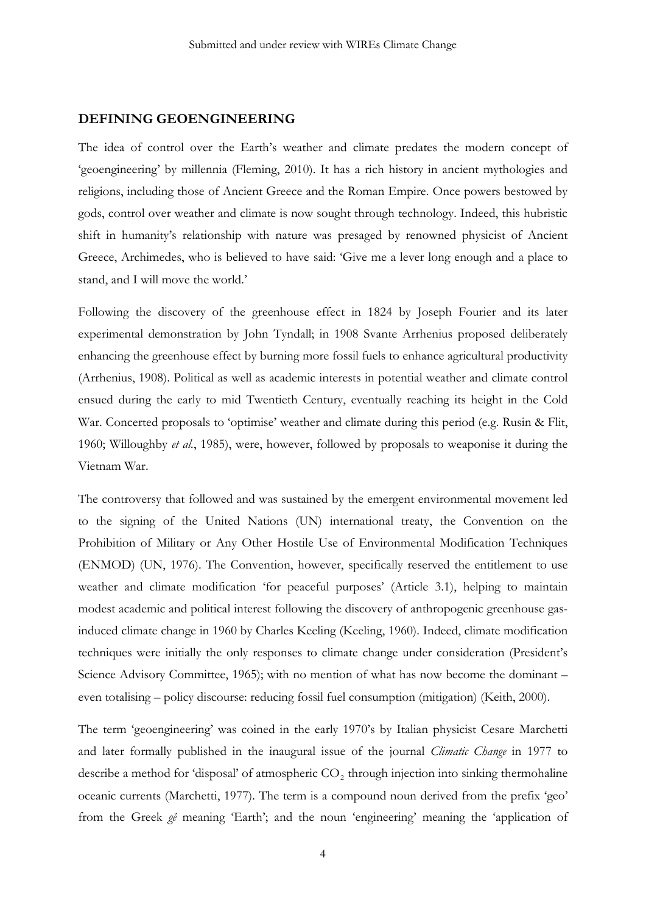## DEFINING GEOENGINEERING

The idea of control over the Earth's weather and climate predates the modern concept of 'geoengineering' by millennia (Fleming, 2010). It has a rich history in ancient mythologies and religions, including those of Ancient Greece and the Roman Empire. Once powers bestowed by gods, control over weather and climate is now sought through technology. Indeed, this hubristic shift in humanity's relationship with nature was presaged by renowned physicist of Ancient Greece, Archimedes, who is believed to have said: 'Give me a lever long enough and a place to stand, and I will move the world.'

Following the discovery of the greenhouse effect in 1824 by Joseph Fourier and its later experimental demonstration by John Tyndall; in 1908 Svante Arrhenius proposed deliberately enhancing the greenhouse effect by burning more fossil fuels to enhance agricultural productivity (Arrhenius, 1908). Political as well as academic interests in potential weather and climate control ensued during the early to mid Twentieth Century, eventually reaching its height in the Cold War. Concerted proposals to 'optimise' weather and climate during this period (e.g. Rusin & Flit, 1960; Willoughby *et al.*, 1985), were, however, followed by proposals to weaponise it during the Vietnam War.

The controversy that followed and was sustained by the emergent environmental movement led to the signing of the United Nations (UN) international treaty, the Convention on the Prohibition of Military or Any Other Hostile Use of Environmental Modification Techniques (ENMOD) (UN, 1976). The Convention, however, specifically reserved the entitlement to use weather and climate modification 'for peaceful purposes' (Article 3.1), helping to maintain modest academic and political interest following the discovery of anthropogenic greenhouse gas-induced climate change in 1960 by Charles Keeling (Keeling, 1960). Indeed, climate modification techniques were initially the only responses to climate change under consideration (President's Science Advisory Committee, 1965); with no mention of what has now become the dominant – even totalising – policy discourse: reducing fossil fuel consumption (mitigation) (Keith, 2000).

The term 'geoengineering' was coined in the early 1970's by Italian physicist Cesare Marchetti and later formally published in the inaugural issue of the journal *Climatic Change* in 1977 to describe a method for 'disposal' of atmospheric $CO_2$ through injection into sinking thermohaline oceanic currents (Marchetti, 1977). The term is a compound noun derived from the prefix 'geo' from the Greek *gê* meaning 'Earth'; and the noun 'engineering' meaning the 'application of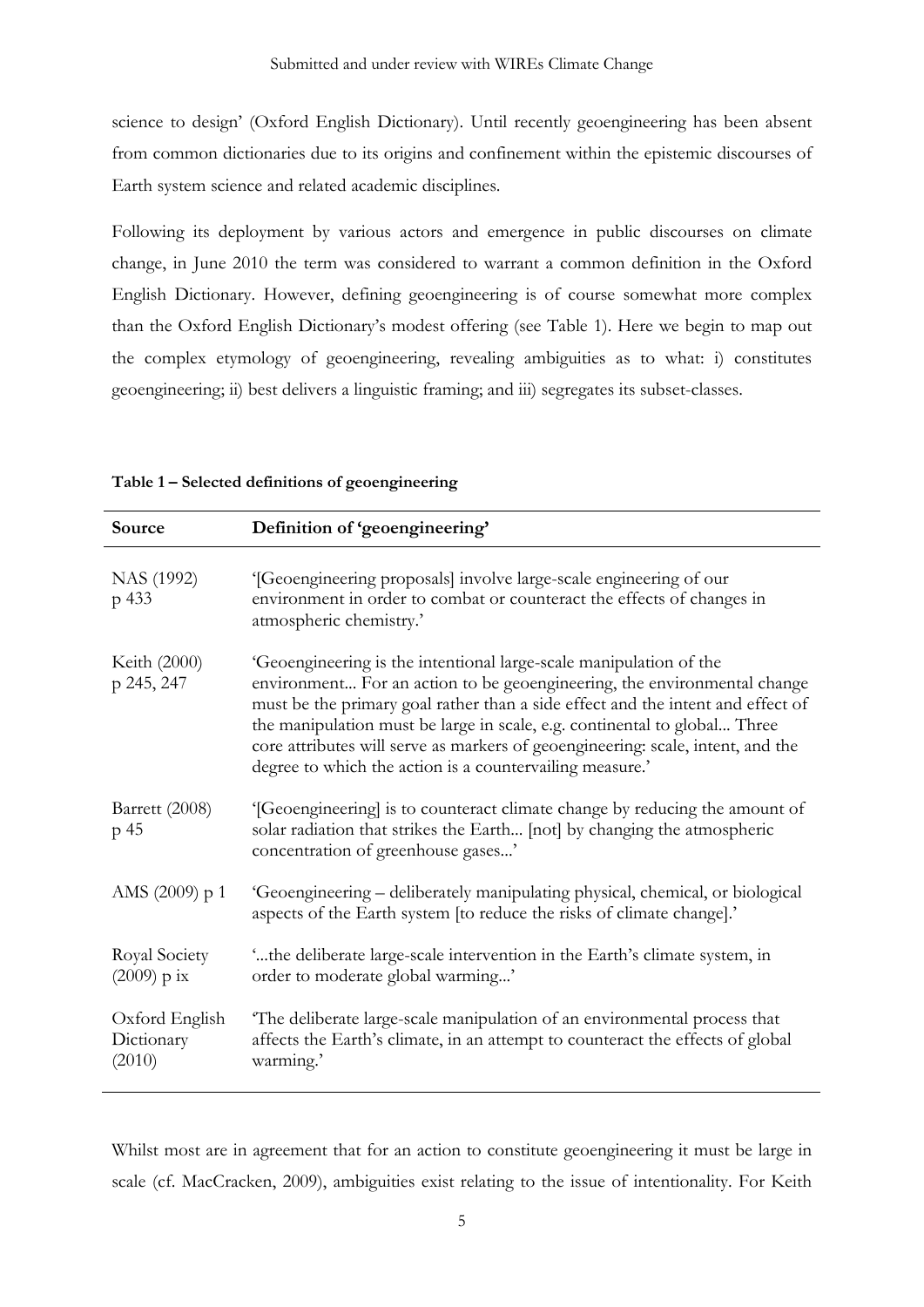science to design' (Oxford English Dictionary). Until recently geoengineering has been absent from common dictionaries due to its origins and confinement within the epistemic discourses of Earth system science and related academic disciplines.

Following its deployment by various actors and emergence in public discourses on climate change, in June 2010 the term was considered to warrant a common definition in the Oxford English Dictionary. However, defining geoengineering is of course somewhat more complex than the Oxford English Dictionary's modest offering (see Table 1). Here we begin to map out the complex etymology of geoengineering, revealing ambiguities as to what: i) constitutes geoengineering; ii) best delivers a linguistic framing; and iii) segregates its subset-classes.

**Table 1 – Selected definitions of geoengineering**

| Source | Definition of 'geoengineering' |
|---|---|
| NAS (1992) p 433 | '[Geoengineering proposals] involve large-scale engineering of our environment in order to combat or counteract the effects of changes in atmospheric chemistry.' |
| Keith (2000) p 245, 247 | 'Geoengineering is the intentional large-scale manipulation of the environment... For an action to be geoengineering, the environmental change must be the primary goal rather than a side effect and the intent and effect of the manipulation must be large in scale, e.g. continental to global... Three core attributes will serve as markers of geoengineering: scale, intent, and the degree to which the action is a countervailing measure.' |
| Barrett (2008) p 45 | '[Geoengineering] is to counteract climate change by reducing the amount of solar radiation that strikes the Earth... [not] by changing the atmospheric concentration of greenhouse gases...' |
| AMS (2009) p 1 | 'Geoengineering – deliberately manipulating physical, chemical, or biological aspects of the Earth system [to reduce the risks of climate change].' |
| Royal Society (2009) p ix | '...the deliberate large-scale intervention in the Earth's climate system, in order to moderate global warming...' |
| Oxford English Dictionary (2010) | 'The deliberate large-scale manipulation of an environmental process that affects the Earth's climate, in an attempt to counteract the effects of global warming.' |

Whilst most are in agreement that for an action to constitute geoengineering it must be large in scale (cf. MacCracken, 2009), ambiguities exist relating to the issue of intentionality. For Keith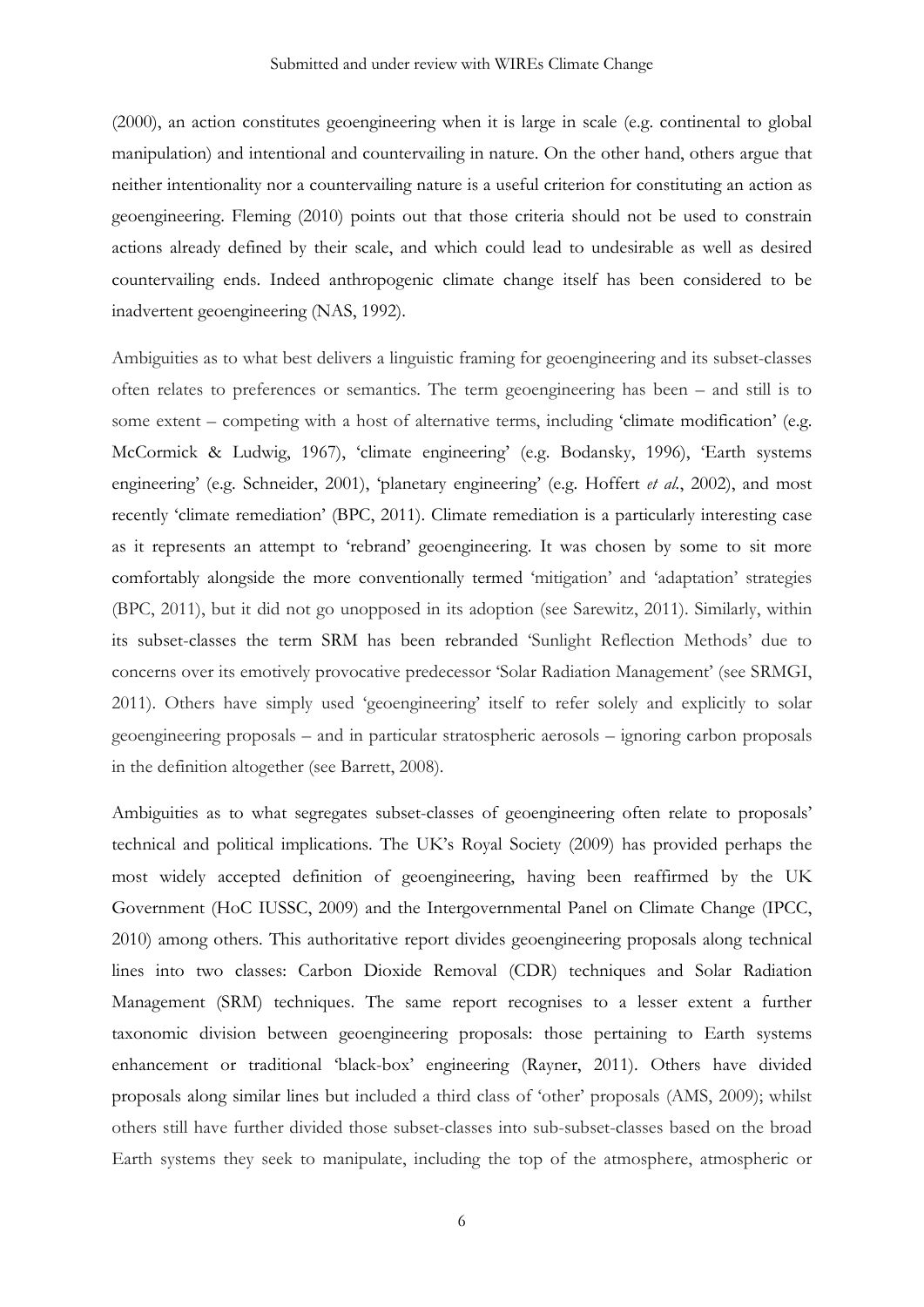(2000), an action constitutes geoengineering when it is large in scale (e.g. continental to global manipulation) and intentional and countervailing in nature. On the other hand, others argue that neither intentionality nor a countervailing nature is a useful criterion for constituting an action as geoengineering. Fleming (2010) points out that those criteria should not be used to constrain actions already defined by their scale, and which could lead to undesirable as well as desired countervailing ends. Indeed anthropogenic climate change itself has been considered to be inadvertent geoengineering (NAS, 1992).

Ambiguities as to what best delivers a linguistic framing for geoengineering and its subset-classes often relates to preferences or semantics. The term geoengineering has been – and still is to some extent – competing with a host of alternative terms, including 'climate modification' (e.g. McCormick & Ludwig, 1967), 'climate engineering' (e.g. Bodansky, 1996), 'Earth systems engineering' (e.g. Schneider, 2001), 'planetary engineering' (e.g. Hoffert *et al.*, 2002), and most recently 'climate remediation' (BPC, 2011). Climate remediation is a particularly interesting case as it represents an attempt to 'rebrand' geoengineering. It was chosen by some to sit more comfortably alongside the more conventionally termed 'mitigation' and 'adaptation' strategies (BPC, 2011), but it did not go unopposed in its adoption (see Sarewitz, 2011). Similarly, within its subset-classes the term SRM has been rebranded 'Sunlight Reflection Methods' due to concerns over its emotively provocative predecessor 'Solar Radiation Management' (see SRMGI, 2011). Others have simply used 'geoengineering' itself to refer solely and explicitly to solar geoengineering proposals – and in particular stratospheric aerosols – ignoring carbon proposals in the definition altogether (see Barrett, 2008).

Ambiguities as to what segregates subset-classes of geoengineering often relate to proposals' technical and political implications. The UK's Royal Society (2009) has provided perhaps the most widely accepted definition of geoengineering, having been reaffirmed by the UK Government (HoC IUSSC, 2009) and the Intergovernmental Panel on Climate Change (IPCC, 2010) among others. This authoritative report divides geoengineering proposals along technical lines into two classes: Carbon Dioxide Removal (CDR) techniques and Solar Radiation Management (SRM) techniques. The same report recognises to a lesser extent a further taxonomic division between geoengineering proposals: those pertaining to Earth systems enhancement or traditional 'black-box' engineering (Rayner, 2011). Others have divided proposals along similar lines but included a third class of 'other' proposals (AMS, 2009); whilst others still have further divided those subset-classes into sub-subset-classes based on the broad Earth systems they seek to manipulate, including the top of the atmosphere, atmospheric or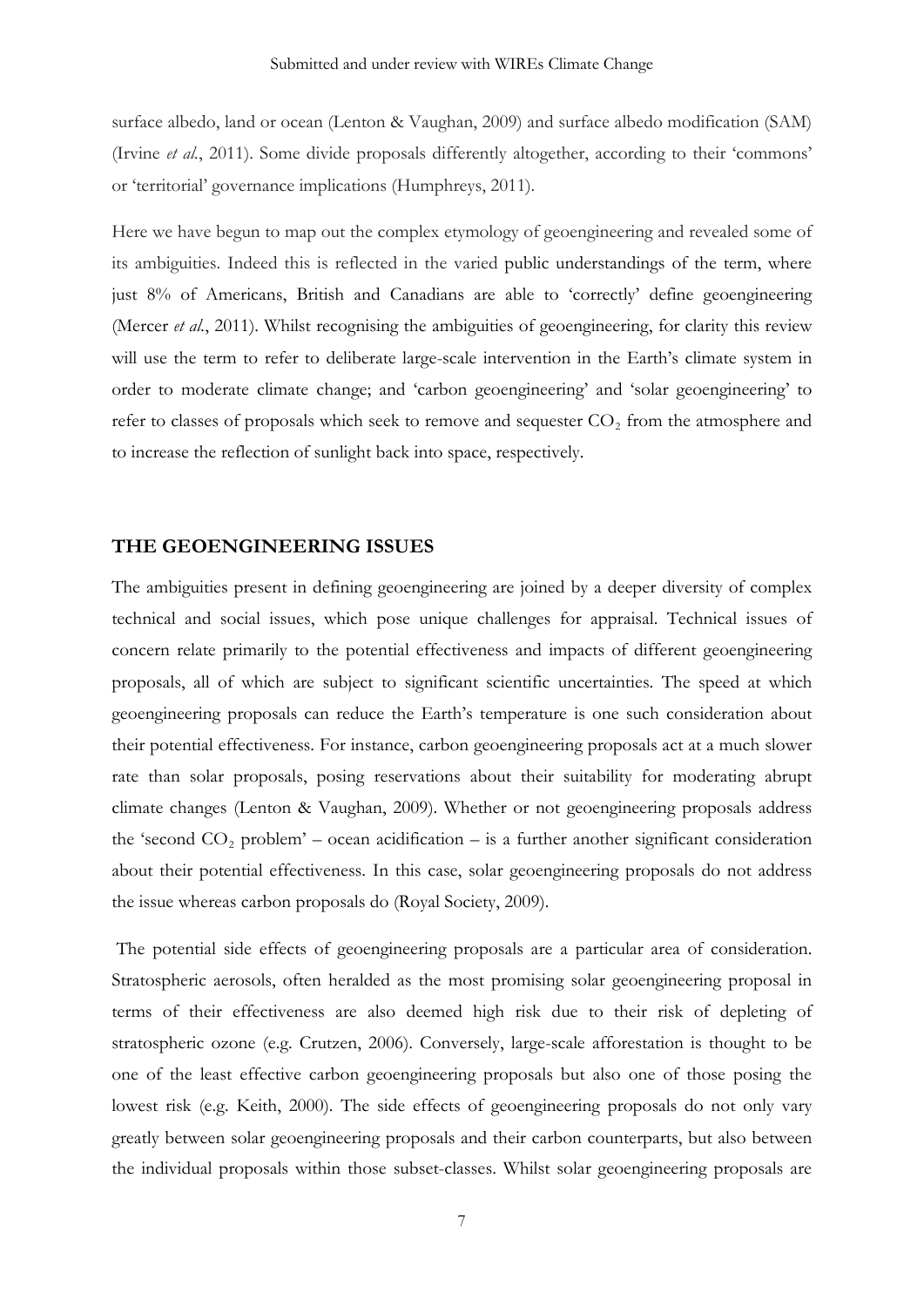surface albedo, land or ocean (Lenton & Vaughan, 2009) and surface albedo modification (SAM) (Irvine *et al.*, 2011). Some divide proposals differently altogether, according to their 'commons' or 'territorial' governance implications (Humphreys, 2011).

Here we have begun to map out the complex etymology of geoengineering and revealed some of its ambiguities. Indeed this is reflected in the varied public understandings of the term, where just 8% of Americans, British and Canadians are able to 'correctly' define geoengineering (Mercer *et al.*, 2011). Whilst recognising the ambiguities of geoengineering, for clarity this review will use the term to refer to deliberate large-scale intervention in the Earth's climate system in order to moderate climate change; and 'carbon geoengineering' and 'solar geoengineering' to refer to classes of proposals which seek to remove and sequester $CO_2$ from the atmosphere and to increase the reflection of sunlight back into space, respectively.

## THE GEOENGINEERING ISSUES

The ambiguities present in defining geoengineering are joined by a deeper diversity of complex technical and social issues, which pose unique challenges for appraisal. Technical issues of concern relate primarily to the potential effectiveness and impacts of different geoengineering proposals, all of which are subject to significant scientific uncertainties. The speed at which geoengineering proposals can reduce the Earth's temperature is one such consideration about their potential effectiveness. For instance, carbon geoengineering proposals act at a much slower rate than solar proposals, posing reservations about their suitability for moderating abrupt climate changes (Lenton & Vaughan, 2009). Whether or not geoengineering proposals address the 'second $CO_2$ problem' – ocean acidification – is a further another significant consideration about their potential effectiveness. In this case, solar geoengineering proposals do not address the issue whereas carbon proposals do (Royal Society, 2009).

The potential side effects of geoengineering proposals are a particular area of consideration. Stratospheric aerosols, often heralded as the most promising solar geoengineering proposal in terms of their effectiveness are also deemed high risk due to their risk of depleting of stratospheric ozone (e.g. Crutzen, 2006). Conversely, large-scale afforestation is thought to be one of the least effective carbon geoengineering proposals but also one of those posing the lowest risk (e.g. Keith, 2000). The side effects of geoengineering proposals do not only vary greatly between solar geoengineering proposals and their carbon counterparts, but also between the individual proposals within those subset-classes. Whilst solar geoengineering proposals are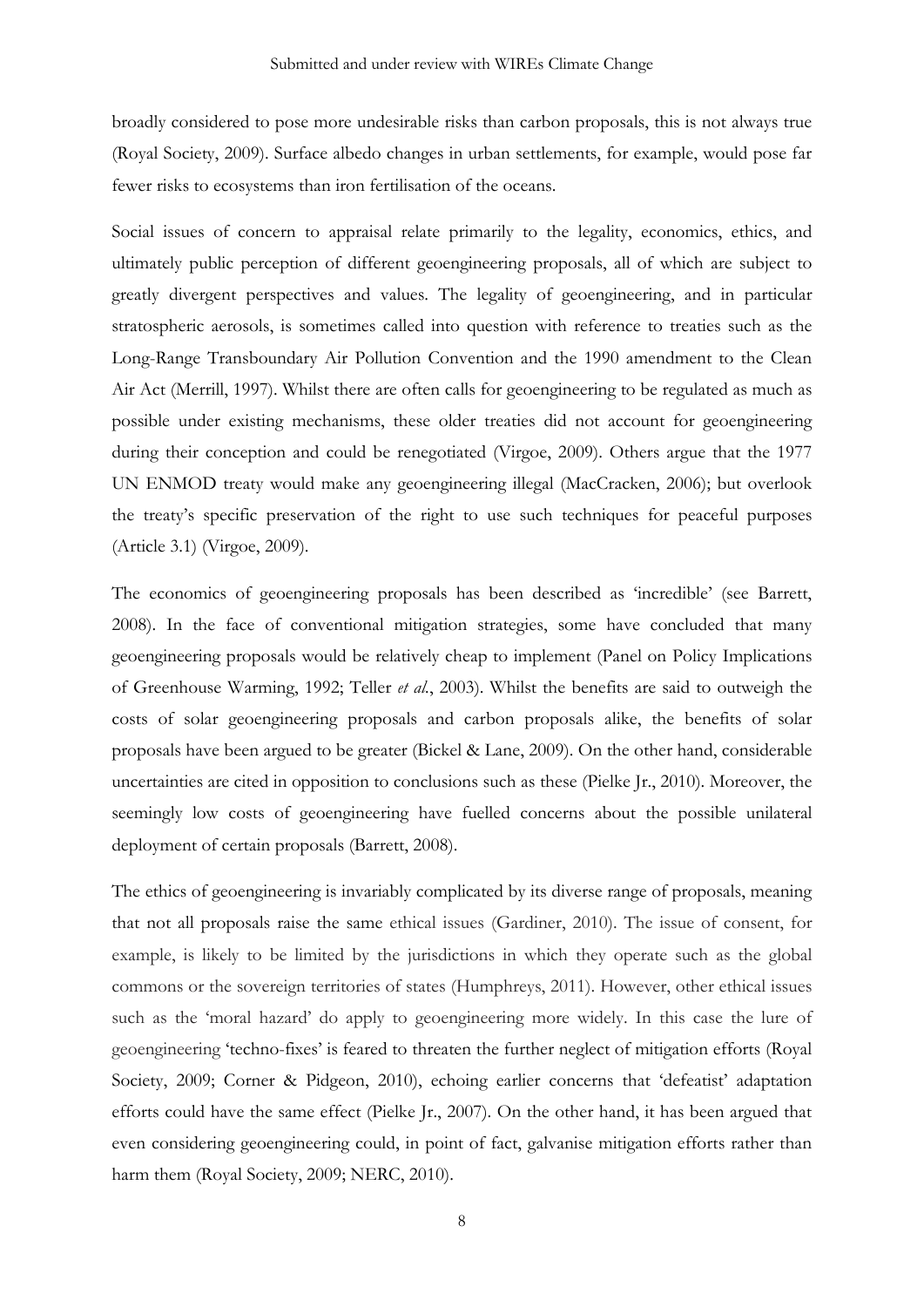broadly considered to pose more undesirable risks than carbon proposals, this is not always true (Royal Society, 2009). Surface albedo changes in urban settlements, for example, would pose far fewer risks to ecosystems than iron fertilisation of the oceans.

Social issues of concern to appraisal relate primarily to the legality, economics, ethics, and ultimately public perception of different geoengineering proposals, all of which are subject to greatly divergent perspectives and values. The legality of geoengineering, and in particular stratospheric aerosols, is sometimes called into question with reference to treaties such as the Long-Range Transboundary Air Pollution Convention and the 1990 amendment to the Clean Air Act (Merrill, 1997). Whilst there are often calls for geoengineering to be regulated as much as possible under existing mechanisms, these older treaties did not account for geoengineering during their conception and could be renegotiated (Virgoe, 2009). Others argue that the 1977 UN ENMOD treaty would make any geoengineering illegal (MacCracken, 2006); but overlook the treaty's specific preservation of the right to use such techniques for peaceful purposes (Article 3.1) (Virgoe, 2009).

The economics of geoengineering proposals has been described as 'incredible' (see Barrett, 2008). In the face of conventional mitigation strategies, some have concluded that many geoengineering proposals would be relatively cheap to implement (Panel on Policy Implications of Greenhouse Warming, 1992; Teller *et al.*, 2003). Whilst the benefits are said to outweigh the costs of solar geoengineering proposals and carbon proposals alike, the benefits of solar proposals have been argued to be greater (Bickel & Lane, 2009). On the other hand, considerable uncertainties are cited in opposition to conclusions such as these (Pielke Jr., 2010). Moreover, the seemingly low costs of geoengineering have fuelled concerns about the possible unilateral deployment of certain proposals (Barrett, 2008).

The ethics of geoengineering is invariably complicated by its diverse range of proposals, meaning that not all proposals raise the same ethical issues (Gardiner, 2010). The issue of consent, for example, is likely to be limited by the jurisdictions in which they operate such as the global commons or the sovereign territories of states (Humphreys, 2011). However, other ethical issues such as the 'moral hazard' do apply to geoengineering more widely. In this case the lure of geoengineering 'techno-fixes' is feared to threaten the further neglect of mitigation efforts (Royal Society, 2009; Corner & Pidgeon, 2010), echoing earlier concerns that 'defeatist' adaptation efforts could have the same effect (Pielke Jr., 2007). On the other hand, it has been argued that even considering geoengineering could, in point of fact, galvanise mitigation efforts rather than harm them (Royal Society, 2009; NERC, 2010).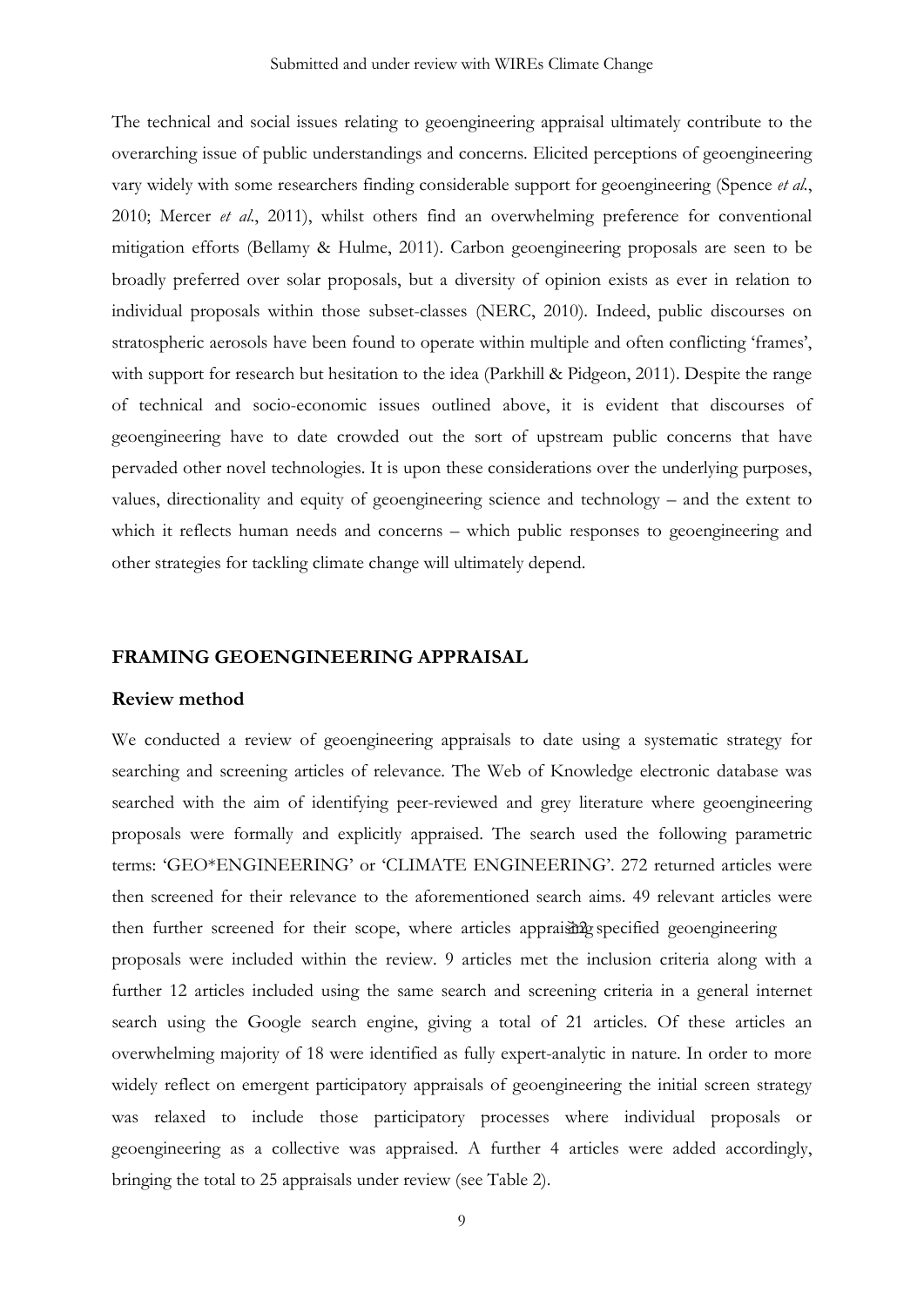The technical and social issues relating to geoengineering appraisal ultimately contribute to the overarching issue of public understandings and concerns. Elicited perceptions of geoengineering vary widely with some researchers finding considerable support for geoengineering (Spence *et al.*, 2010; Mercer *et al.*, 2011), whilst others find an overwhelming preference for conventional mitigation efforts (Bellamy & Hulme, 2011). Carbon geoengineering proposals are seen to be broadly preferred over solar proposals, but a diversity of opinion exists as ever in relation to individual proposals within those subset-classes (NERC, 2010). Indeed, public discourses on stratospheric aerosols have been found to operate within multiple and often conflicting 'frames', with support for research but hesitation to the idea (Parkhill & Pidgeon, 2011). Despite the range of technical and socio-economic issues outlined above, it is evident that discourses of geoengineering have to date crowded out the sort of upstream public concerns that have pervaded other novel technologies. It is upon these considerations over the underlying purposes, values, directionality and equity of geoengineering science and technology – and the extent to which it reflects human needs and concerns – which public responses to geoengineering and other strategies for tackling climate change will ultimately depend.

## FRAMING GEOENGINEERING APPRAISAL

### Review method

We conducted a review of geoengineering appraisals to date using a systematic strategy for searching and screening articles of relevance. The Web of Knowledge electronic database was searched with the aim of identifying peer-reviewed and grey literature where geoengineering proposals were formally and explicitly appraised. The search used the following parametric terms: 'GEO*ENGINEERING' or 'CLIMATE ENGINEERING'. 272 returned articles were then screened for their relevance to the aforementioned search aims. 49 relevant articles were then further screened for their scope, where articles appraising specified geoengineering proposals were included within the review. 9 articles met the inclusion criteria along with a further 12 articles included using the same search and screening criteria in a general internet search using the Google search engine, giving a total of 21 articles. Of these articles an overwhelming majority of 18 were identified as fully expert-analytic in nature. In order to more widely reflect on emergent participatory appraisals of geoengineering the initial screen strategy was relaxed to include those participatory processes where individual proposals or geoengineering as a collective was appraised. A further 4 articles were added accordingly, bringing the total to 25 appraisals under review (see Table 2).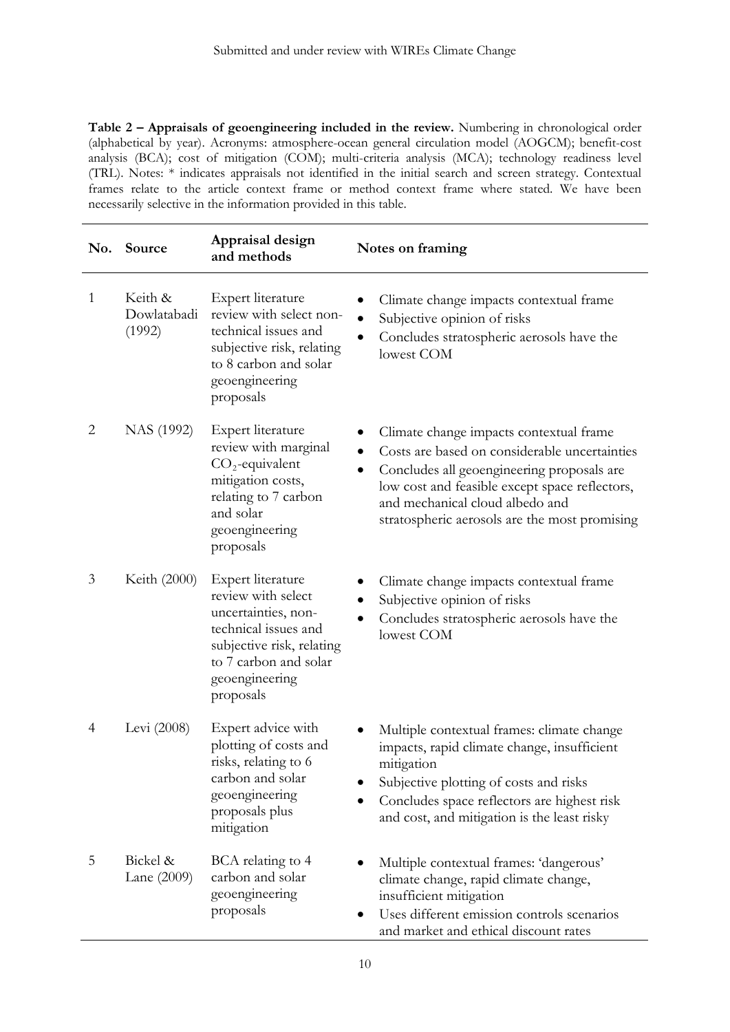**Table 2 – Appraisals of geoengineering included in the review.** Numbering in chronological order (alphabetical by year). Acronyms: atmosphere-ocean general circulation model (AOGCM); benefit-cost analysis (BCA); cost of mitigation (COM); multi-criteria analysis (MCA); technology readiness level (TRL). Notes: * indicates appraisals not identified in the initial search and screen strategy. Contextual frames relate to the article context frame or method context frame where stated. We have been necessarily selective in the information provided in this table.

| No. | Source | Appraisal design and methods | Notes on framing |
|---|---|---|---|
| 1 | Keith & Dowlatabadi (1992) | Expert literature review with select non-technical issues and subjective risk, relating to 8 carbon and solar geoengineering proposals | • Climate change impacts contextual frame<br>• Subjective opinion of risks<br>• Concludes stratospheric aerosols have the lowest COM |
| 2 | NAS (1992) | Expert literature review with marginal $CO_2$-equivalent mitigation costs, relating to 7 carbon and solar geoengineering proposals | • Climate change impacts contextual frame<br>• Costs are based on considerable uncertainties<br>• Concludes all geoengineering proposals are low cost and feasible except space reflectors, and mechanical cloud albedo and stratospheric aerosols are the most promising |
| 3 | Keith (2000) | Expert literature review with select uncertainties, non-technical issues and subjective risk, relating to 7 carbon and solar geoengineering proposals | • Climate change impacts contextual frame<br>• Subjective opinion of risks<br>• Concludes stratospheric aerosols have the lowest COM |
| 4 | Levi (2008) | Expert advice with plotting of costs and risks, relating to 6 carbon and solar geoengineering proposals plus mitigation | • Multiple contextual frames: climate change impacts, rapid climate change, insufficient mitigation<br>• Subjective plotting of costs and risks<br>• Concludes space reflectors are highest risk and cost, and mitigation is the least risky |
| 5 | Bickel & Lane (2009) | BCA relating to 4 carbon and solar geoengineering proposals | • Multiple contextual frames: 'dangerous' climate change, rapid climate change, insufficient mitigation<br>• Uses different emission controls scenarios and market and ethical discount rates |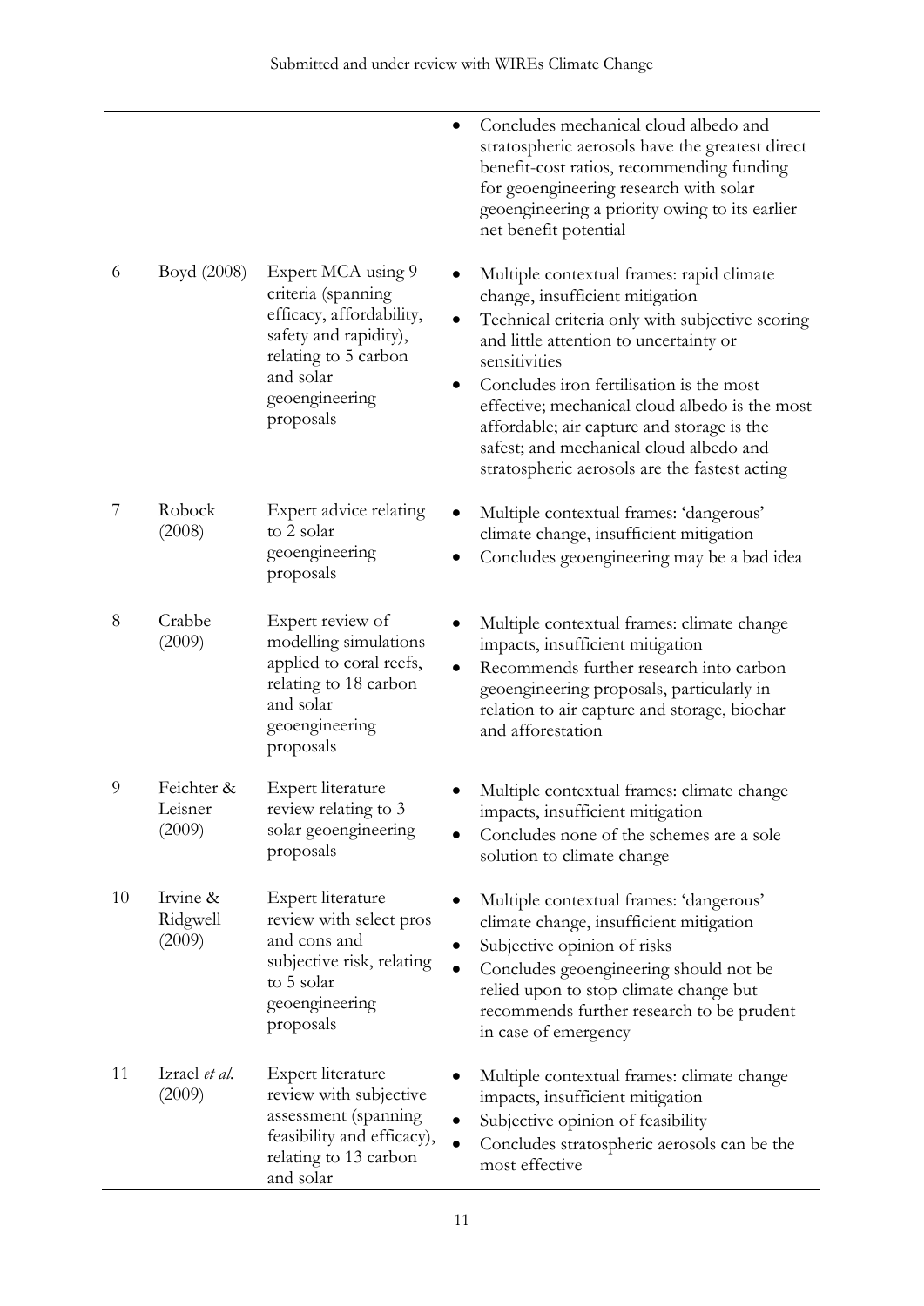| | | | |
|---|---|---|---|
| | | | • Concludes mechanical cloud albedo and stratospheric aerosols have the greatest direct benefit-cost ratios, recommending funding for geoengineering research with solar geoengineering a priority owing to its earlier net benefit potential |
| 6 | Boyd (2008) | Expert MCA using 9 criteria (spanning efficacy, affordability, safety and rapidity), relating to 5 carbon and solar geoengineering proposals | • Multiple contextual frames: rapid climate change, insufficient mitigation<br>• Technical criteria only with subjective scoring and little attention to uncertainty or sensitivities<br>• Concludes iron fertilisation is the most effective; mechanical cloud albedo is the most affordable; air capture and storage is the safest; and mechanical cloud albedo and stratospheric aerosols are the fastest acting |
| 7 | Robock (2008) | Expert advice relating to 2 solar geoengineering proposals | • Multiple contextual frames: 'dangerous' climate change, insufficient mitigation<br>• Concludes geoengineering may be a bad idea |
| 8 | Crabbe (2009) | Expert review of modelling simulations applied to coral reefs, relating to 18 carbon and solar geoengineering proposals | • Multiple contextual frames: climate change impacts, insufficient mitigation<br>• Recommends further research into carbon geoengineering proposals, particularly in relation to air capture and storage, biochar and afforestation |
| 9 | Feichter & Leisner (2009) | Expert literature review relating to 3 solar geoengineering proposals | • Multiple contextual frames: climate change impacts, insufficient mitigation<br>• Concludes none of the schemes are a sole solution to climate change |
| 10 | Irvine & Ridgwell (2009) | Expert literature review with select pros and cons and subjective risk, relating to 5 solar geoengineering proposals | • Multiple contextual frames: 'dangerous' climate change, insufficient mitigation<br>• Subjective opinion of risks<br>• Concludes geoengineering should not be relied upon to stop climate change but recommends further research to be prudent in case of emergency |
| 11 | Izrael *et al.* (2009) | Expert literature review with subjective assessment (spanning feasibility and efficacy), relating to 13 carbon and solar | • Multiple contextual frames: climate change impacts, insufficient mitigation<br>• Subjective opinion of feasibility<br>• Concludes stratospheric aerosols can be the most effective |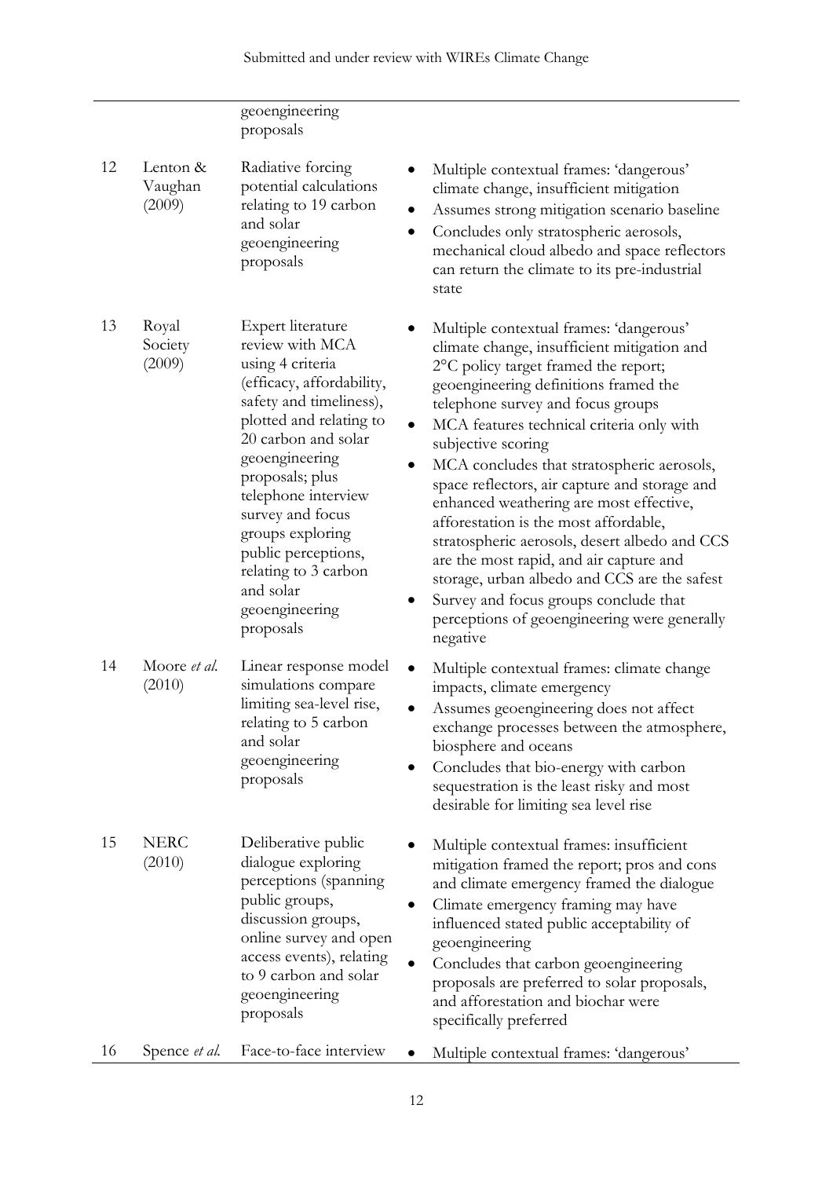| | | | |
|---|---|---|---|
| | | geoengineering proposals | |
| 12 | Lenton & Vaughan (2009) | Radiative forcing potential calculations relating to 19 carbon and solar geoengineering proposals | • Multiple contextual frames: 'dangerous' climate change, insufficient mitigation<br>• Assumes strong mitigation scenario baseline<br>• Concludes only stratospheric aerosols, mechanical cloud albedo and space reflectors can return the climate to its pre-industrial state |
| 13 | Royal Society (2009) | Expert literature review with MCA using 4 criteria (efficacy, affordability, safety and timeliness), plotted and relating to 20 carbon and solar geoengineering proposals; plus telephone interview survey and focus groups exploring public perceptions, relating to 3 carbon and solar geoengineering proposals | • Multiple contextual frames: 'dangerous' climate change, insufficient mitigation and 2°C policy target framed the report; geoengineering definitions framed the telephone survey and focus groups<br>• MCA features technical criteria only with subjective scoring<br>• MCA concludes that stratospheric aerosols, space reflectors, air capture and storage and enhanced weathering are most effective, afforestation is the most affordable, stratospheric aerosols, desert albedo and CCS are the most rapid, and air capture and storage, urban albedo and CCS are the safest<br>• Survey and focus groups conclude that perceptions of geoengineering were generally negative |
| 14 | Moore *et al.* (2010) | Linear response model simulations compare limiting sea-level rise, relating to 5 carbon and solar geoengineering proposals | • Multiple contextual frames: climate change impacts, climate emergency<br>• Assumes geoengineering does not affect exchange processes between the atmosphere, biosphere and oceans<br>• Concludes that bio-energy with carbon sequestration is the least risky and most desirable for limiting sea level rise |
| 15 | NERC (2010) | Deliberative public dialogue exploring perceptions (spanning public groups, discussion groups, online survey and open access events), relating to 9 carbon and solar geoengineering proposals | • Multiple contextual frames: insufficient mitigation framed the report; pros and cons and climate emergency framed the dialogue<br>• Climate emergency framing may have influenced stated public acceptability of geoengineering<br>• Concludes that carbon geoengineering proposals are preferred to solar proposals, and afforestation and biochar were specifically preferred |
| 16 | Spence *et al.* | Face-to-face interview | • Multiple contextual frames: 'dangerous' |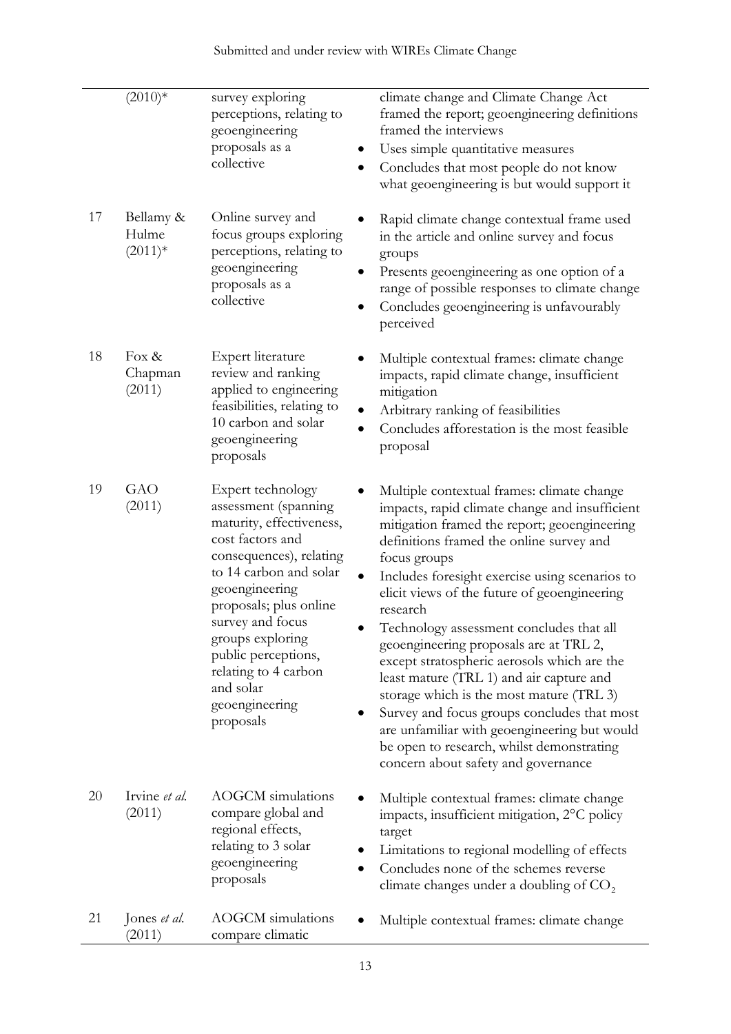| | | | |
|---|---|---|---|
| | (2010)* | survey exploring perceptions, relating to geoengineering proposals as a collective | climate change and Climate Change Act framed the report; geoengineering definitions framed the interviews<br>• Uses simple quantitative measures<br>• Concludes that most people do not know what geoengineering is but would support it |
| 17 | Bellamy & Hulme (2011)* | Online survey and focus groups exploring perceptions, relating to geoengineering proposals as a collective | • Rapid climate change contextual frame used in the article and online survey and focus groups<br>• Presents geoengineering as one option of a range of possible responses to climate change<br>• Concludes geoengineering is unfavourably perceived |
| 18 | Fox & Chapman (2011) | Expert literature review and ranking applied to engineering feasibilities, relating to 10 carbon and solar geoengineering proposals | • Multiple contextual frames: climate change impacts, rapid climate change, insufficient mitigation<br>• Arbitrary ranking of feasibilities<br>• Concludes afforestation is the most feasible proposal |
| 19 | GAO (2011) | Expert technology assessment (spanning maturity, effectiveness, cost factors and consequences), relating to 14 carbon and solar geoengineering proposals; plus online survey and focus groups exploring public perceptions, relating to 4 carbon and solar geoengineering proposals | • Multiple contextual frames: climate change impacts, rapid climate change and insufficient mitigation framed the report; geoengineering definitions framed the online survey and focus groups<br>• Includes foresight exercise using scenarios to elicit views of the future of geoengineering research<br>• Technology assessment concludes that all geoengineering proposals are at TRL 2, except stratospheric aerosols which are the least mature (TRL 1) and air capture and storage which is the most mature (TRL 3)<br>• Survey and focus groups concludes that most are unfamiliar with geoengineering but would be open to research, whilst demonstrating concern about safety and governance |
| 20 | Irvine *et al.* (2011) | AOGCM simulations compare global and regional effects, relating to 3 solar geoengineering proposals | • Multiple contextual frames: climate change impacts, insufficient mitigation, 2°C policy target<br>• Limitations to regional modelling of effects<br>• Concludes none of the schemes reverse climate changes under a doubling of $CO_2$ |
| 21 | Jones *et al.* (2011) | AOGCM simulations compare climatic | • Multiple contextual frames: climate change |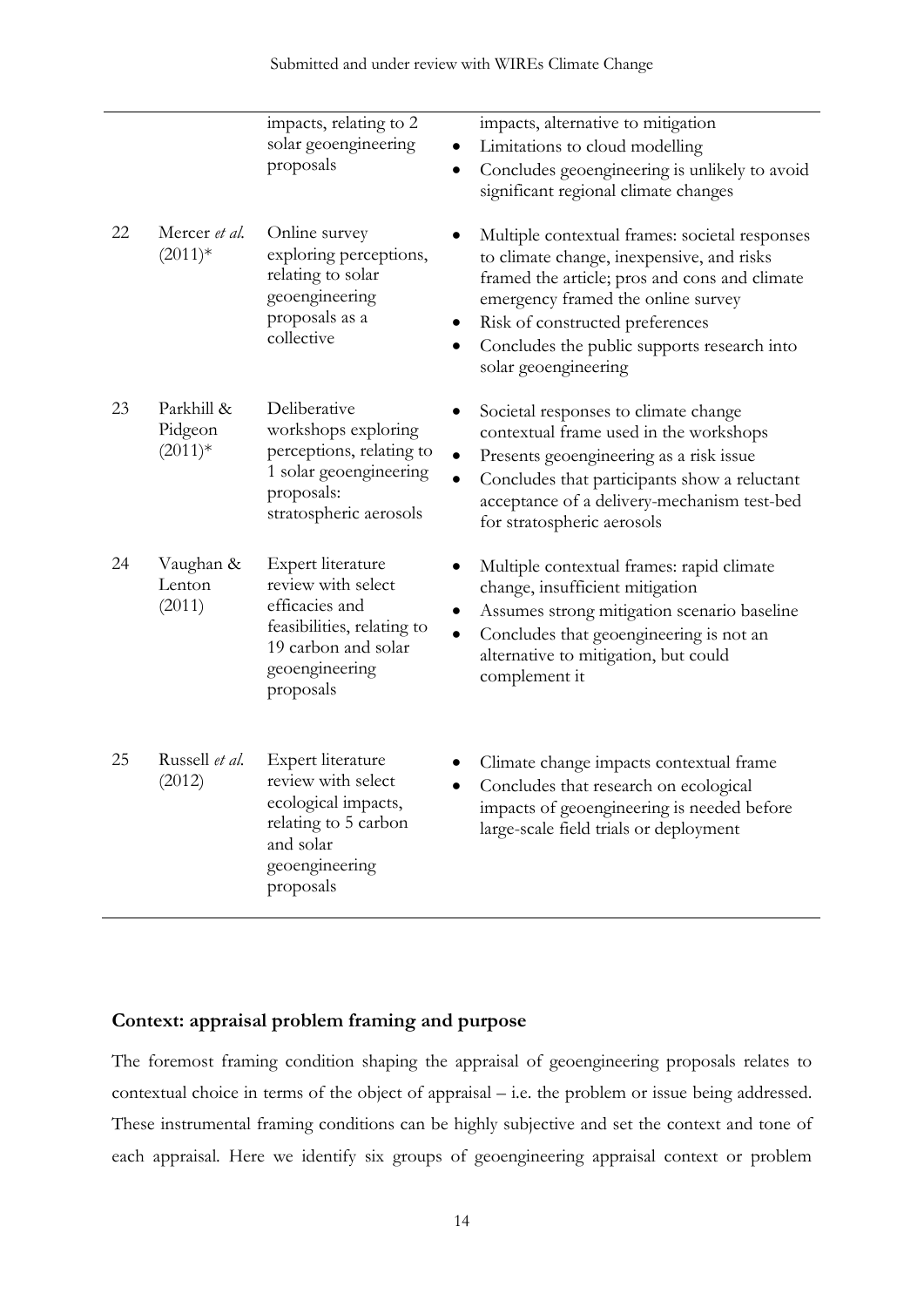| | | | |
|---|---|---|---|
| | | impacts, relating to 2 solar geoengineering proposals | impacts, alternative to mitigation<br>• Limitations to cloud modelling<br>• Concludes geoengineering is unlikely to avoid significant regional climate changes |
| 22 | Mercer *et al.* (2011)* | Online survey exploring perceptions, relating to solar geoengineering proposals as a collective | • Multiple contextual frames: societal responses to climate change, inexpensive, and risks framed the article; pros and cons and climate emergency framed the online survey<br>• Risk of constructed preferences<br>• Concludes the public supports research into solar geoengineering |
| 23 | Parkhill & Pidgeon (2011)* | Deliberative workshops exploring perceptions, relating to 1 solar geoengineering proposals: stratospheric aerosols | • Societal responses to climate change contextual frame used in the workshops<br>• Presents geoengineering as a risk issue<br>• Concludes that participants show a reluctant acceptance of a delivery-mechanism test-bed for stratospheric aerosols |
| 24 | Vaughan & Lenton (2011) | Expert literature review with select efficacies and feasibilities, relating to 19 carbon and solar geoengineering proposals | • Multiple contextual frames: rapid climate change, insufficient mitigation<br>• Assumes strong mitigation scenario baseline<br>• Concludes that geoengineering is not an alternative to mitigation, but could complement it |
| 25 | Russell *et al.* (2012) | Expert literature review with select ecological impacts, relating to 5 carbon and solar geoengineering proposals | • Climate change impacts contextual frame<br>• Concludes that research on ecological impacts of geoengineering is needed before large-scale field trials or deployment |

## Context: appraisal problem framing and purpose

The foremost framing condition shaping the appraisal of geoengineering proposals relates to contextual choice in terms of the object of appraisal – i.e. the problem or issue being addressed. These instrumental framing conditions can be highly subjective and set the context and tone of each appraisal. Here we identify six groups of geoengineering appraisal context or problem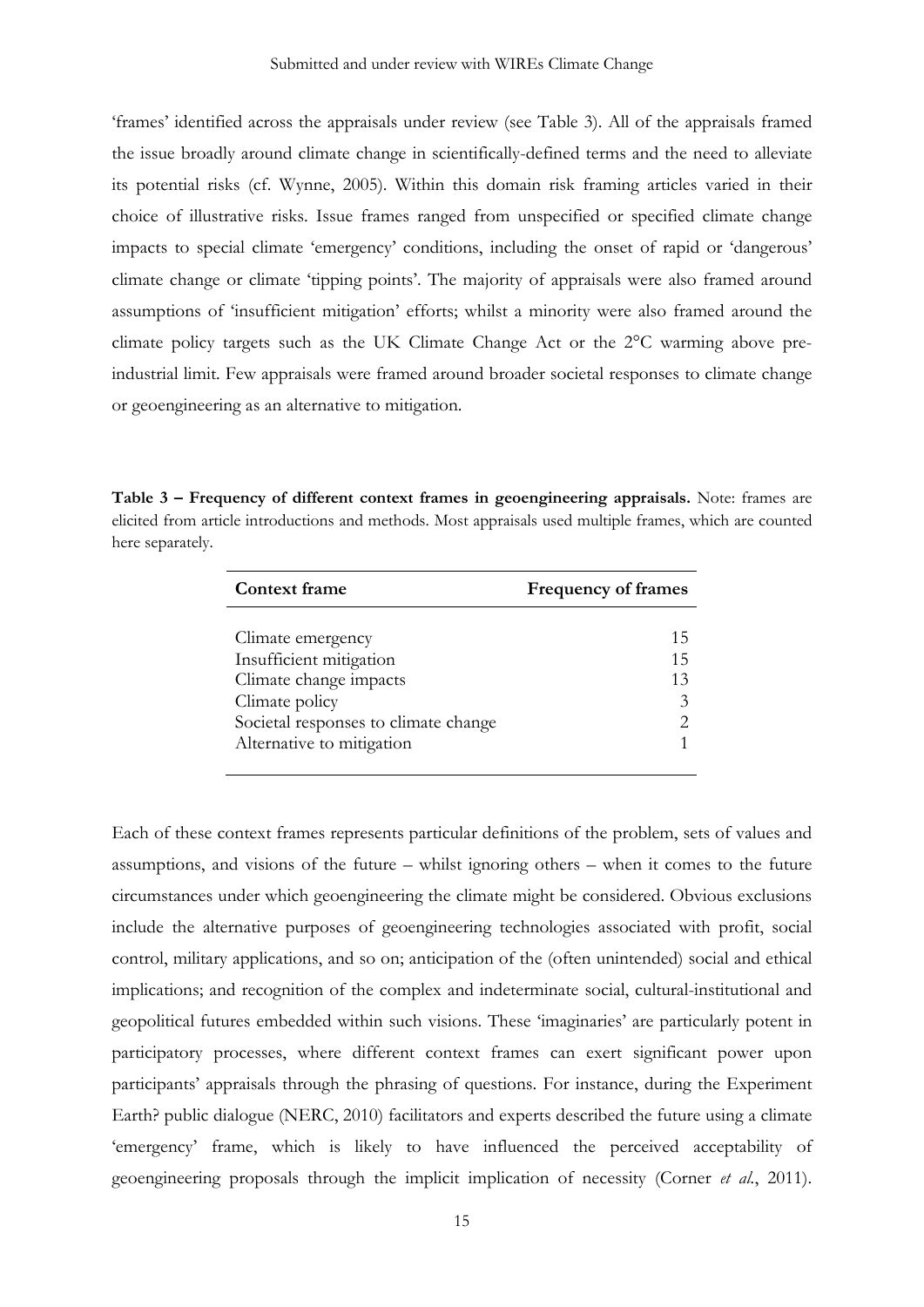'frames' identified across the appraisals under review (see Table 3). All of the appraisals framed the issue broadly around climate change in scientifically-defined terms and the need to alleviate its potential risks (cf. Wynne, 2005). Within this domain risk framing articles varied in their choice of illustrative risks. Issue frames ranged from unspecified or specified climate change impacts to special climate 'emergency' conditions, including the onset of rapid or 'dangerous' climate change or climate 'tipping points'. The majority of appraisals were also framed around assumptions of 'insufficient mitigation' efforts; whilst a minority were also framed around the climate policy targets such as the UK Climate Change Act or the 2°C warming above pre-industrial limit. Few appraisals were framed around broader societal responses to climate change or geoengineering as an alternative to mitigation.

**Table 3 – Frequency of different context frames in geoengineering appraisals.** Note: frames are elicited from article introductions and methods. Most appraisals used multiple frames, which are counted here separately.

| Context frame | Frequency of frames |
| --- | --- |
| Climate emergency | 15 |
| Insufficient mitigation | 15 |
| Climate change impacts | 13 |
| Climate policy | 3 |
| Societal responses to climate change | 2 |
| Alternative to mitigation | 1 |

Each of these context frames represents particular definitions of the problem, sets of values and assumptions, and visions of the future – whilst ignoring others – when it comes to the future circumstances under which geoengineering the climate might be considered. Obvious exclusions include the alternative purposes of geoengineering technologies associated with profit, social control, military applications, and so on; anticipation of the (often unintended) social and ethical implications; and recognition of the complex and indeterminate social, cultural-institutional and geopolitical futures embedded within such visions. These 'imaginaries' are particularly potent in participatory processes, where different context frames can exert significant power upon participants' appraisals through the phrasing of questions. For instance, during the Experiment Earth? public dialogue (NERC, 2010) facilitators and experts described the future using a climate 'emergency' frame, which is likely to have influenced the perceived acceptability of geoengineering proposals through the implicit implication of necessity (Corner *et al.*, 2011).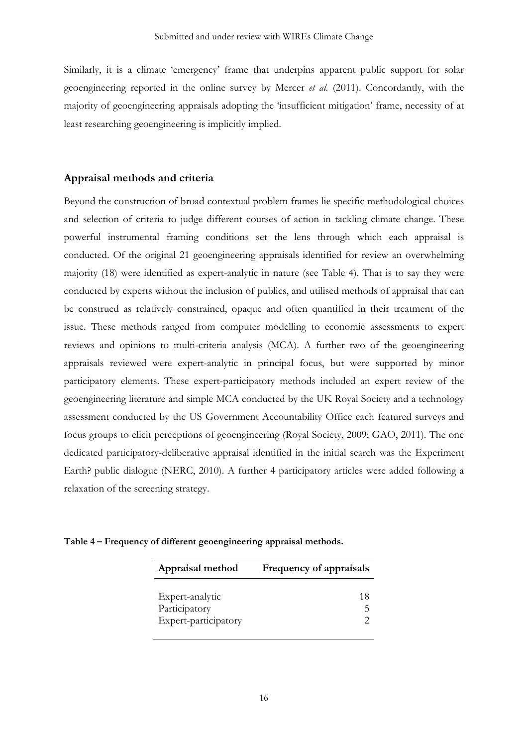Similarly, it is a climate 'emergency' frame that underpins apparent public support for solar geoengineering reported in the online survey by Mercer *et al.* (2011). Concordantly, with the majority of geoengineering appraisals adopting the 'insufficient mitigation' frame, necessity of at least researching geoengineering is implicitly implied.

## Appraisal methods and criteria

Beyond the construction of broad contextual problem frames lie specific methodological choices and selection of criteria to judge different courses of action in tackling climate change. These powerful instrumental framing conditions set the lens through which each appraisal is conducted. Of the original 21 geoengineering appraisals identified for review an overwhelming majority (18) were identified as expert-analytic in nature (see Table 4). That is to say they were conducted by experts without the inclusion of publics, and utilised methods of appraisal that can be construed as relatively constrained, opaque and often quantified in their treatment of the issue. These methods ranged from computer modelling to economic assessments to expert reviews and opinions to multi-criteria analysis (MCA). A further two of the geoengineering appraisals reviewed were expert-analytic in principal focus, but were supported by minor participatory elements. These expert-participatory methods included an expert review of the geoengineering literature and simple MCA conducted by the UK Royal Society and a technology assessment conducted by the US Government Accountability Office each featured surveys and focus groups to elicit perceptions of geoengineering (Royal Society, 2009; GAO, 2011). The one dedicated participatory-deliberative appraisal identified in the initial search was the Experiment Earth? public dialogue (NERC, 2010). A further 4 participatory articles were added following a relaxation of the screening strategy.

**Table 4 – Frequency of different geoengineering appraisal methods.**

| Appraisal method | Frequency of appraisals |
|---|---|
| Expert-analytic | 18 |
| Participatory | 5 |
| Expert-participatory | 2 |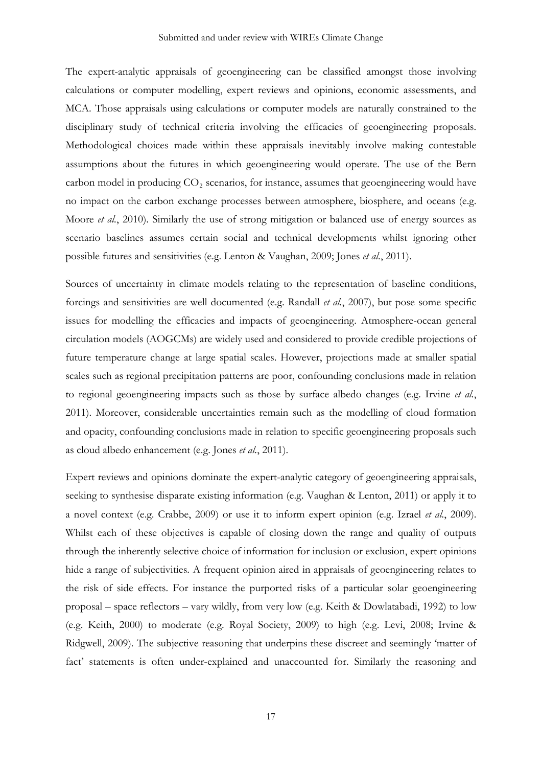The expert-analytic appraisals of geoengineering can be classified amongst those involving calculations or computer modelling, expert reviews and opinions, economic assessments, and MCA. Those appraisals using calculations or computer models are naturally constrained to the disciplinary study of technical criteria involving the efficacies of geoengineering proposals. Methodological choices made within these appraisals inevitably involve making contestable assumptions about the futures in which geoengineering would operate. The use of the Bern carbon model in producing $CO_2$ scenarios, for instance, assumes that geoengineering would have no impact on the carbon exchange processes between atmosphere, biosphere, and oceans (e.g. Moore *et al.*, 2010). Similarly the use of strong mitigation or balanced use of energy sources as scenario baselines assumes certain social and technical developments whilst ignoring other possible futures and sensitivities (e.g. Lenton & Vaughan, 2009; Jones *et al.*, 2011).

Sources of uncertainty in climate models relating to the representation of baseline conditions, forcings and sensitivities are well documented (e.g. Randall *et al.*, 2007), but pose some specific issues for modelling the efficacies and impacts of geoengineering. Atmosphere-ocean general circulation models (AOGCMs) are widely used and considered to provide credible projections of future temperature change at large spatial scales. However, projections made at smaller spatial scales such as regional precipitation patterns are poor, confounding conclusions made in relation to regional geoengineering impacts such as those by surface albedo changes (e.g. Irvine *et al.*, 2011). Moreover, considerable uncertainties remain such as the modelling of cloud formation and opacity, confounding conclusions made in relation to specific geoengineering proposals such as cloud albedo enhancement (e.g. Jones *et al.*, 2011).

Expert reviews and opinions dominate the expert-analytic category of geoengineering appraisals, seeking to synthesise disparate existing information (e.g. Vaughan & Lenton, 2011) or apply it to a novel context (e.g. Crabbe, 2009) or use it to inform expert opinion (e.g. Izrael *et al.*, 2009). Whilst each of these objectives is capable of closing down the range and quality of outputs through the inherently selective choice of information for inclusion or exclusion, expert opinions hide a range of subjectivities. A frequent opinion aired in appraisals of geoengineering relates to the risk of side effects. For instance the purported risks of a particular solar geoengineering proposal – space reflectors – vary wildly, from very low (e.g. Keith & Dowlatabadi, 1992) to low (e.g. Keith, 2000) to moderate (e.g. Royal Society, 2009) to high (e.g. Levi, 2008; Irvine & Ridgwell, 2009). The subjective reasoning that underpins these discreet and seemingly 'matter of fact' statements is often under-explained and unaccounted for. Similarly the reasoning and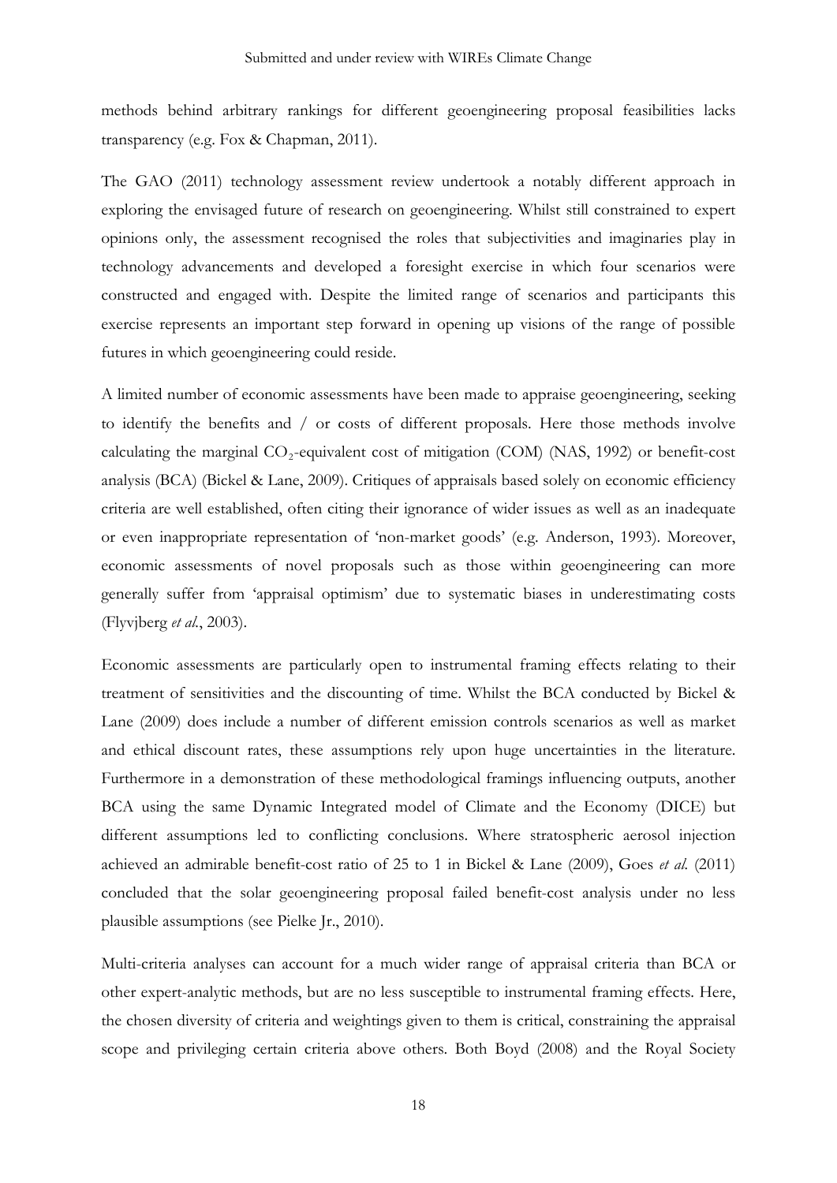methods behind arbitrary rankings for different geoengineering proposal feasibilities lacks transparency (e.g. Fox & Chapman, 2011).

The GAO (2011) technology assessment review undertook a notably different approach in exploring the envisaged future of research on geoengineering. Whilst still constrained to expert opinions only, the assessment recognised the roles that subjectivities and imaginaries play in technology advancements and developed a foresight exercise in which four scenarios were constructed and engaged with. Despite the limited range of scenarios and participants this exercise represents an important step forward in opening up visions of the range of possible futures in which geoengineering could reside.

A limited number of economic assessments have been made to appraise geoengineering, seeking to identify the benefits and / or costs of different proposals. Here those methods involve calculating the marginal $CO_2$-equivalent cost of mitigation (COM) (NAS, 1992) or benefit-cost analysis (BCA) (Bickel & Lane, 2009). Critiques of appraisals based solely on economic efficiency criteria are well established, often citing their ignorance of wider issues as well as an inadequate or even inappropriate representation of 'non-market goods' (e.g. Anderson, 1993). Moreover, economic assessments of novel proposals such as those within geoengineering can more generally suffer from 'appraisal optimism' due to systematic biases in underestimating costs (Flyvjberg *et al.*, 2003).

Economic assessments are particularly open to instrumental framing effects relating to their treatment of sensitivities and the discounting of time. Whilst the BCA conducted by Bickel & Lane (2009) does include a number of different emission controls scenarios as well as market and ethical discount rates, these assumptions rely upon huge uncertainties in the literature. Furthermore in a demonstration of these methodological framings influencing outputs, another BCA using the same Dynamic Integrated model of Climate and the Economy (DICE) but different assumptions led to conflicting conclusions. Where stratospheric aerosol injection achieved an admirable benefit-cost ratio of 25 to 1 in Bickel & Lane (2009), Goes *et al.* (2011) concluded that the solar geoengineering proposal failed benefit-cost analysis under no less plausible assumptions (see Pielke Jr., 2010).

Multi-criteria analyses can account for a much wider range of appraisal criteria than BCA or other expert-analytic methods, but are no less susceptible to instrumental framing effects. Here, the chosen diversity of criteria and weightings given to them is critical, constraining the appraisal scope and privileging certain criteria above others. Both Boyd (2008) and the Royal Society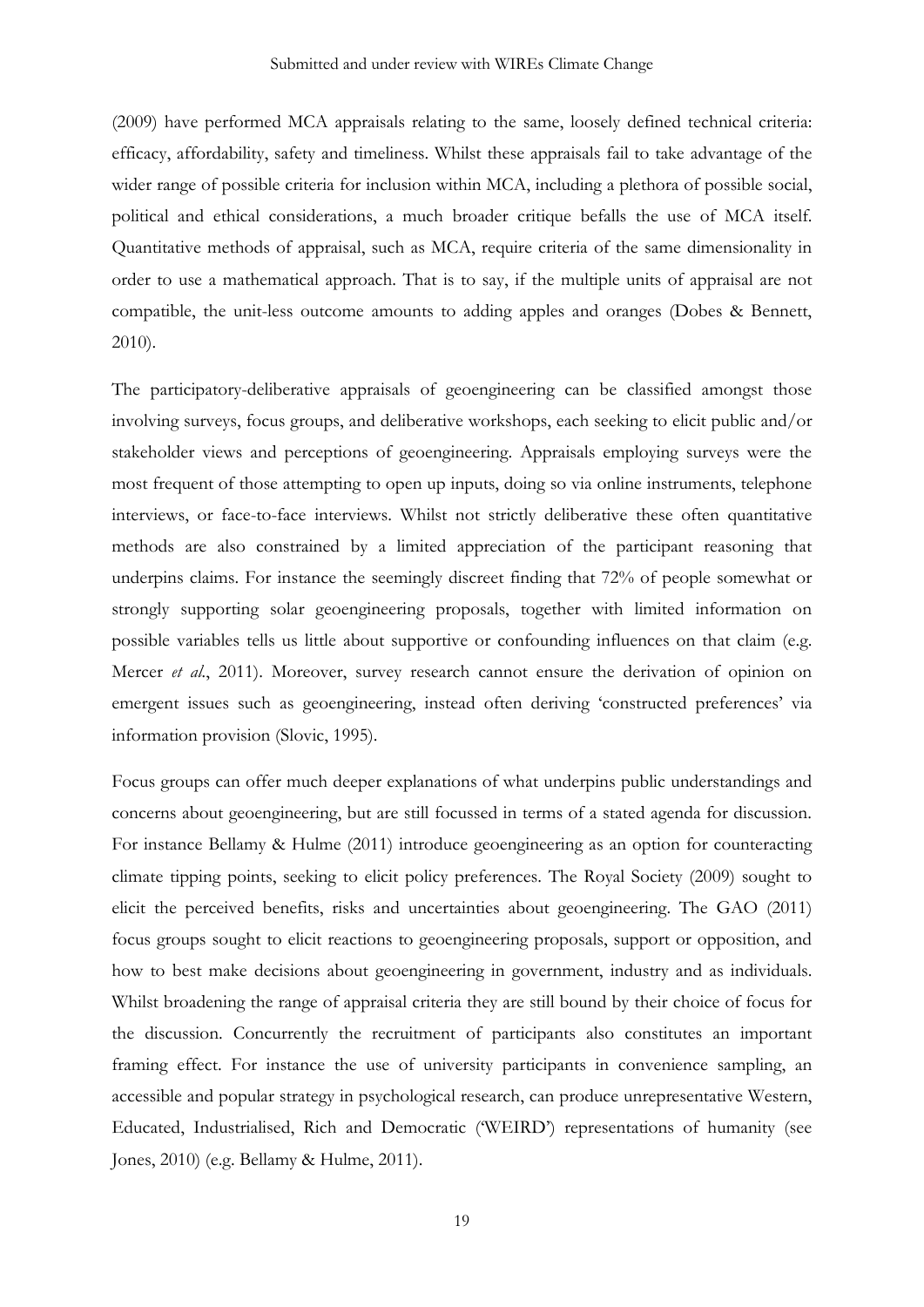(2009) have performed MCA appraisals relating to the same, loosely defined technical criteria: efficacy, affordability, safety and timeliness. Whilst these appraisals fail to take advantage of the wider range of possible criteria for inclusion within MCA, including a plethora of possible social, political and ethical considerations, a much broader critique befalls the use of MCA itself. Quantitative methods of appraisal, such as MCA, require criteria of the same dimensionality in order to use a mathematical approach. That is to say, if the multiple units of appraisal are not compatible, the unit-less outcome amounts to adding apples and oranges (Dobes & Bennett, 2010).

The participatory-deliberative appraisals of geoengineering can be classified amongst those involving surveys, focus groups, and deliberative workshops, each seeking to elicit public and/or stakeholder views and perceptions of geoengineering. Appraisals employing surveys were the most frequent of those attempting to open up inputs, doing so via online instruments, telephone interviews, or face-to-face interviews. Whilst not strictly deliberative these often quantitative methods are also constrained by a limited appreciation of the participant reasoning that underpins claims. For instance the seemingly discreet finding that 72% of people somewhat or strongly supporting solar geoengineering proposals, together with limited information on possible variables tells us little about supportive or confounding influences on that claim (e.g. Mercer *et al.*, 2011). Moreover, survey research cannot ensure the derivation of opinion on emergent issues such as geoengineering, instead often deriving 'constructed preferences' via information provision (Slovic, 1995).

Focus groups can offer much deeper explanations of what underpins public understandings and concerns about geoengineering, but are still focussed in terms of a stated agenda for discussion. For instance Bellamy & Hulme (2011) introduce geoengineering as an option for counteracting climate tipping points, seeking to elicit policy preferences. The Royal Society (2009) sought to elicit the perceived benefits, risks and uncertainties about geoengineering. The GAO (2011) focus groups sought to elicit reactions to geoengineering proposals, support or opposition, and how to best make decisions about geoengineering in government, industry and as individuals. Whilst broadening the range of appraisal criteria they are still bound by their choice of focus for the discussion. Concurrently the recruitment of participants also constitutes an important framing effect. For instance the use of university participants in convenience sampling, an accessible and popular strategy in psychological research, can produce unrepresentative Western, Educated, Industrialised, Rich and Democratic ('WEIRD') representations of humanity (see Jones, 2010) (e.g. Bellamy & Hulme, 2011).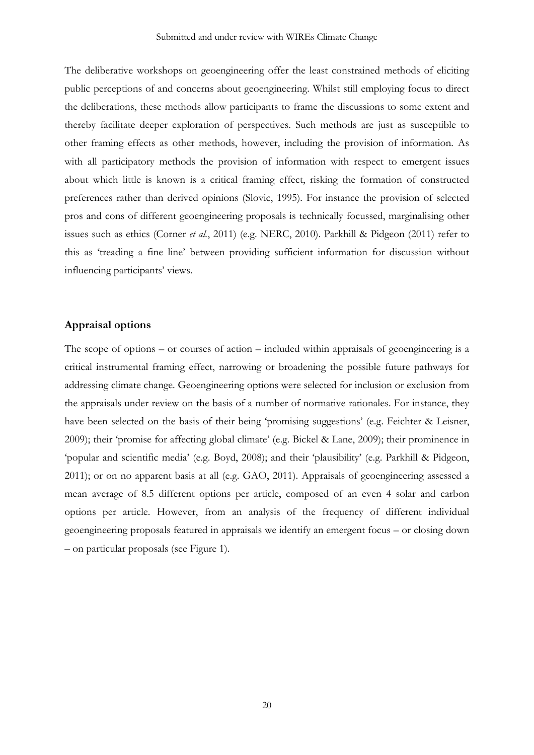The deliberative workshops on geoengineering offer the least constrained methods of eliciting public perceptions of and concerns about geoengineering. Whilst still employing focus to direct the deliberations, these methods allow participants to frame the discussions to some extent and thereby facilitate deeper exploration of perspectives. Such methods are just as susceptible to other framing effects as other methods, however, including the provision of information. As with all participatory methods the provision of information with respect to emergent issues about which little is known is a critical framing effect, risking the formation of constructed preferences rather than derived opinions (Slovic, 1995). For instance the provision of selected pros and cons of different geoengineering proposals is technically focussed, marginalising other issues such as ethics (Corner *et al.*, 2011) (e.g. NERC, 2010). Parkhill & Pidgeon (2011) refer to this as 'treading a fine line' between providing sufficient information for discussion without influencing participants' views.

## Appraisal options

The scope of options – or courses of action – included within appraisals of geoengineering is a critical instrumental framing effect, narrowing or broadening the possible future pathways for addressing climate change. Geoengineering options were selected for inclusion or exclusion from the appraisals under review on the basis of a number of normative rationales. For instance, they have been selected on the basis of their being 'promising suggestions' (e.g. Feichter & Leisner, 2009); their 'promise for affecting global climate' (e.g. Bickel & Lane, 2009); their prominence in 'popular and scientific media' (e.g. Boyd, 2008); and their 'plausibility' (e.g. Parkhill & Pidgeon, 2011); or on no apparent basis at all (e.g. GAO, 2011). Appraisals of geoengineering assessed a mean average of 8.5 different options per article, composed of an even 4 solar and carbon options per article. However, from an analysis of the frequency of different individual geoengineering proposals featured in appraisals we identify an emergent focus – or closing down – on particular proposals (see Figure 1).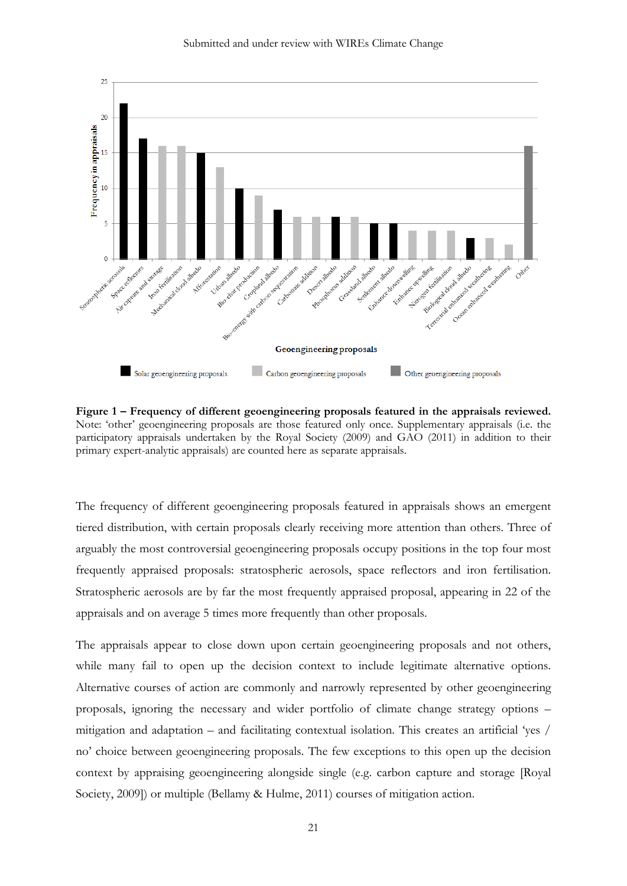**Figure 1 – Frequency of different geoengineering proposals featured in the appraisals reviewed.** Note: 'other' geoengineering proposals are those featured only once. Supplementary appraisals (i.e. the participatory appraisals undertaken by the Royal Society (2009) and GAO (2011) in addition to their primary expert-analytic appraisals) are counted here as separate appraisals.

The frequency of different geoengineering proposals featured in appraisals shows an emergent tiered distribution, with certain proposals clearly receiving more attention than others. Three of arguably the most controversial geoengineering proposals occupy positions in the top four most frequently appraised proposals: stratospheric aerosols, space reflectors and iron fertilisation. Stratospheric aerosols are by far the most frequently appraised proposal, appearing in 22 of the appraisals and on average 5 times more frequently than other proposals.

The appraisals appear to close down upon certain geoengineering proposals and not others, while many fail to open up the decision context to include legitimate alternative options. Alternative courses of action are commonly and narrowly represented by other geoengineering proposals, ignoring the necessary and wider portfolio of climate change strategy options – mitigation and adaptation – and facilitating contextual isolation. This creates an artificial 'yes / no' choice between geoengineering proposals. The few exceptions to this open up the decision context by appraising geoengineering alongside single (e.g. carbon capture and storage [Royal Society, 2009]) or multiple (Bellamy & Hulme, 2011) courses of mitigation action.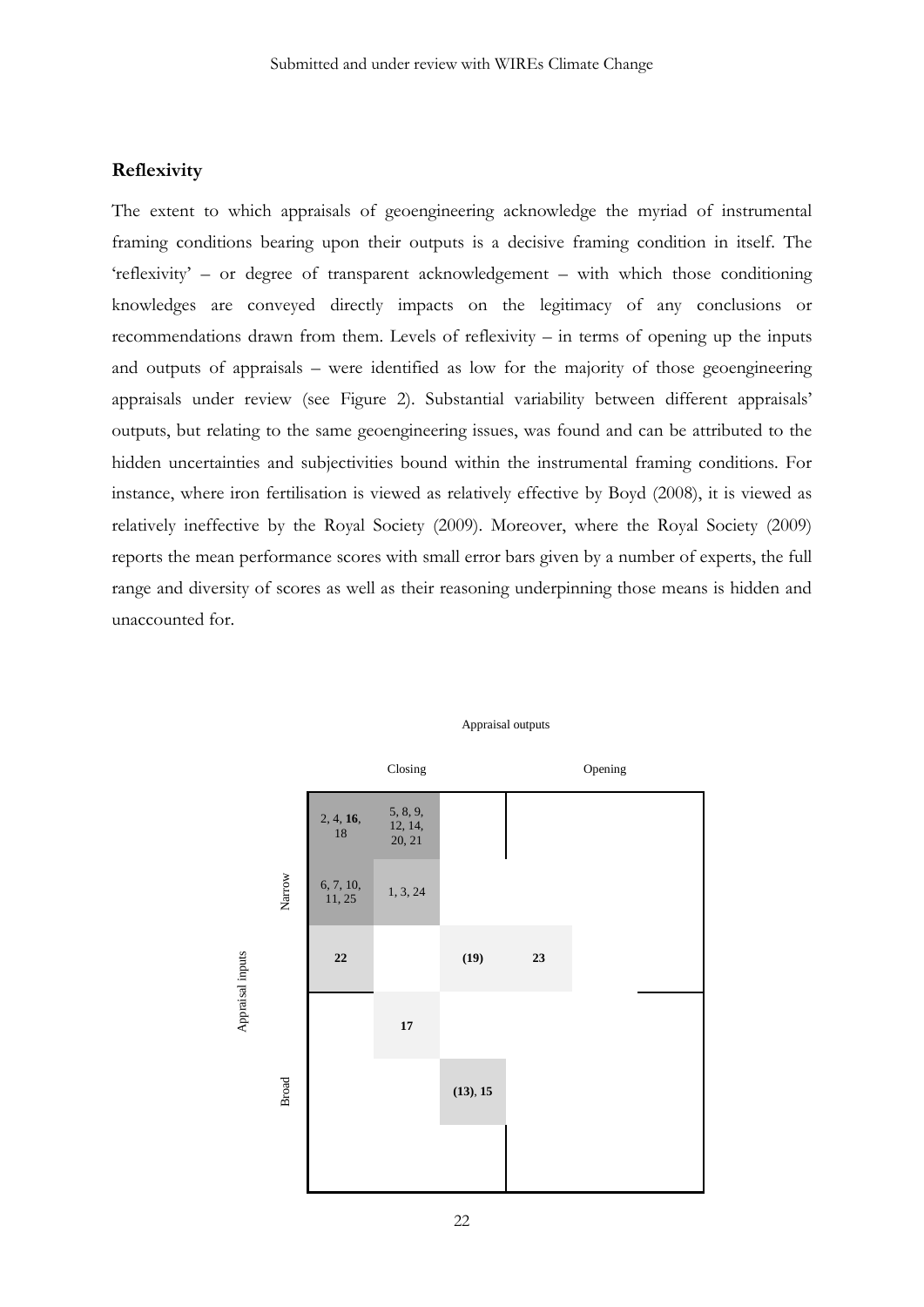## Reflexivity

The extent to which appraisals of geoengineering acknowledge the myriad of instrumental framing conditions bearing upon their outputs is a decisive framing condition in itself. The 'reflexivity' – or degree of transparent acknowledgement – with which those conditioning knowledges are conveyed directly impacts on the legitimacy of any conclusions or recommendations drawn from them. Levels of reflexivity – in terms of opening up the inputs and outputs of appraisals – were identified as low for the majority of those geoengineering appraisals under review (see Figure 2). Substantial variability between different appraisals' outputs, but relating to the same geoengineering issues, was found and can be attributed to the hidden uncertainties and subjectivities bound within the instrumental framing conditions. For instance, where iron fertilisation is viewed as relatively effective by Boyd (2008), it is viewed as relatively ineffective by the Royal Society (2009). Moreover, where the Royal Society (2009) reports the mean performance scores with small error bars given by a number of experts, the full range and diversity of scores as well as their reasoning underpinning those means is hidden and unaccounted for.

| Appraisal inputs \ Appraisal outputs | Closing | | | | | Opening |
|---|---|---|---|---|---|---|
| Narrow | 2, 4, **16**, 18 | 5, 8, 9, 12, 14, 20, 21 | | | | |
| | 6, 7, 10, 11, 25 | 1, 3, 24 | | | | |
| | **22** | | **(19)** | **23** | | |
| | | **17** | | | | |
| Broad | | | **(13)**, **15** | | | |
| | | | | | | |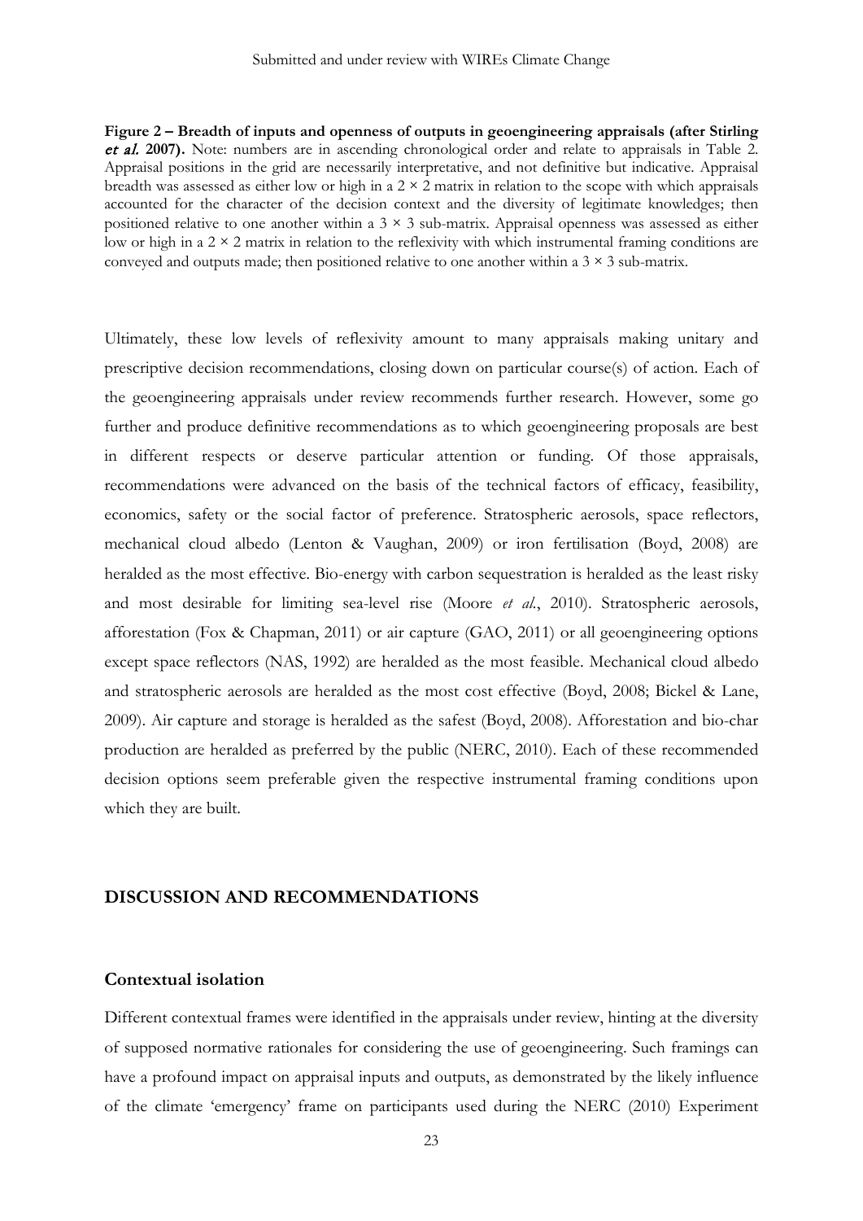**Figure 2 – Breadth of inputs and openness of outputs in geoengineering appraisals (after Stirling *et al.* 2007).** Note: numbers are in ascending chronological order and relate to appraisals in Table 2. Appraisal positions in the grid are necessarily interpretative, and not definitive but indicative. Appraisal breadth was assessed as either low or high in a 2 × 2 matrix in relation to the scope with which appraisals accounted for the character of the decision context and the diversity of legitimate knowledges; then positioned relative to one another within a 3 × 3 sub-matrix. Appraisal openness was assessed as either low or high in a 2 × 2 matrix in relation to the reflexivity with which instrumental framing conditions are conveyed and outputs made; then positioned relative to one another within a 3 × 3 sub-matrix.

Ultimately, these low levels of reflexivity amount to many appraisals making unitary and prescriptive decision recommendations, closing down on particular course(s) of action. Each of the geoengineering appraisals under review recommends further research. However, some go further and produce definitive recommendations as to which geoengineering proposals are best in different respects or deserve particular attention or funding. Of those appraisals, recommendations were advanced on the basis of the technical factors of efficacy, feasibility, economics, safety or the social factor of preference. Stratospheric aerosols, space reflectors, mechanical cloud albedo (Lenton & Vaughan, 2009) or iron fertilisation (Boyd, 2008) are heralded as the most effective. Bio-energy with carbon sequestration is heralded as the least risky and most desirable for limiting sea-level rise (Moore *et al.*, 2010). Stratospheric aerosols, afforestation (Fox & Chapman, 2011) or air capture (GAO, 2011) or all geoengineering options except space reflectors (NAS, 1992) are heralded as the most feasible. Mechanical cloud albedo and stratospheric aerosols are heralded as the most cost effective (Boyd, 2008; Bickel & Lane, 2009). Air capture and storage is heralded as the safest (Boyd, 2008). Afforestation and bio-char production are heralded as preferred by the public (NERC, 2010). Each of these recommended decision options seem preferable given the respective instrumental framing conditions upon which they are built.

## DISCUSSION AND RECOMMENDATIONS

### Contextual isolation

Different contextual frames were identified in the appraisals under review, hinting at the diversity of supposed normative rationales for considering the use of geoengineering. Such framings can have a profound impact on appraisal inputs and outputs, as demonstrated by the likely influence of the climate 'emergency' frame on participants used during the NERC (2010) Experiment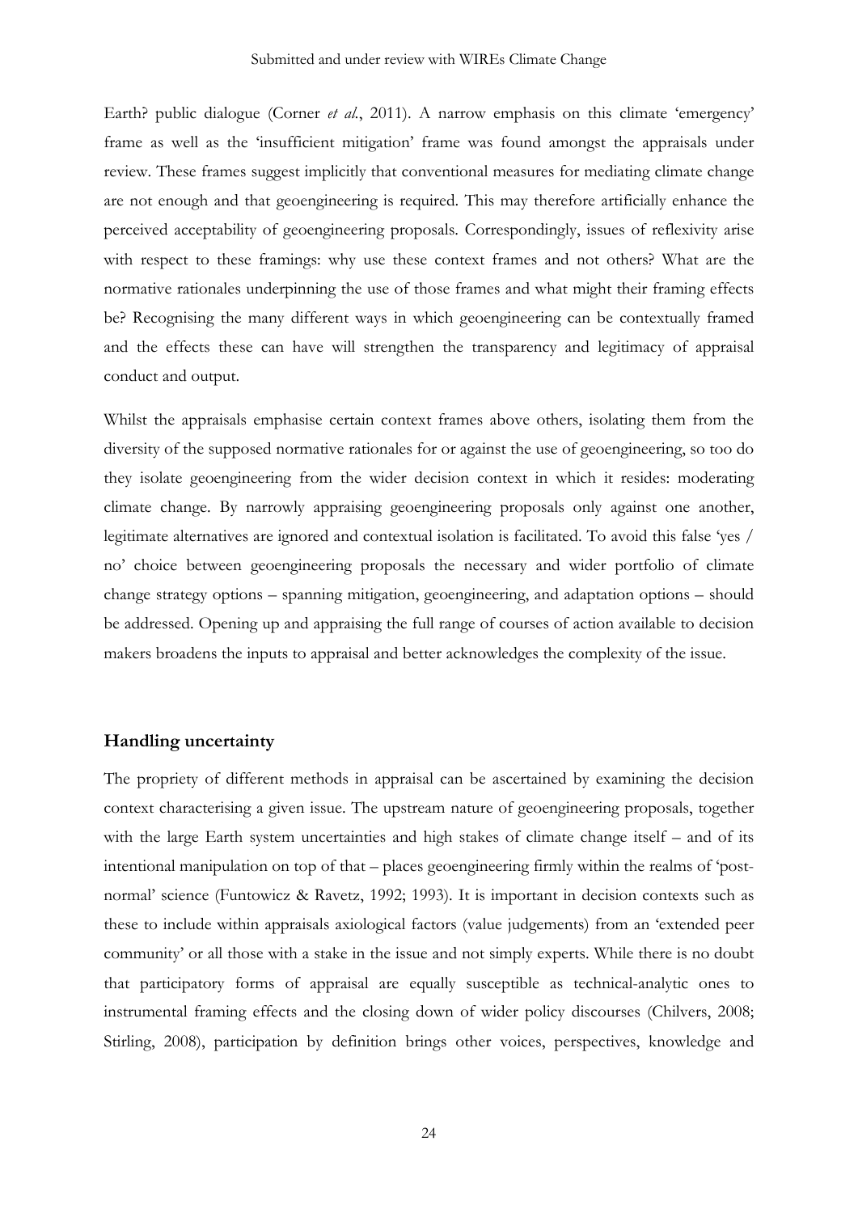Earth? public dialogue (Corner *et al.*, 2011). A narrow emphasis on this climate 'emergency' frame as well as the 'insufficient mitigation' frame was found amongst the appraisals under review. These frames suggest implicitly that conventional measures for mediating climate change are not enough and that geoengineering is required. This may therefore artificially enhance the perceived acceptability of geoengineering proposals. Correspondingly, issues of reflexivity arise with respect to these framings: why use these context frames and not others? What are the normative rationales underpinning the use of those frames and what might their framing effects be? Recognising the many different ways in which geoengineering can be contextually framed and the effects these can have will strengthen the transparency and legitimacy of appraisal conduct and output.

Whilst the appraisals emphasise certain context frames above others, isolating them from the diversity of the supposed normative rationales for or against the use of geoengineering, so too do they isolate geoengineering from the wider decision context in which it resides: moderating climate change. By narrowly appraising geoengineering proposals only against one another, legitimate alternatives are ignored and contextual isolation is facilitated. To avoid this false 'yes / no' choice between geoengineering proposals the necessary and wider portfolio of climate change strategy options – spanning mitigation, geoengineering, and adaptation options – should be addressed. Opening up and appraising the full range of courses of action available to decision makers broadens the inputs to appraisal and better acknowledges the complexity of the issue.

## Handling uncertainty

The propriety of different methods in appraisal can be ascertained by examining the decision context characterising a given issue. The upstream nature of geoengineering proposals, together with the large Earth system uncertainties and high stakes of climate change itself – and of its intentional manipulation on top of that – places geoengineering firmly within the realms of 'post-normal' science (Funtowicz & Ravetz, 1992; 1993). It is important in decision contexts such as these to include within appraisals axiological factors (value judgements) from an 'extended peer community' or all those with a stake in the issue and not simply experts. While there is no doubt that participatory forms of appraisal are equally susceptible as technical-analytic ones to instrumental framing effects and the closing down of wider policy discourses (Chilvers, 2008; Stirling, 2008), participation by definition brings other voices, perspectives, knowledge and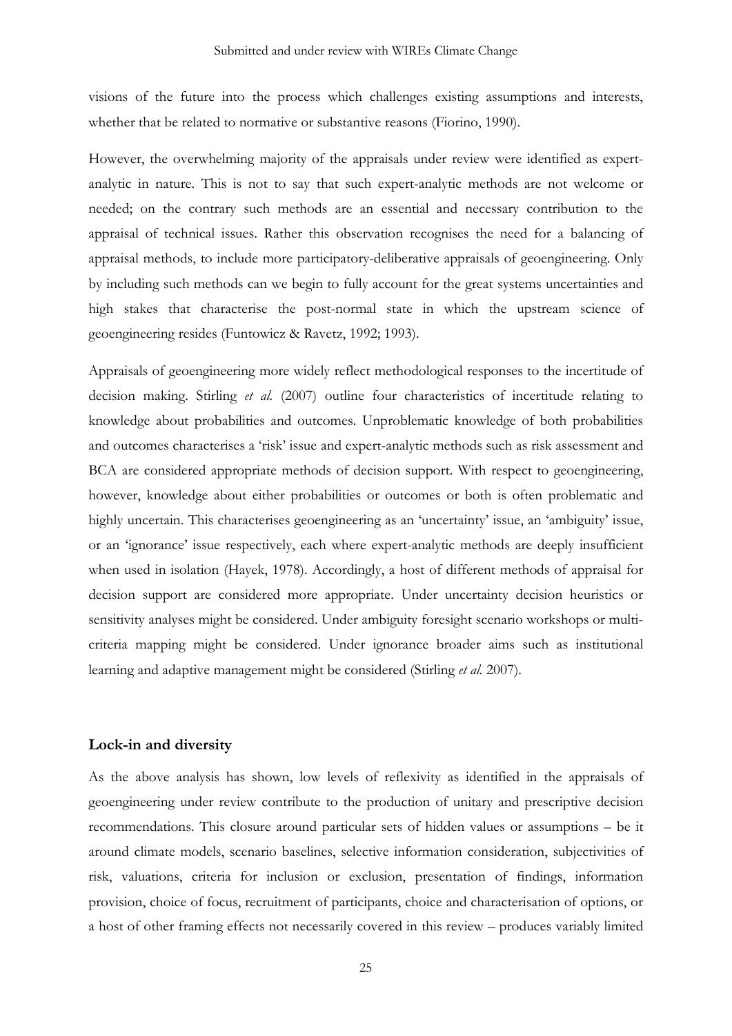visions of the future into the process which challenges existing assumptions and interests, whether that be related to normative or substantive reasons (Fiorino, 1990).

However, the overwhelming majority of the appraisals under review were identified as expert-analytic in nature. This is not to say that such expert-analytic methods are not welcome or needed; on the contrary such methods are an essential and necessary contribution to the appraisal of technical issues. Rather this observation recognises the need for a balancing of appraisal methods, to include more participatory-deliberative appraisals of geoengineering. Only by including such methods can we begin to fully account for the great systems uncertainties and high stakes that characterise the post-normal state in which the upstream science of geoengineering resides (Funtowicz & Ravetz, 1992; 1993).

Appraisals of geoengineering more widely reflect methodological responses to the incertitude of decision making. Stirling *et al.* (2007) outline four characteristics of incertitude relating to knowledge about probabilities and outcomes. Unproblematic knowledge of both probabilities and outcomes characterises a 'risk' issue and expert-analytic methods such as risk assessment and BCA are considered appropriate methods of decision support. With respect to geoengineering, however, knowledge about either probabilities or outcomes or both is often problematic and highly uncertain. This characterises geoengineering as an 'uncertainty' issue, an 'ambiguity' issue, or an 'ignorance' issue respectively, each where expert-analytic methods are deeply insufficient when used in isolation (Hayek, 1978). Accordingly, a host of different methods of appraisal for decision support are considered more appropriate. Under uncertainty decision heuristics or sensitivity analyses might be considered. Under ambiguity foresight scenario workshops or multi-criteria mapping might be considered. Under ignorance broader aims such as institutional learning and adaptive management might be considered (Stirling *et al.* 2007).

## Lock-in and diversity

As the above analysis has shown, low levels of reflexivity as identified in the appraisals of geoengineering under review contribute to the production of unitary and prescriptive decision recommendations. This closure around particular sets of hidden values or assumptions – be it around climate models, scenario baselines, selective information consideration, subjectivities of risk, valuations, criteria for inclusion or exclusion, presentation of findings, information provision, choice of focus, recruitment of participants, choice and characterisation of options, or a host of other framing effects not necessarily covered in this review – produces variably limited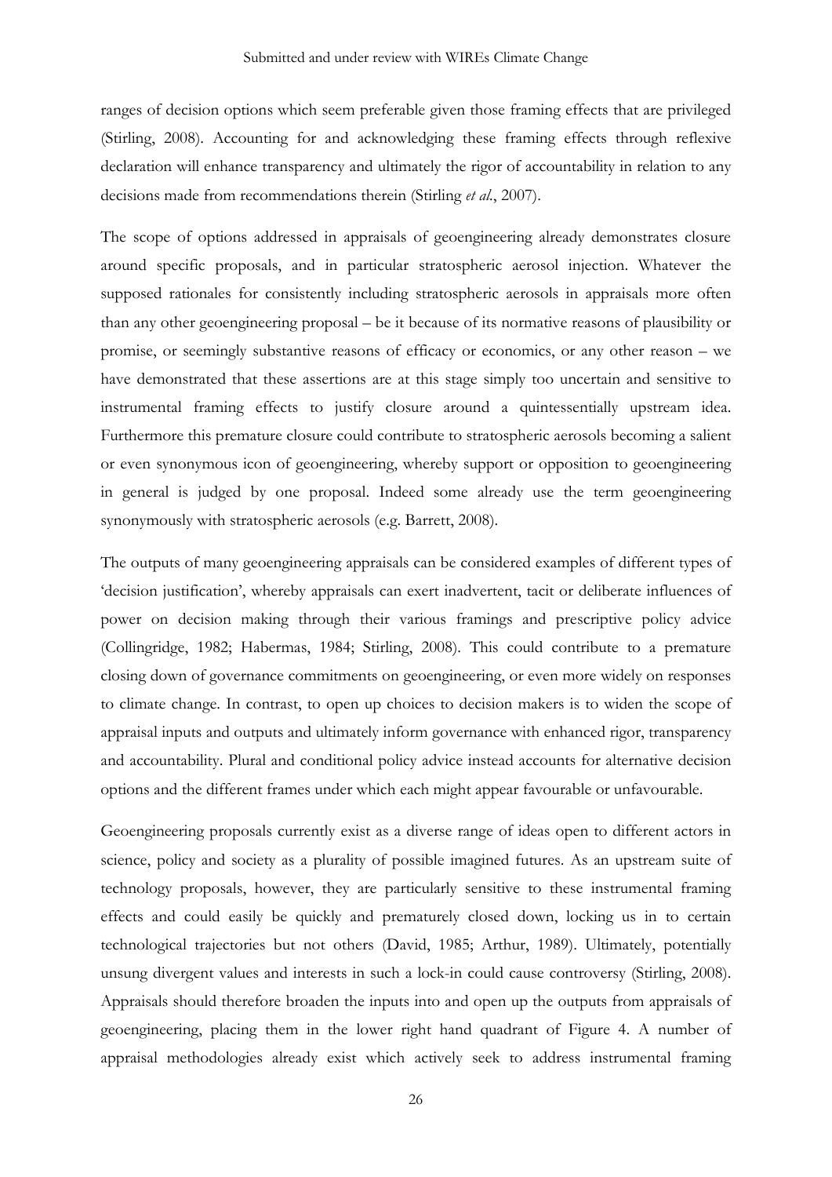ranges of decision options which seem preferable given those framing effects that are privileged (Stirling, 2008). Accounting for and acknowledging these framing effects through reflexive declaration will enhance transparency and ultimately the rigor of accountability in relation to any decisions made from recommendations therein (Stirling *et al.*, 2007).

The scope of options addressed in appraisals of geoengineering already demonstrates closure around specific proposals, and in particular stratospheric aerosol injection. Whatever the supposed rationales for consistently including stratospheric aerosols in appraisals more often than any other geoengineering proposal – be it because of its normative reasons of plausibility or promise, or seemingly substantive reasons of efficacy or economics, or any other reason – we have demonstrated that these assertions are at this stage simply too uncertain and sensitive to instrumental framing effects to justify closure around a quintessentially upstream idea. Furthermore this premature closure could contribute to stratospheric aerosols becoming a salient or even synonymous icon of geoengineering, whereby support or opposition to geoengineering in general is judged by one proposal. Indeed some already use the term geoengineering synonymously with stratospheric aerosols (e.g. Barrett, 2008).

The outputs of many geoengineering appraisals can be considered examples of different types of 'decision justification', whereby appraisals can exert inadvertent, tacit or deliberate influences of power on decision making through their various framings and prescriptive policy advice (Collingridge, 1982; Habermas, 1984; Stirling, 2008). This could contribute to a premature closing down of governance commitments on geoengineering, or even more widely on responses to climate change. In contrast, to open up choices to decision makers is to widen the scope of appraisal inputs and outputs and ultimately inform governance with enhanced rigor, transparency and accountability. Plural and conditional policy advice instead accounts for alternative decision options and the different frames under which each might appear favourable or unfavourable.

Geoengineering proposals currently exist as a diverse range of ideas open to different actors in science, policy and society as a plurality of possible imagined futures. As an upstream suite of technology proposals, however, they are particularly sensitive to these instrumental framing effects and could easily be quickly and prematurely closed down, locking us in to certain technological trajectories but not others (David, 1985; Arthur, 1989). Ultimately, potentially unsung divergent values and interests in such a lock-in could cause controversy (Stirling, 2008). Appraisals should therefore broaden the inputs into and open up the outputs from appraisals of geoengineering, placing them in the lower right hand quadrant of Figure 4. A number of appraisal methodologies already exist which actively seek to address instrumental framing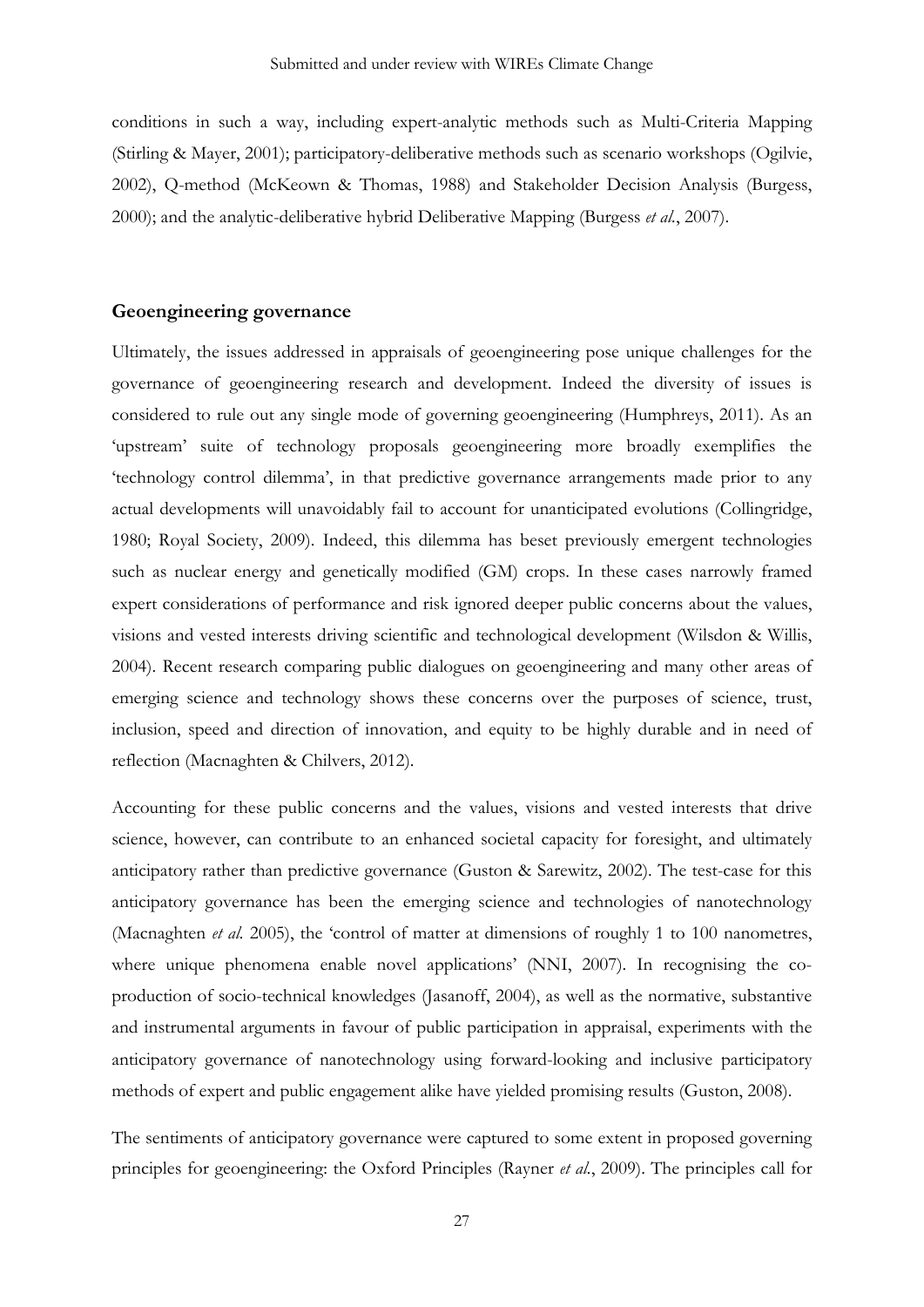conditions in such a way, including expert-analytic methods such as Multi-Criteria Mapping (Stirling & Mayer, 2001); participatory-deliberative methods such as scenario workshops (Ogilvie, 2002), Q-method (McKeown & Thomas, 1988) and Stakeholder Decision Analysis (Burgess, 2000); and the analytic-deliberative hybrid Deliberative Mapping (Burgess *et al*., 2007).

## Geoengineering governance

Ultimately, the issues addressed in appraisals of geoengineering pose unique challenges for the governance of geoengineering research and development. Indeed the diversity of issues is considered to rule out any single mode of governing geoengineering (Humphreys, 2011). As an 'upstream' suite of technology proposals geoengineering more broadly exemplifies the 'technology control dilemma', in that predictive governance arrangements made prior to any actual developments will unavoidably fail to account for unanticipated evolutions (Collingridge, 1980; Royal Society, 2009). Indeed, this dilemma has beset previously emergent technologies such as nuclear energy and genetically modified (GM) crops. In these cases narrowly framed expert considerations of performance and risk ignored deeper public concerns about the values, visions and vested interests driving scientific and technological development (Wilsdon & Willis, 2004). Recent research comparing public dialogues on geoengineering and many other areas of emerging science and technology shows these concerns over the purposes of science, trust, inclusion, speed and direction of innovation, and equity to be highly durable and in need of reflection (Macnaghten & Chilvers, 2012).

Accounting for these public concerns and the values, visions and vested interests that drive science, however, can contribute to an enhanced societal capacity for foresight, and ultimately anticipatory rather than predictive governance (Guston & Sarewitz, 2002). The test-case for this anticipatory governance has been the emerging science and technologies of nanotechnology (Macnaghten *et al.* 2005), the 'control of matter at dimensions of roughly 1 to 100 nanometres, where unique phenomena enable novel applications' (NNI, 2007). In recognising the co-production of socio-technical knowledges (Jasanoff, 2004), as well as the normative, substantive and instrumental arguments in favour of public participation in appraisal, experiments with the anticipatory governance of nanotechnology using forward-looking and inclusive participatory methods of expert and public engagement alike have yielded promising results (Guston, 2008).

The sentiments of anticipatory governance were captured to some extent in proposed governing principles for geoengineering: the Oxford Principles (Rayner *et al*., 2009). The principles call for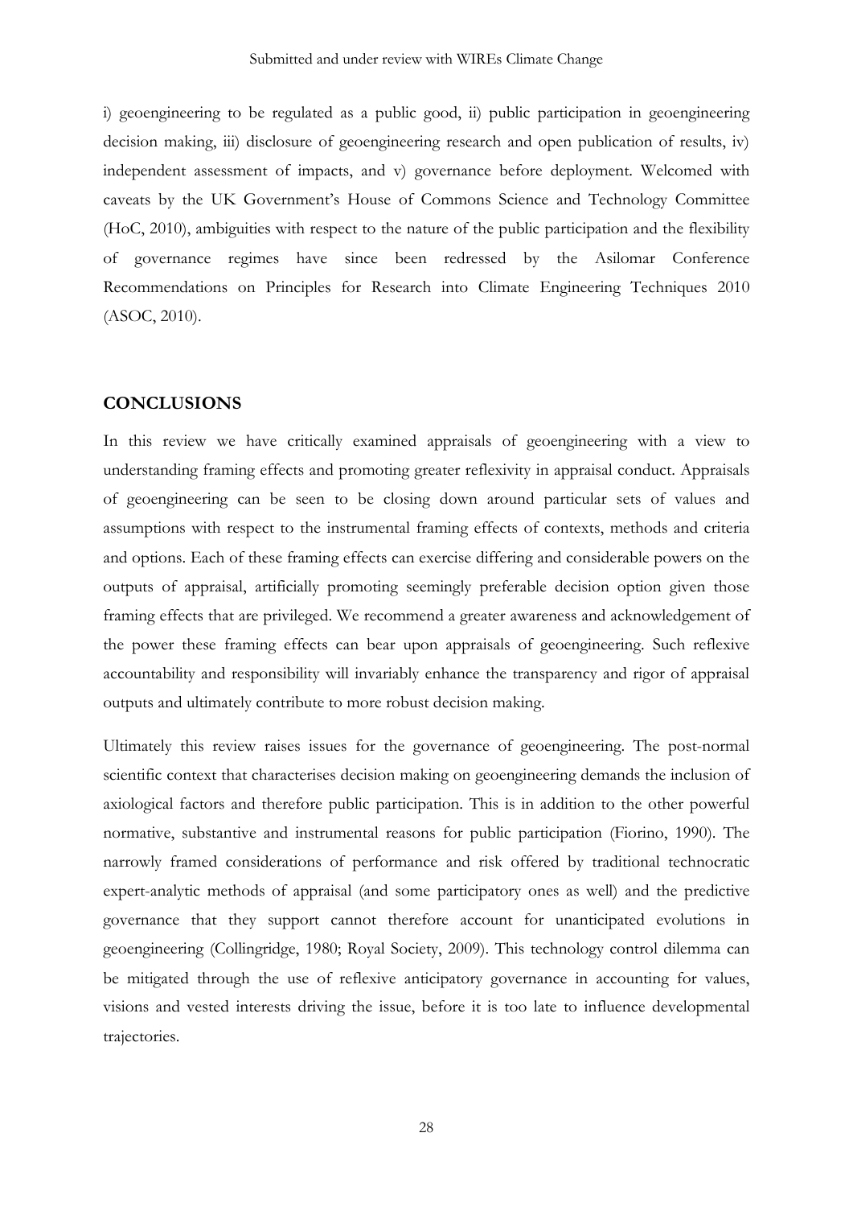i) geoengineering to be regulated as a public good, ii) public participation in geoengineering decision making, iii) disclosure of geoengineering research and open publication of results, iv) independent assessment of impacts, and v) governance before deployment. Welcomed with caveats by the UK Government's House of Commons Science and Technology Committee (HoC, 2010), ambiguities with respect to the nature of the public participation and the flexibility of governance regimes have since been redressed by the Asilomar Conference Recommendations on Principles for Research into Climate Engineering Techniques 2010 (ASOC, 2010).

## CONCLUSIONS

In this review we have critically examined appraisals of geoengineering with a view to understanding framing effects and promoting greater reflexivity in appraisal conduct. Appraisals of geoengineering can be seen to be closing down around particular sets of values and assumptions with respect to the instrumental framing effects of contexts, methods and criteria and options. Each of these framing effects can exercise differing and considerable powers on the outputs of appraisal, artificially promoting seemingly preferable decision option given those framing effects that are privileged. We recommend a greater awareness and acknowledgement of the power these framing effects can bear upon appraisals of geoengineering. Such reflexive accountability and responsibility will invariably enhance the transparency and rigor of appraisal outputs and ultimately contribute to more robust decision making.

Ultimately this review raises issues for the governance of geoengineering. The post-normal scientific context that characterises decision making on geoengineering demands the inclusion of axiological factors and therefore public participation. This is in addition to the other powerful normative, substantive and instrumental reasons for public participation (Fiorino, 1990). The narrowly framed considerations of performance and risk offered by traditional technocratic expert-analytic methods of appraisal (and some participatory ones as well) and the predictive governance that they support cannot therefore account for unanticipated evolutions in geoengineering (Collingridge, 1980; Royal Society, 2009). This technology control dilemma can be mitigated through the use of reflexive anticipatory governance in accounting for values, visions and vested interests driving the issue, before it is too late to influence developmental trajectories.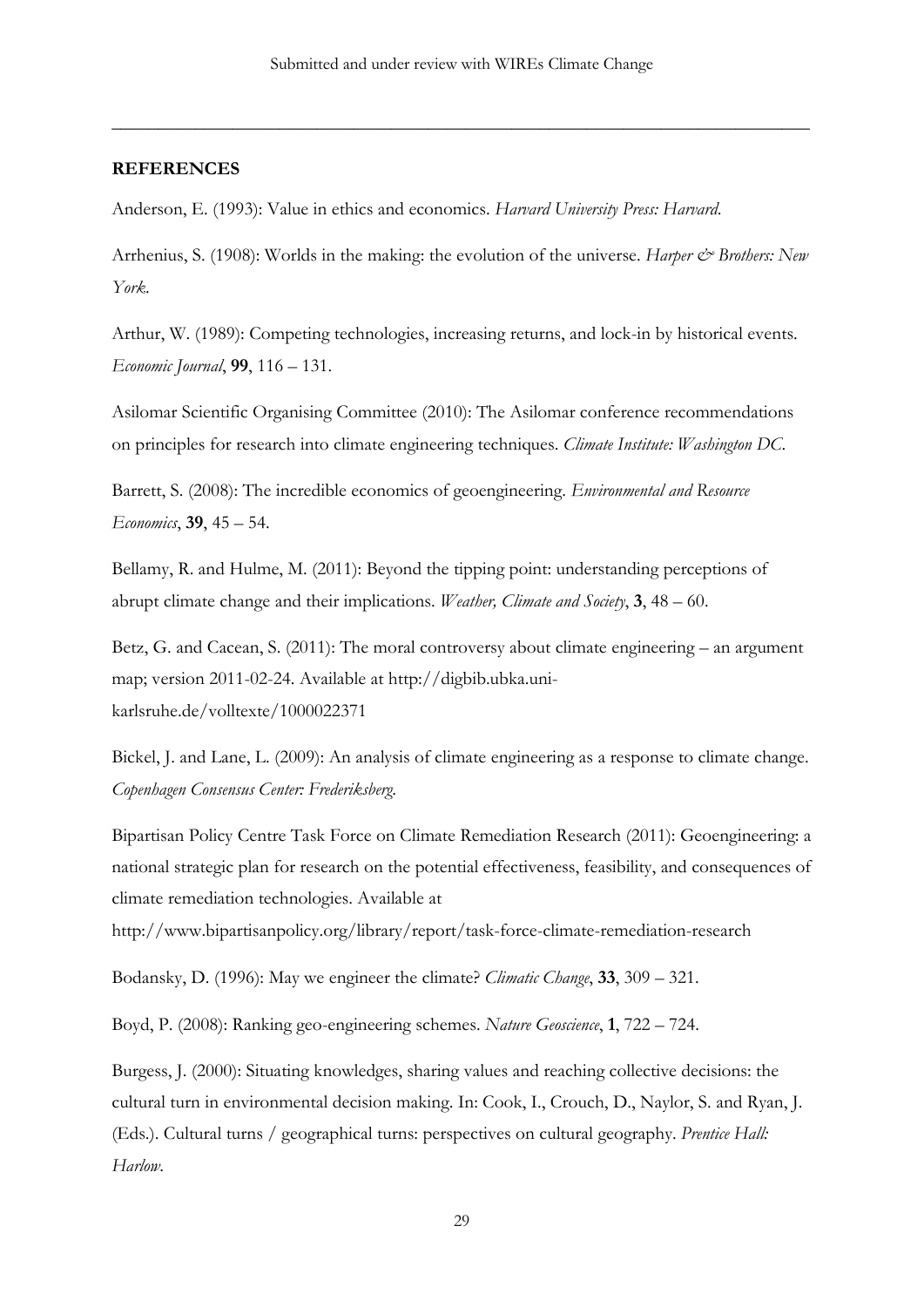**REFERENCES**

Anderson, E. (1993): Value in ethics and economics. *Harvard University Press: Harvard.*

Arrhenius, S. (1908): Worlds in the making: the evolution of the universe. *Harper & Brothers: New York.*

Arthur, W. (1989): Competing technologies, increasing returns, and lock-in by historical events. *Economic Journal*, **99**, 116 – 131.

Asilomar Scientific Organising Committee (2010): The Asilomar conference recommendations on principles for research into climate engineering techniques. *Climate Institute: Washington DC.*

Barrett, S. (2008): The incredible economics of geoengineering. *Environmental and Resource Economics*, **39**, 45 – 54.

Bellamy, R. and Hulme, M. (2011): Beyond the tipping point: understanding perceptions of abrupt climate change and their implications. *Weather, Climate and Society*, **3**, 48 – 60.

Betz, G. and Cacean, S. (2011): The moral controversy about climate engineering – an argument map; version 2011-02-24. Available at http://digbib.ubka.uni-karlsruhe.de/volltexte/1000022371

Bickel, J. and Lane, L. (2009): An analysis of climate engineering as a response to climate change. *Copenhagen Consensus Center: Frederiksberg.*

Bipartisan Policy Centre Task Force on Climate Remediation Research (2011): Geoengineering: a national strategic plan for research on the potential effectiveness, feasibility, and consequences of climate remediation technologies. Available at http://www.bipartisanpolicy.org/library/report/task-force-climate-remediation-research

Bodansky, D. (1996): May we engineer the climate? *Climatic Change*, **33**, 309 – 321.

Boyd, P. (2008): Ranking geo-engineering schemes. *Nature Geoscience*, **1**, 722 – 724.

Burgess, J. (2000): Situating knowledges, sharing values and reaching collective decisions: the cultural turn in environmental decision making. In: Cook, I., Crouch, D., Naylor, S. and Ryan, J. (Eds.). Cultural turns / geographical turns: perspectives on cultural geography. *Prentice Hall: Harlow.*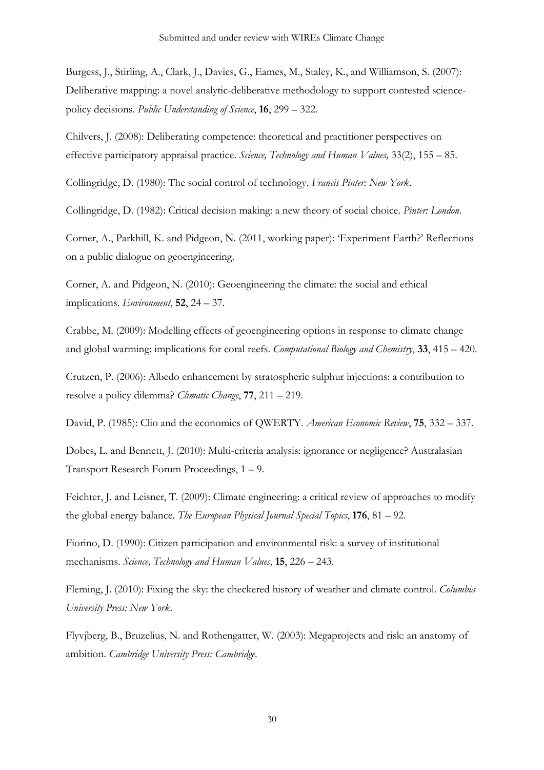Burgess, J., Stirling, A., Clark, J., Davies, G., Eames, M., Staley, K., and Williamson, S. (2007): Deliberative mapping: a novel analytic-deliberative methodology to support contested science-policy decisions. *Public Understanding of Science*, **16**, 299 – 322.

Chilvers, J. (2008): Deliberating competence: theoretical and practitioner perspectives on effective participatory appraisal practice. *Science, Technology and Human Values,* 33(2), 155 – 85.

Collingridge, D. (1980): The social control of technology. *Francis Pinter: New York*.

Collingridge, D. (1982): Critical decision making: a new theory of social choice. *Pinter: London*.

Corner, A., Parkhill, K. and Pidgeon, N. (2011, working paper): 'Experiment Earth?' Reflections on a public dialogue on geoengineering.

Corner, A. and Pidgeon, N. (2010): Geoengineering the climate: the social and ethical implications. *Environment*, **52**, 24 – 37.

Crabbe, M. (2009): Modelling effects of geoengineering options in response to climate change and global warming: implications for coral reefs. *Computational Biology and Chemistry*, **33**, 415 – 420.

Crutzen, P. (2006): Albedo enhancement by stratospheric sulphur injections: a contribution to resolve a policy dilemma? *Climatic Change*, **77**, 211 – 219.

David, P. (1985): Clio and the economics of QWERTY. *American Economic Review*, **75**, 332 – 337.

Dobes, L. and Bennett, J. (2010): Multi-criteria analysis: ignorance or negligence? Australasian Transport Research Forum Proceedings, 1 – 9.

Feichter, J. and Leisner, T. (2009): Climate engineering: a critical review of approaches to modify the global energy balance. *The European Physical Journal Special Topics*, **176**, 81 – 92.

Fiorino, D. (1990): Citizen participation and environmental risk: a survey of institutional mechanisms. *Science, Technology and Human Values*, **15**, 226 – 243.

Fleming, J. (2010): Fixing the sky: the checkered history of weather and climate control. *Columbia University Press: New York*.

Flyvjberg, B., Bruzelius, N. and Rothengatter, W. (2003): Megaprojects and risk: an anatomy of ambition. *Cambridge University Press: Cambridge*.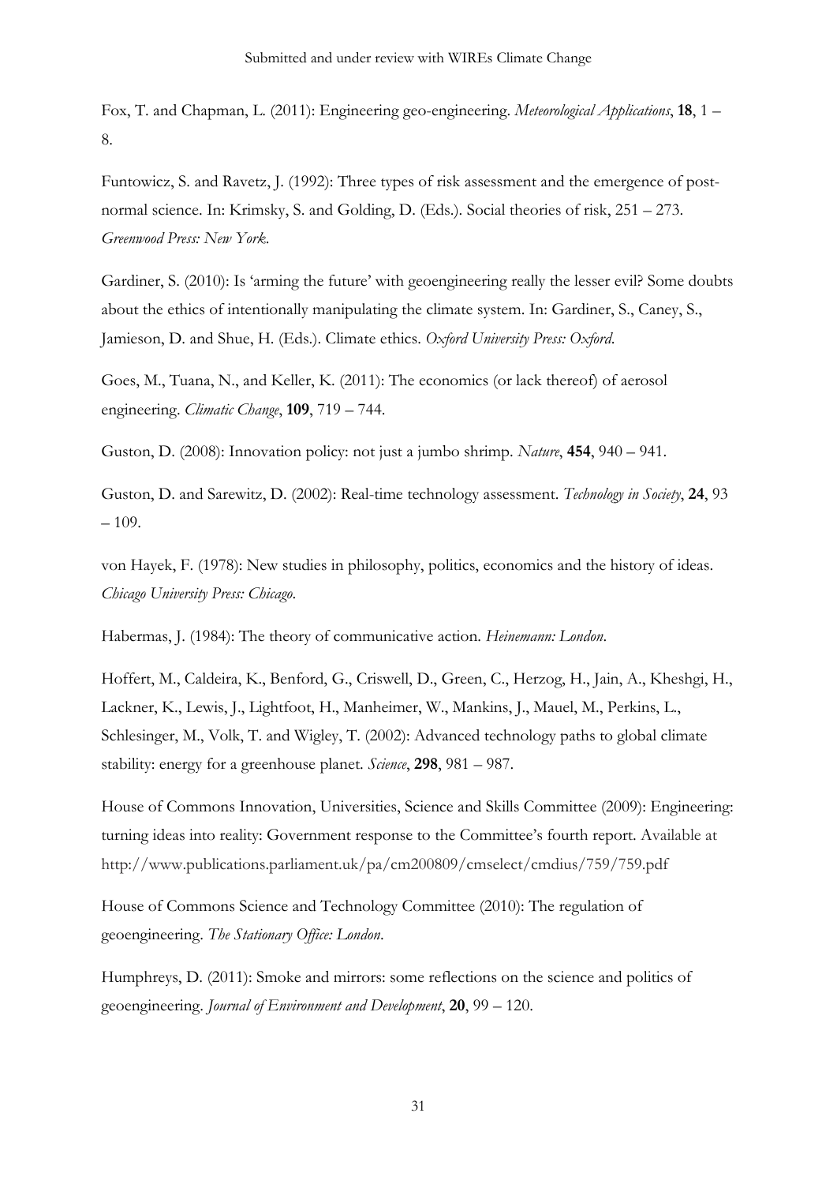Fox, T. and Chapman, L. (2011): Engineering geo-engineering. *Meteorological Applications*, **18**, 1 – 8.

Funtowicz, S. and Ravetz, J. (1992): Three types of risk assessment and the emergence of post-normal science. In: Krimsky, S. and Golding, D. (Eds.). Social theories of risk, 251 – 273. *Greenwood Press: New York*.

Gardiner, S. (2010): Is 'arming the future' with geoengineering really the lesser evil? Some doubts about the ethics of intentionally manipulating the climate system. In: Gardiner, S., Caney, S., Jamieson, D. and Shue, H. (Eds.). Climate ethics. *Oxford University Press: Oxford*.

Goes, M., Tuana, N., and Keller, K. (2011): The economics (or lack thereof) of aerosol engineering. *Climatic Change*, **109**, 719 – 744.

Guston, D. (2008): Innovation policy: not just a jumbo shrimp. *Nature*, **454**, 940 – 941.

Guston, D. and Sarewitz, D. (2002): Real-time technology assessment. *Technology in Society*, **24**, 93 – 109.

von Hayek, F. (1978): New studies in philosophy, politics, economics and the history of ideas. *Chicago University Press: Chicago*.

Habermas, J. (1984): The theory of communicative action. *Heinemann: London*.

Hoffert, M., Caldeira, K., Benford, G., Criswell, D., Green, C., Herzog, H., Jain, A., Kheshgi, H., Lackner, K., Lewis, J., Lightfoot, H., Manheimer, W., Mankins, J., Mauel, M., Perkins, L., Schlesinger, M., Volk, T. and Wigley, T. (2002): Advanced technology paths to global climate stability: energy for a greenhouse planet. *Science*, **298**, 981 – 987.

House of Commons Innovation, Universities, Science and Skills Committee (2009): Engineering: turning ideas into reality: Government response to the Committee's fourth report. Available at http://www.publications.parliament.uk/pa/cm200809/cmselect/cmdius/759/759.pdf

House of Commons Science and Technology Committee (2010): The regulation of geoengineering. *The Stationary Office: London*.

Humphreys, D. (2011): Smoke and mirrors: some reflections on the science and politics of geoengineering. *Journal of Environment and Development*, **20**, 99 – 120.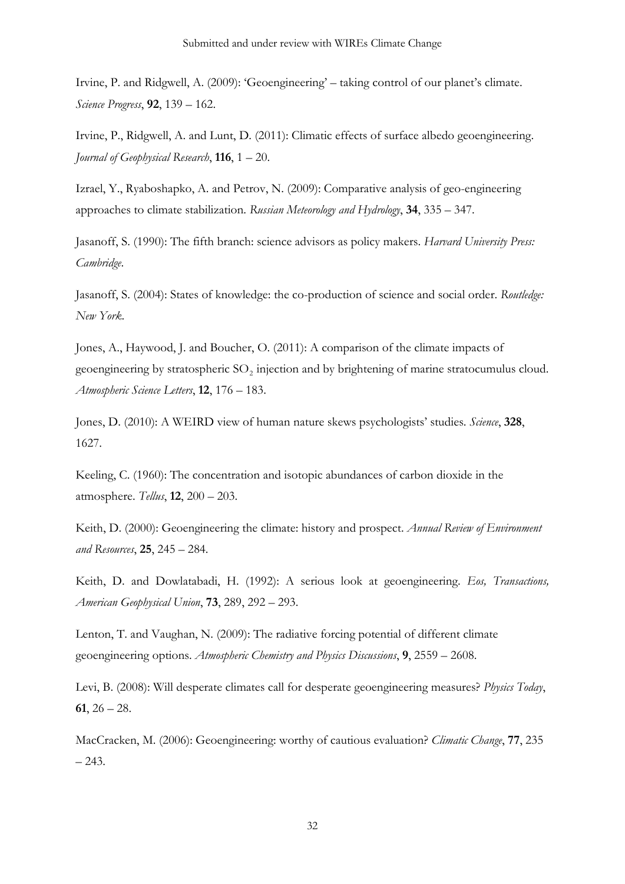Irvine, P. and Ridgwell, A. (2009): 'Geoengineering' – taking control of our planet's climate. *Science Progress*, **92**, 139 – 162.

Irvine, P., Ridgwell, A. and Lunt, D. (2011): Climatic effects of surface albedo geoengineering. *Journal of Geophysical Research*, **116**, 1 – 20.

Izrael, Y., Ryaboshapko, A. and Petrov, N. (2009): Comparative analysis of geo-engineering approaches to climate stabilization. *Russian Meteorology and Hydrology*, **34**, 335 – 347.

Jasanoff, S. (1990): The fifth branch: science advisors as policy makers. *Harvard University Press: Cambridge*.

Jasanoff, S. (2004): States of knowledge: the co-production of science and social order. *Routledge: New York*.

Jones, A., Haywood, J. and Boucher, O. (2011): A comparison of the climate impacts of geoengineering by stratospheric $SO_2$ injection and by brightening of marine stratocumulus cloud. *Atmospheric Science Letters*, **12**, 176 – 183.

Jones, D. (2010): A WEIRD view of human nature skews psychologists' studies. *Science*, **328**, 1627.

Keeling, C. (1960): The concentration and isotopic abundances of carbon dioxide in the atmosphere. *Tellus*, **12**, 200 – 203.

Keith, D. (2000): Geoengineering the climate: history and prospect. *Annual Review of Environment and Resources*, **25**, 245 – 284.

Keith, D. and Dowlatabadi, H. (1992): A serious look at geoengineering. *Eos, Transactions, American Geophysical Union*, **73**, 289, 292 – 293.

Lenton, T. and Vaughan, N. (2009): The radiative forcing potential of different climate geoengineering options. *Atmospheric Chemistry and Physics Discussions*, **9**, 2559 – 2608.

Levi, B. (2008): Will desperate climates call for desperate geoengineering measures? *Physics Today*, **61**, 26 – 28.

MacCracken, M. (2006): Geoengineering: worthy of cautious evaluation? *Climatic Change*, **77**, 235 – 243.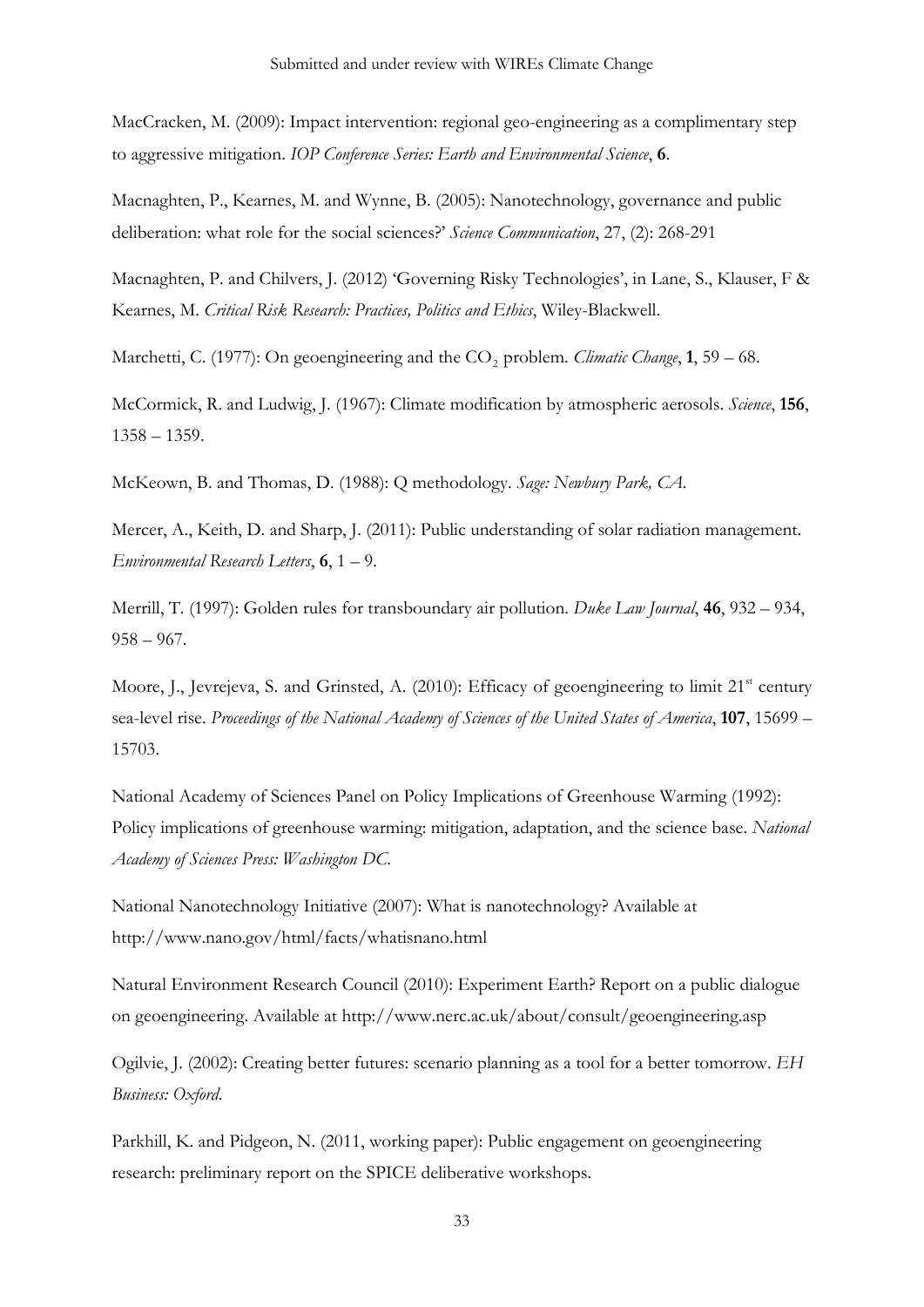MacCracken, M. (2009): Impact intervention: regional geo-engineering as a complimentary step to aggressive mitigation. *IOP Conference Series: Earth and Environmental Science*, **6**.

Macnaghten, P., Kearnes, M. and Wynne, B. (2005): Nanotechnology, governance and public deliberation: what role for the social sciences?' *Science Communication*, 27, (2): 268-291

Macnaghten, P. and Chilvers, J. (2012) 'Governing Risky Technologies', in Lane, S., Klauser, F & Kearnes, M. *Critical Risk Research: Practices, Politics and Ethics*, Wiley-Blackwell.

Marchetti, C. (1977): On geoengineering and the $CO_2$ problem. *Climatic Change*, **1**, 59 – 68.

McCormick, R. and Ludwig, J. (1967): Climate modification by atmospheric aerosols. *Science*, **156**, 1358 – 1359.

McKeown, B. and Thomas, D. (1988): Q methodology. *Sage: Newbury Park, CA.*

Mercer, A., Keith, D. and Sharp, J. (2011): Public understanding of solar radiation management. *Environmental Research Letters*, **6**, 1 – 9.

Merrill, T. (1997): Golden rules for transboundary air pollution. *Duke Law Journal*, **46**, 932 – 934, 958 – 967.

Moore, J., Jevrejeva, S. and Grinsted, A. (2010): Efficacy of geoengineering to limit 21st century sea-level rise. *Proceedings of the National Academy of Sciences of the United States of America*, **107**, 15699 – 15703.

National Academy of Sciences Panel on Policy Implications of Greenhouse Warming (1992): Policy implications of greenhouse warming: mitigation, adaptation, and the science base. *National Academy of Sciences Press: Washington DC.*

National Nanotechnology Initiative (2007): What is nanotechnology? Available at http://www.nano.gov/html/facts/whatisnano.html

Natural Environment Research Council (2010): Experiment Earth? Report on a public dialogue on geoengineering. Available at http://www.nerc.ac.uk/about/consult/geoengineering.asp

Ogilvie, J. (2002): Creating better futures: scenario planning as a tool for a better tomorrow. *EH Business: Oxford.*

Parkhill, K. and Pidgeon, N. (2011, working paper): Public engagement on geoengineering research: preliminary report on the SPICE deliberative workshops.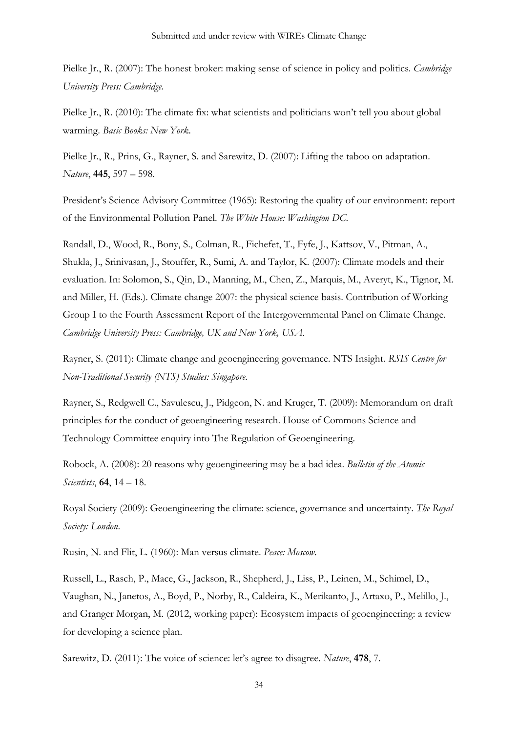Pielke Jr., R. (2007): The honest broker: making sense of science in policy and politics. *Cambridge University Press: Cambridge.*

Pielke Jr., R. (2010): The climate fix: what scientists and politicians won't tell you about global warming. *Basic Books: New York.*

Pielke Jr., R., Prins, G., Rayner, S. and Sarewitz, D. (2007): Lifting the taboo on adaptation. *Nature*, **445**, 597 – 598.

President's Science Advisory Committee (1965): Restoring the quality of our environment: report of the Environmental Pollution Panel. *The White House: Washington DC.*

Randall, D., Wood, R., Bony, S., Colman, R., Fichefet, T., Fyfe, J., Kattsov, V., Pitman, A., Shukla, J., Srinivasan, J., Stouffer, R., Sumi, A. and Taylor, K. (2007): Climate models and their evaluation. In: Solomon, S., Qin, D., Manning, M., Chen, Z., Marquis, M., Averyt, K., Tignor, M. and Miller, H. (Eds.). Climate change 2007: the physical science basis. Contribution of Working Group I to the Fourth Assessment Report of the Intergovernmental Panel on Climate Change. *Cambridge University Press: Cambridge, UK and New York, USA.*

Rayner, S. (2011): Climate change and geoengineering governance. NTS Insight. *RSIS Centre for Non-Traditional Security (NTS) Studies: Singapore.*

Rayner, S., Redgwell C., Savulescu, J., Pidgeon, N. and Kruger, T. (2009): Memorandum on draft principles for the conduct of geoengineering research. House of Commons Science and Technology Committee enquiry into The Regulation of Geoengineering.

Robock, A. (2008): 20 reasons why geoengineering may be a bad idea. *Bulletin of the Atomic Scientists*, **64**, 14 – 18.

Royal Society (2009): Geoengineering the climate: science, governance and uncertainty. *The Royal Society: London.*

Rusin, N. and Flit, L. (1960): Man versus climate. *Peace: Moscow.*

Russell, L., Rasch, P., Mace, G., Jackson, R., Shepherd, J., Liss, P., Leinen, M., Schimel, D., Vaughan, N., Janetos, A., Boyd, P., Norby, R., Caldeira, K., Merikanto, J., Artaxo, P., Melillo, J., and Granger Morgan, M. (2012, working paper): Ecosystem impacts of geoengineering: a review for developing a science plan.

Sarewitz, D. (2011): The voice of science: let's agree to disagree. *Nature*, **478**, 7.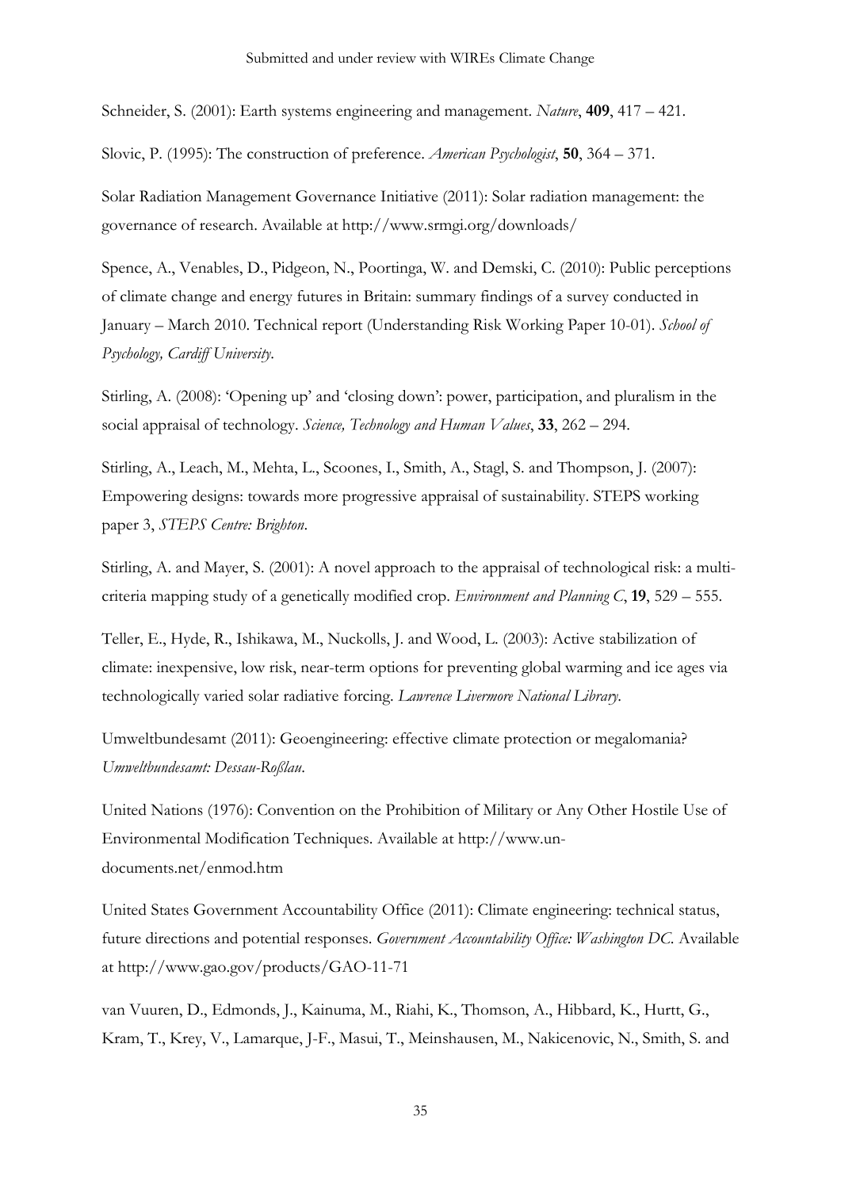Schneider, S. (2001): Earth systems engineering and management. *Nature*, **409**, 417 – 421.

Slovic, P. (1995): The construction of preference. *American Psychologist*, **50**, 364 – 371.

Solar Radiation Management Governance Initiative (2011): Solar radiation management: the governance of research. Available at http://www.srmgi.org/downloads/

Spence, A., Venables, D., Pidgeon, N., Poortinga, W. and Demski, C. (2010): Public perceptions of climate change and energy futures in Britain: summary findings of a survey conducted in January – March 2010. Technical report (Understanding Risk Working Paper 10-01). *School of Psychology, Cardiff University*.

Stirling, A. (2008): 'Opening up' and 'closing down': power, participation, and pluralism in the social appraisal of technology. *Science, Technology and Human Values*, **33**, 262 – 294.

Stirling, A., Leach, M., Mehta, L., Scoones, I., Smith, A., Stagl, S. and Thompson, J. (2007): Empowering designs: towards more progressive appraisal of sustainability. STEPS working paper 3, *STEPS Centre: Brighton*.

Stirling, A. and Mayer, S. (2001): A novel approach to the appraisal of technological risk: a multi-criteria mapping study of a genetically modified crop. *Environment and Planning C*, **19**, 529 – 555.

Teller, E., Hyde, R., Ishikawa, M., Nuckolls, J. and Wood, L. (2003): Active stabilization of climate: inexpensive, low risk, near-term options for preventing global warming and ice ages via technologically varied solar radiative forcing. *Lawrence Livermore National Library*.

Umweltbundesamt (2011): Geoengineering: effective climate protection or megalomania? *Umweltbundesamt: Dessau-Roßlau*.

United Nations (1976): Convention on the Prohibition of Military or Any Other Hostile Use of Environmental Modification Techniques. Available at http://www.un-documents.net/enmod.htm

United States Government Accountability Office (2011): Climate engineering: technical status, future directions and potential responses. *Government Accountability Office: Washington DC*. Available at http://www.gao.gov/products/GAO-11-71

van Vuuren, D., Edmonds, J., Kainuma, M., Riahi, K., Thomson, A., Hibbard, K., Hurtt, G., Kram, T., Krey, V., Lamarque, J-F., Masui, T., Meinshausen, M., Nakicenovic, N., Smith, S. and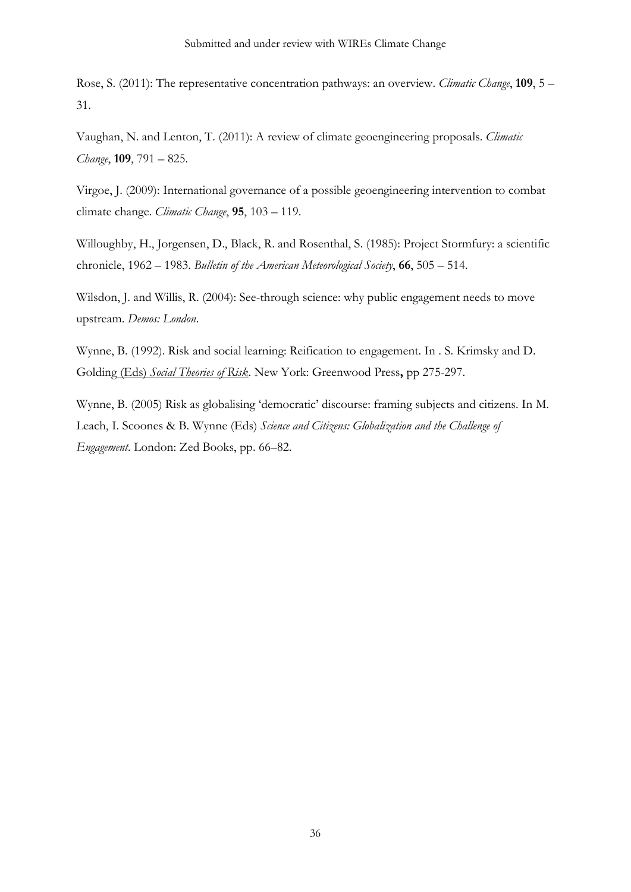Rose, S. (2011): The representative concentration pathways: an overview. *Climatic Change*, **109**, 5 – 31.

Vaughan, N. and Lenton, T. (2011): A review of climate geoengineering proposals. *Climatic Change*, **109**, 791 – 825.

Virgoe, J. (2009): International governance of a possible geoengineering intervention to combat climate change. *Climatic Change*, **95**, 103 – 119.

Willoughby, H., Jorgensen, D., Black, R. and Rosenthal, S. (1985): Project Stormfury: a scientific chronicle, 1962 – 1983. *Bulletin of the American Meteorological Society*, **66**, 505 – 514.

Wilsdon, J. and Willis, R. (2004): See-through science: why public engagement needs to move upstream. *Demos: London*.

Wynne, B. (1992). Risk and social learning: Reification to engagement. In . S. Krimsky and D. Golding (Eds) *Social Theories of Risk*. New York: Greenwood Press**,** pp 275-297.

Wynne, B. (2005) Risk as globalising 'democratic' discourse: framing subjects and citizens. In M. Leach, I. Scoones & B. Wynne (Eds) *Science and Citizens: Globalization and the Challenge of Engagement*. London: Zed Books, pp. 66–82.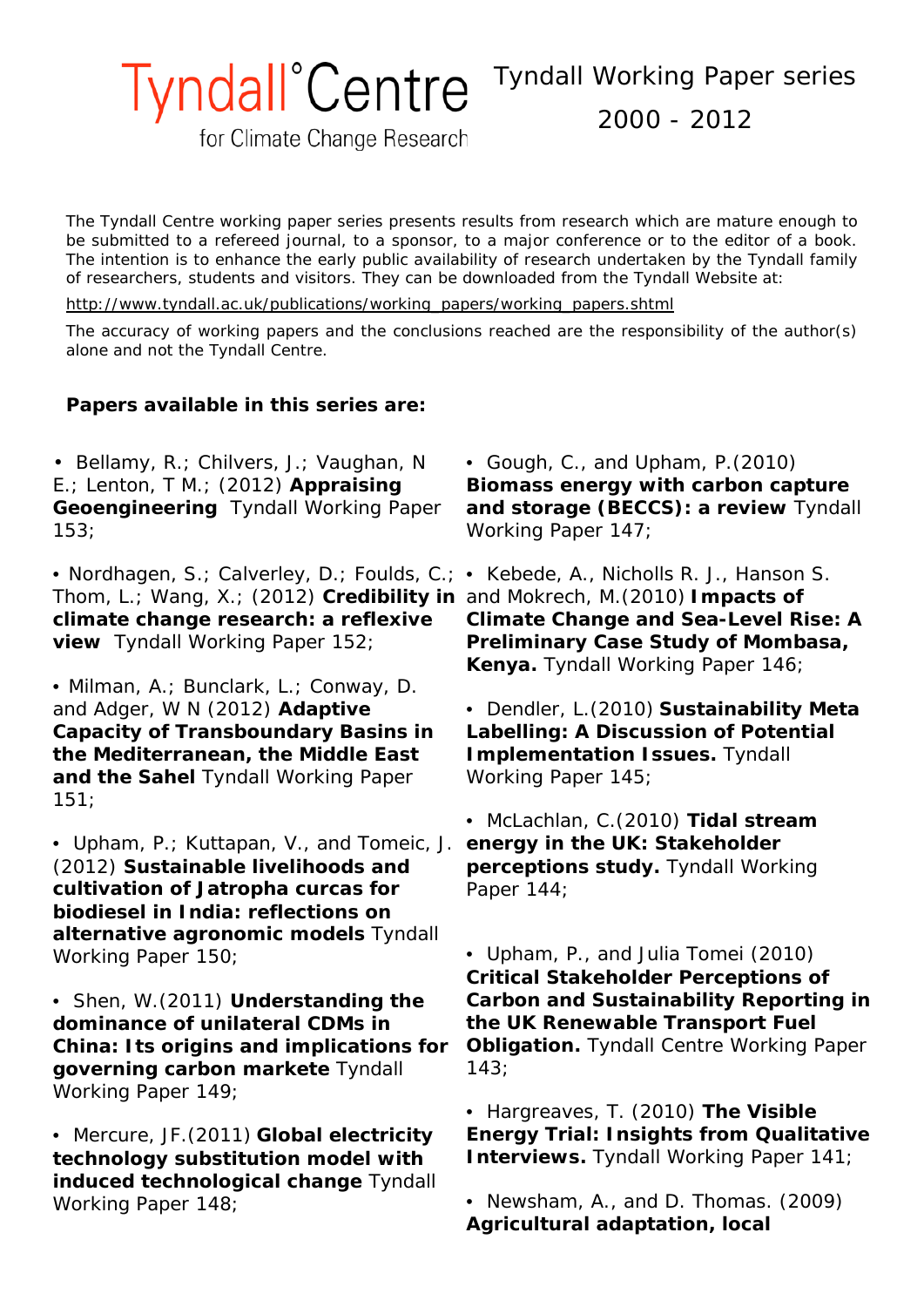# Tyndall°Centre for Climate Change Research

## Tyndall Working Paper series 2000 - 2012

The Tyndall Centre working paper series presents results from research which are mature enough to be submitted to a refereed journal, to a sponsor, to a major conference or to the editor of a book. The intention is to enhance the early public availability of research undertaken by the Tyndall family of researchers, students and visitors. They can be downloaded from the Tyndall Website at:

http://www.tyndall.ac.uk/publications/working_papers/working_papers.shtml

The accuracy of working papers and the conclusions reached are the responsibility of the author(s) alone and not the Tyndall Centre.

**Papers available in this series are:**

• Bellamy, R.; Chilvers, J.; Vaughan, N E.; Lenton, T M.; (2012) **Appraising Geoengineering** Tyndall Working Paper 153;

• Nordhagen, S.; Calverley, D.; Foulds, C.; Thom, L.; Wang, X.; (2012) **Credibility in climate change research: a reflexive view** Tyndall Working Paper 152;

• Milman, A.; Bunclark, L.; Conway, D. and Adger, W N (2012) **Adaptive Capacity of Transboundary Basins in the Mediterranean, the Middle East and the Sahel** Tyndall Working Paper 151;

• Upham, P.; Kuttapan, V., and Tomeic, J. (2012) **Sustainable livelihoods and cultivation of Jatropha curcas for biodiesel in India: reflections on alternative agronomic models** Tyndall Working Paper 150;

• Shen, W.(2011) **Understanding the dominance of unilateral CDMs in China: Its origins and implications for governing carbon markete** Tyndall Working Paper 149;

• Mercure, JF.(2011) **Global electricity technology substitution model with induced technological change** Tyndall Working Paper 148;

• Gough, C., and Upham, P.(2010) **Biomass energy with carbon capture and storage (BECCS): a review** Tyndall Working Paper 147;

• Kebede, A., Nicholls R. J., Hanson S. and Mokrech, M.(2010) **Impacts of Climate Change and Sea-Level Rise: A Preliminary Case Study of Mombasa, Kenya.** Tyndall Working Paper 146;

• Dendler, L.(2010) **Sustainability Meta Labelling: A Discussion of Potential Implementation Issues.** Tyndall Working Paper 145;

• McLachlan, C.(2010) **Tidal stream energy in the UK: Stakeholder perceptions study.** Tyndall Working Paper 144;

• Upham, P., and Julia Tomei (2010) **Critical Stakeholder Perceptions of Carbon and Sustainability Reporting in the UK Renewable Transport Fuel Obligation.** Tyndall Centre Working Paper 143;

• Hargreaves, T. (2010) **The Visible Energy Trial: Insights from Qualitative Interviews.** Tyndall Working Paper 141;

• Newsham, A., and D. Thomas. (2009) **Agricultural adaptation, local**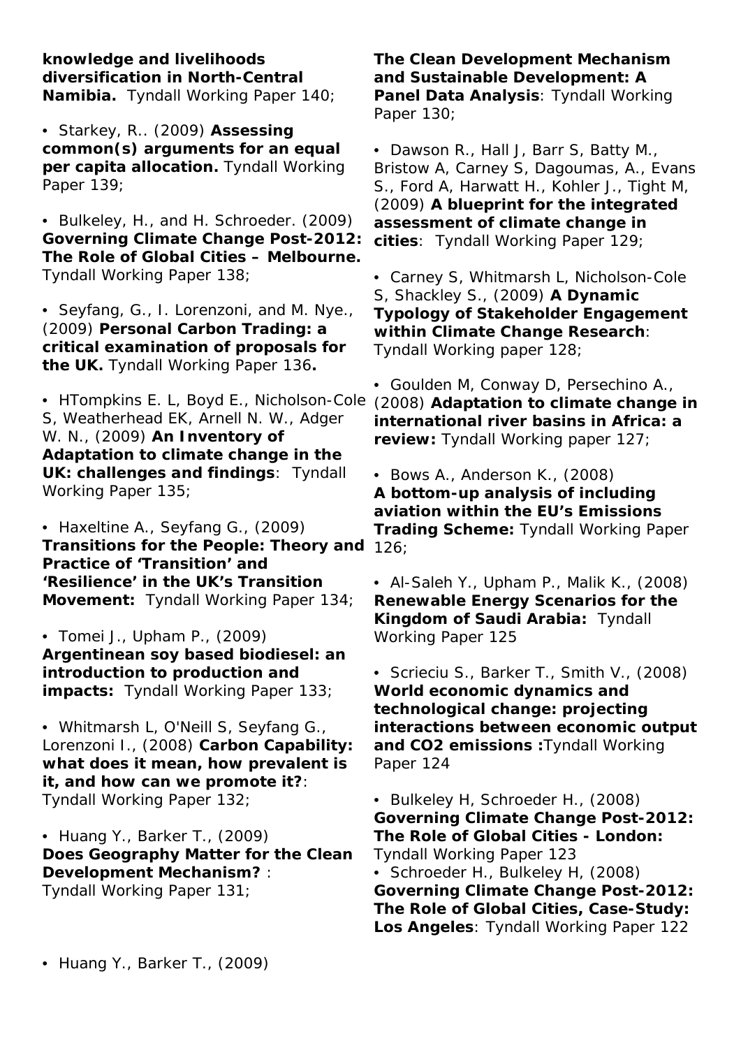**knowledge and livelihoods diversification in North-Central Namibia.** Tyndall Working Paper 140;

- Starkey, R.. (2009) **Assessing common(s) arguments for an equal per capita allocation.** Tyndall Working Paper 139;

- Bulkeley, H., and H. Schroeder. (2009) **Governing Climate Change Post-2012: The Role of Global Cities – Melbourne.** Tyndall Working Paper 138;

- Seyfang, G., I. Lorenzoni, and M. Nye., (2009) **Personal Carbon Trading: a critical examination of proposals for the UK.** Tyndall Working Paper 136**.**

- HTompkins E. L, Boyd E., Nicholson-Cole S, Weatherhead EK, Arnell N. W., Adger W. N., (2009) **An Inventory of Adaptation to climate change in the UK: challenges and findings**: Tyndall Working Paper 135;

- Haxeltine A., Seyfang G., (2009) **Transitions for the People: Theory and Practice of 'Transition' and 'Resilience' in the UK's Transition Movement:** Tyndall Working Paper 134;

- Tomei J., Upham P., (2009) **Argentinean soy based biodiesel: an introduction to production and impacts:** Tyndall Working Paper 133;

- Whitmarsh L, O'Neill S, Seyfang G., Lorenzoni I., (2008) **Carbon Capability: what does it mean, how prevalent is it, and how can we promote it?**: Tyndall Working Paper 132;

- Huang Y., Barker T., (2009) **Does Geography Matter for the Clean Development Mechanism?** : Tyndall Working Paper 131;

- Huang Y., Barker T., (2009) **The Clean Development Mechanism and Sustainable Development: A Panel Data Analysis**: Tyndall Working Paper 130;

- Dawson R., Hall J, Barr S, Batty M., Bristow A, Carney S, Dagoumas, A., Evans S., Ford A, Harwatt H., Kohler J., Tight M, (2009) **A blueprint for the integrated assessment of climate change in cities**: Tyndall Working Paper 129;

- Carney S, Whitmarsh L, Nicholson-Cole S, Shackley S., (2009) **A Dynamic Typology of Stakeholder Engagement within Climate Change Research**: Tyndall Working paper 128;

- Goulden M, Conway D, Persechino A., (2008) **Adaptation to climate change in international river basins in Africa: a review:** Tyndall Working paper 127;

- Bows A., Anderson K., (2008) **A bottom-up analysis of including aviation within the EU's Emissions Trading Scheme:** Tyndall Working Paper 126;

- Al-Saleh Y., Upham P., Malik K., (2008) **Renewable Energy Scenarios for the Kingdom of Saudi Arabia:** Tyndall Working Paper 125

- Scrieciu S., Barker T., Smith V., (2008) **World economic dynamics and technological change: projecting interactions between economic output and CO2 emissions :**Tyndall Working Paper 124

- Bulkeley H, Schroeder H., (2008) **Governing Climate Change Post-2012: The Role of Global Cities - London:** Tyndall Working Paper 123
- Schroeder H., Bulkeley H, (2008) **Governing Climate Change Post-2012: The Role of Global Cities, Case-Study: Los Angeles**: Tyndall Working Paper 122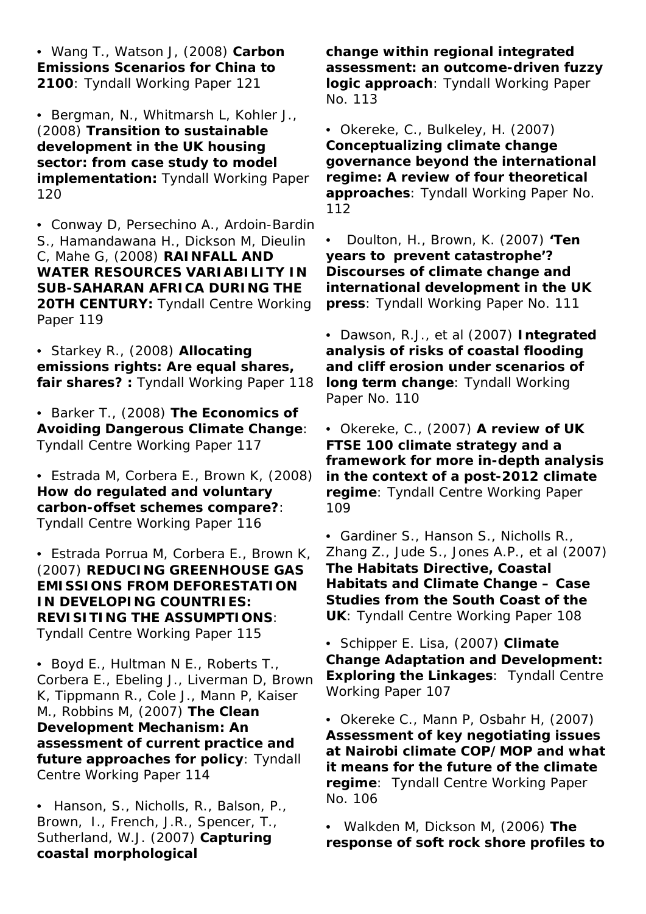- Wang T., Watson J, (2008) **Carbon Emissions Scenarios for China to 2100**: Tyndall Working Paper 121

- Bergman, N., Whitmarsh L, Kohler J., (2008) **Transition to sustainable development in the UK housing sector: from case study to model implementation:** Tyndall Working Paper 120

- Conway D, Persechino A., Ardoin-Bardin S., Hamandawana H., Dickson M, Dieulin C, Mahe G, (2008) **RAINFALL AND WATER RESOURCES VARIABILITY IN SUB-SAHARAN AFRICA DURING THE 20TH CENTURY:** Tyndall Centre Working Paper 119

- Starkey R., (2008) **Allocating emissions rights: Are equal shares, fair shares? :** Tyndall Working Paper 118

- Barker T., (2008) **The Economics of Avoiding Dangerous Climate Change**: Tyndall Centre Working Paper 117

- Estrada M, Corbera E., Brown K, (2008) **How do regulated and voluntary carbon-offset schemes compare?**: Tyndall Centre Working Paper 116

- Estrada Porrua M, Corbera E., Brown K, (2007) **REDUCING GREENHOUSE GAS EMISSIONS FROM DEFORESTATION IN DEVELOPING COUNTRIES: REVISITING THE ASSUMPTIONS**: Tyndall Centre Working Paper 115

- Boyd E., Hultman N E., Roberts T., Corbera E., Ebeling J., Liverman D, Brown K, Tippmann R., Cole J., Mann P, Kaiser M., Robbins M, (2007) **The Clean Development Mechanism: An assessment of current practice and future approaches for policy**: Tyndall Centre Working Paper 114

- Hanson, S., Nicholls, R., Balson, P., Brown, I., French, J.R., Spencer, T., Sutherland, W.J. (2007) **Capturing coastal morphological change within regional integrated assessment: an outcome-driven fuzzy logic approach**: Tyndall Working Paper No. 113

- Okereke, C., Bulkeley, H. (2007) **Conceptualizing climate change governance beyond the international regime: A review of four theoretical approaches**: Tyndall Working Paper No. 112

- Doulton, H., Brown, K. (2007) **'Ten years to prevent catastrophe'? Discourses of climate change and international development in the UK press**: Tyndall Working Paper No. 111

- Dawson, R.J., et al (2007) **Integrated analysis of risks of coastal flooding and cliff erosion under scenarios of long term change**: Tyndall Working Paper No. 110

- Okereke, C., (2007) **A review of UK FTSE 100 climate strategy and a framework for more in-depth analysis in the context of a post-2012 climate regime**: Tyndall Centre Working Paper 109

- Gardiner S., Hanson S., Nicholls R., Zhang Z., Jude S., Jones A.P., et al (2007) **The Habitats Directive, Coastal Habitats and Climate Change – Case Studies from the South Coast of the UK**: Tyndall Centre Working Paper 108

- Schipper E. Lisa, (2007) **Climate Change Adaptation and Development: Exploring the Linkages**: Tyndall Centre Working Paper 107

- Okereke C., Mann P, Osbahr H, (2007) **Assessment of key negotiating issues at Nairobi climate COP/MOP and what it means for the future of the climate regime**: Tyndall Centre Working Paper No. 106

- Walkden M, Dickson M, (2006) **The response of soft rock shore profiles to**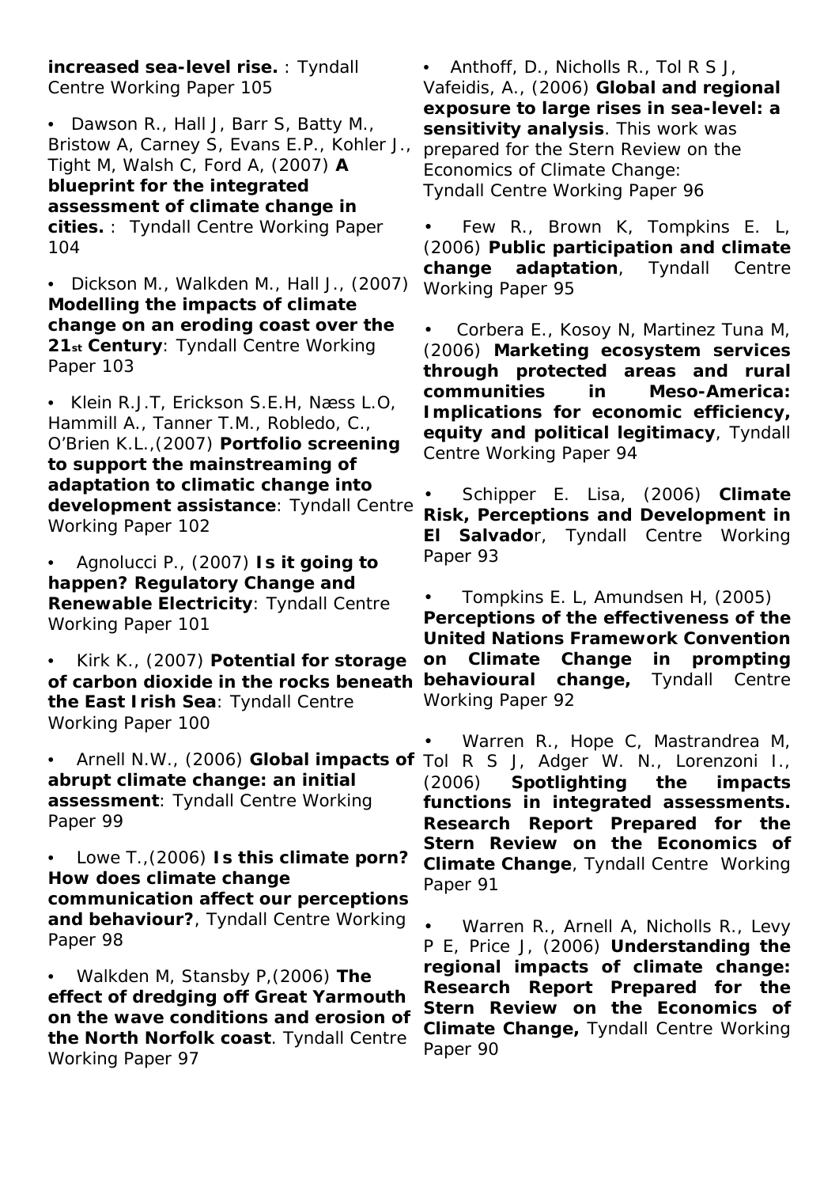**increased sea-level rise.** : Tyndall Centre Working Paper 105

- Dawson R., Hall J, Barr S, Batty M., Bristow A, Carney S, Evans E.P., Kohler J., Tight M, Walsh C, Ford A, (2007) **A blueprint for the integrated assessment of climate change in cities.** : Tyndall Centre Working Paper 104

- Dickson M., Walkden M., Hall J., (2007) **Modelling the impacts of climate change on an eroding coast over the 21st Century**: Tyndall Centre Working Paper 103

- Klein R.J.T, Erickson S.E.H, Næss L.O, Hammill A., Tanner T.M., Robledo, C., O'Brien K.L.,(2007) **Portfolio screening to support the mainstreaming of adaptation to climatic change into development assistance**: Tyndall Centre Working Paper 102

- Agnolucci P., (2007) **Is it going to happen? Regulatory Change and Renewable Electricity**: Tyndall Centre Working Paper 101

- Kirk K., (2007) **Potential for storage of carbon dioxide in the rocks beneath the East Irish Sea**: Tyndall Centre Working Paper 100

- Arnell N.W., (2006) **Global impacts of abrupt climate change: an initial assessment**: Tyndall Centre Working Paper 99

- Lowe T.,(2006) **Is this climate porn? How does climate change communication affect our perceptions and behaviour?**, Tyndall Centre Working Paper 98

- Walkden M, Stansby P,(2006) **The effect of dredging off Great Yarmouth on the wave conditions and erosion of the North Norfolk coast**. Tyndall Centre Working Paper 97

- Anthoff, D., Nicholls R., Tol R S J, Vafeidis, A., (2006) **Global and regional exposure to large rises in sea-level: a sensitivity analysis**. This work was prepared for the Stern Review on the Economics of Climate Change: Tyndall Centre Working Paper 96

- Few R., Brown K, Tompkins E. L, (2006) **Public participation and climate change adaptation**, Tyndall Centre Working Paper 95

- Corbera E., Kosoy N, Martinez Tuna M, (2006) **Marketing ecosystem services through protected areas and rural communities in Meso-America: Implications for economic efficiency, equity and political legitimacy**, Tyndall Centre Working Paper 94

- Schipper E. Lisa, (2006) **Climate Risk, Perceptions and Development in El Salvado**r, Tyndall Centre Working Paper 93

- Tompkins E. L, Amundsen H, (2005) **Perceptions of the effectiveness of the United Nations Framework Convention on Climate Change in prompting behavioural change,** Tyndall Centre Working Paper 92

- Warren R., Hope C, Mastrandrea M, Tol R S J, Adger W. N., Lorenzoni I., (2006) **Spotlighting the impacts functions in integrated assessments. Research Report Prepared for the Stern Review on the Economics of Climate Change**, Tyndall Centre Working Paper 91

- Warren R., Arnell A, Nicholls R., Levy P E, Price J, (2006) **Understanding the regional impacts of climate change: Research Report Prepared for the Stern Review on the Economics of Climate Change,** Tyndall Centre Working Paper 90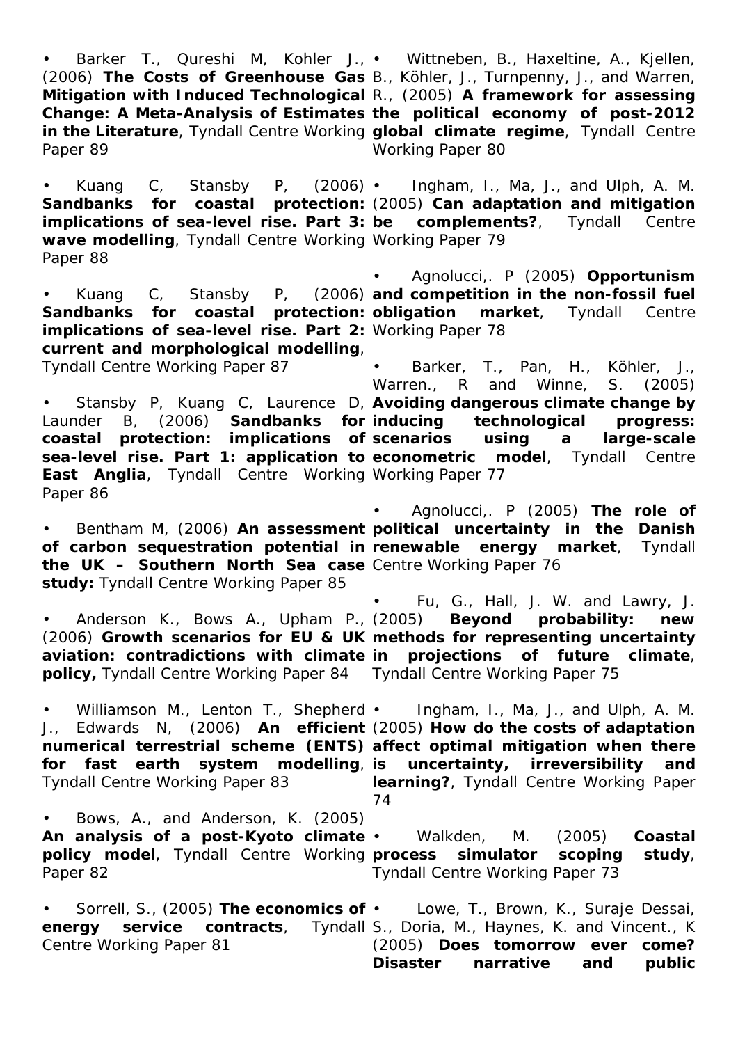- Barker T., Qureshi M, Kohler J., (2006) **The Costs of Greenhouse Gas Mitigation with Induced Technological Change: A Meta-Analysis of Estimates in the Literature**, Tyndall Centre Working Paper 89

- Kuang C, Stansby P, (2006) **Sandbanks for coastal protection: implications of sea-level rise. Part 3: wave modelling**, Tyndall Centre Working Paper 88

- Kuang C, Stansby P, (2006) **Sandbanks for coastal protection: implications of sea-level rise. Part 2: current and morphological modelling**, Tyndall Centre Working Paper 87

- Stansby P, Kuang C, Laurence D, Launder B, (2006) **Sandbanks for coastal protection: implications of sea-level rise. Part 1: application to East Anglia**, Tyndall Centre Working Paper 86

- Bentham M, (2006) **An assessment of carbon sequestration potential in the UK – Southern North Sea case study:** Tyndall Centre Working Paper 85

- Anderson K., Bows A., Upham P., (2006) **Growth scenarios for EU & UK aviation: contradictions with climate policy,** Tyndall Centre Working Paper 84

- Williamson M., Lenton T., Shepherd J., Edwards N, (2006) **An efficient numerical terrestrial scheme (ENTS) for fast earth system modelling**, Tyndall Centre Working Paper 83

- Bows, A., and Anderson, K. (2005) **An analysis of a post-Kyoto climate policy model**, Tyndall Centre Working Paper 82

- Sorrell, S., (2005) **The economics of energy service contracts**, Tyndall Centre Working Paper 81

- Wittneben, B., Haxeltine, A., Kjellen, B., Köhler, J., Turnpenny, J., and Warren, R., (2005) **A framework for assessing the political economy of post-2012 global climate regime**, Tyndall Centre Working Paper 80

- Ingham, I., Ma, J., and Ulph, A. M. (2005) **Can adaptation and mitigation be complements?**, Tyndall Centre Working Paper 79

- Agnolucci,. P (2005) **Opportunism and competition in the non-fossil fuel obligation market**, Tyndall Centre Working Paper 78

- Barker, T., Pan, H., Köhler, J., Warren., R and Winne, S. (2005) **Avoiding dangerous climate change by inducing technological progress: scenarios using a large-scale econometric model**, Tyndall Centre Working Paper 77

- Agnolucci,. P (2005) **The role of political uncertainty in the Danish renewable energy market**, Tyndall Centre Working Paper 76

- Fu, G., Hall, J. W. and Lawry, J. (2005) **Beyond probability: new methods for representing uncertainty in projections of future climate**, Tyndall Centre Working Paper 75

- Ingham, I., Ma, J., and Ulph, A. M. (2005) **How do the costs of adaptation affect optimal mitigation when there is uncertainty, irreversibility and learning?**, Tyndall Centre Working Paper 74

- Walkden, M. (2005) **Coastal process simulator scoping study**, Tyndall Centre Working Paper 73

- Lowe, T., Brown, K., Suraje Dessai, S., Doria, M., Haynes, K. and Vincent., K (2005) **Does tomorrow ever come? Disaster narrative and public**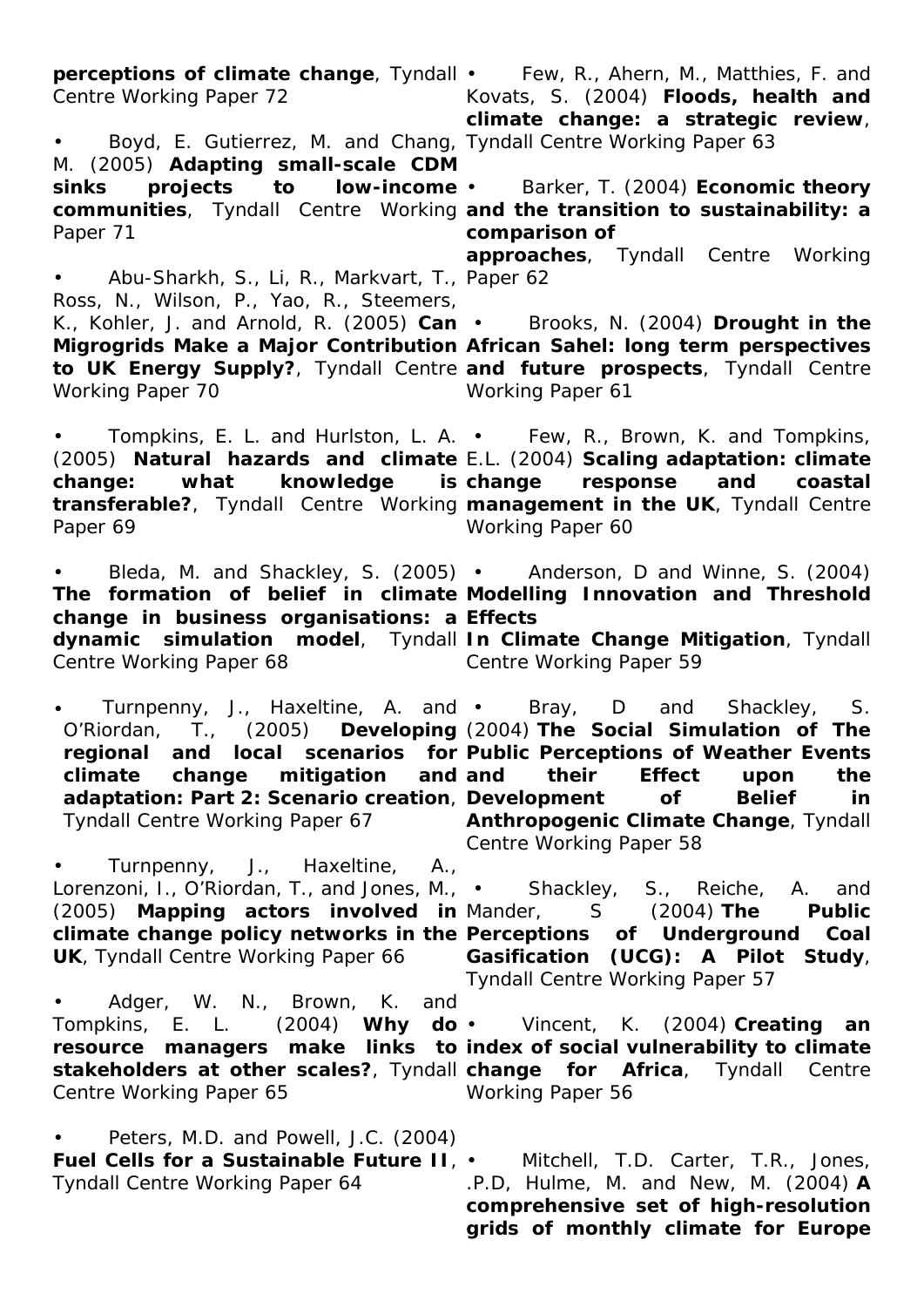**perceptions of climate change**, Tyndall Centre Working Paper 72

- Boyd, E. Gutierrez, M. and Chang, M. (2005) **Adapting small-scale CDM sinks projects to low-income communities**, Tyndall Centre Working Paper 71

- Abu-Sharkh, S., Li, R., Markvart, T., Ross, N., Wilson, P., Yao, R., Steemers, K., Kohler, J. and Arnold, R. (2005) **Can Migrogrids Make a Major Contribution to UK Energy Supply?**, Tyndall Centre Working Paper 70

- Tompkins, E. L. and Hurlston, L. A. (2005) **Natural hazards and climate change: what knowledge is transferable?**, Tyndall Centre Working Paper 69

- Bleda, M. and Shackley, S. (2005) **The formation of belief in climate change in business organisations: a dynamic simulation model**, Tyndall Centre Working Paper 68

- Turnpenny, J., Haxeltine, A. and O'Riordan, T., (2005) **Developing regional and local scenarios for climate change mitigation and adaptation: Part 2: Scenario creation**, Tyndall Centre Working Paper 67

- Turnpenny, J., Haxeltine, A., Lorenzoni, I., O'Riordan, T., and Jones, M., (2005) **Mapping actors involved in climate change policy networks in the UK**, Tyndall Centre Working Paper 66

- Adger, W. N., Brown, K. and Tompkins, E. L. (2004) **Why do resource managers make links to stakeholders at other scales?**, Tyndall Centre Working Paper 65

- Peters, M.D. and Powell, J.C. (2004) **Fuel Cells for a Sustainable Future II**, Tyndall Centre Working Paper 64

- Few, R., Ahern, M., Matthies, F. and Kovats, S. (2004) **Floods, health and climate change: a strategic review**, Tyndall Centre Working Paper 63

- Barker, T. (2004) **Economic theory and the transition to sustainability: a comparison of approaches**, Tyndall Centre Working Paper 62

- Brooks, N. (2004) **Drought in the African Sahel: long term perspectives and future prospects**, Tyndall Centre Working Paper 61

- Few, R., Brown, K. and Tompkins, E.L. (2004) **Scaling adaptation: climate change response and coastal management in the UK**, Tyndall Centre Working Paper 60

- Anderson, D and Winne, S. (2004) **Modelling Innovation and Threshold Effects In Climate Change Mitigation**, Tyndall Centre Working Paper 59

- Bray, D and Shackley, S. (2004) **The Social Simulation of The Public Perceptions of Weather Events and their Effect upon the Development of Belief in Anthropogenic Climate Change**, Tyndall Centre Working Paper 58

- Shackley, S., Reiche, A. and Mander, S (2004) **The Public Perceptions of Underground Coal Gasification (UCG): A Pilot Study**, Tyndall Centre Working Paper 57

- Vincent, K. (2004) **Creating an index of social vulnerability to climate change for Africa**, Tyndall Centre Working Paper 56

- Mitchell, T.D. Carter, T.R., Jones, .P.D, Hulme, M. and New, M. (2004) **A comprehensive set of high-resolution grids of monthly climate for Europe**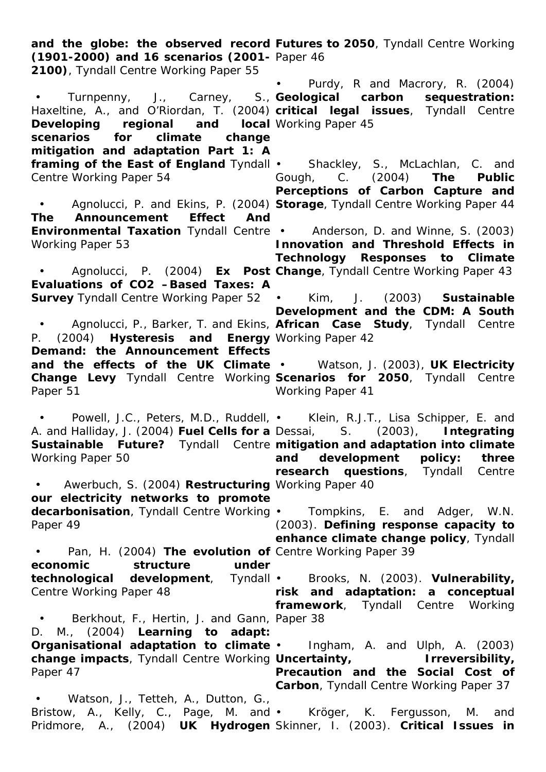**and the globe: the observed record (1901-2000) and 16 scenarios (2001-2100)**, Tyndall Centre Working Paper 55

- Turnpenny, J., Carney, S., Haxeltine, A., and O'Riordan, T. (2004) **Developing regional and local scenarios for climate change mitigation and adaptation Part 1: A framing of the East of England** Tyndall Centre Working Paper 54

- Agnolucci, P. and Ekins, P. (2004) **The Announcement Effect And Environmental Taxation** Tyndall Centre Working Paper 53

- Agnolucci, P. (2004) **Ex Post Evaluations of CO2 –Based Taxes: A Survey** Tyndall Centre Working Paper 52

- Agnolucci, P., Barker, T. and Ekins, P. (2004) **Hysteresis and Energy Demand: the Announcement Effects and the effects of the UK Climate Change Levy** Tyndall Centre Working Paper 51

- Powell, J.C., Peters, M.D., Ruddell, A. and Halliday, J. (2004) **Fuel Cells for a Sustainable Future?** Tyndall Centre Working Paper 50

- Awerbuch, S. (2004) **Restructuring our electricity networks to promote decarbonisation**, Tyndall Centre Working Paper 49

- Pan, H. (2004) **The evolution of economic structure under technological development**, Tyndall Centre Working Paper 48

- Berkhout, F., Hertin, J. and Gann, D. M., (2004) **Learning to adapt: Organisational adaptation to climate change impacts**, Tyndall Centre Working Paper 47

- Watson, J., Tetteh, A., Dutton, G., Bristow, A., Kelly, C., Page, M. and Pridmore, A., (2004) **UK Hydrogen Futures to 2050**, Tyndall Centre Working Paper 46

- Purdy, R and Macrory, R. (2004) **Geological carbon sequestration: critical legal issues**, Tyndall Centre Working Paper 45

- Shackley, S., McLachlan, C. and Gough, C. (2004) **The Public Perceptions of Carbon Capture and Storage**, Tyndall Centre Working Paper 44

- Anderson, D. and Winne, S. (2003) **Innovation and Threshold Effects in Technology Responses to Climate Change**, Tyndall Centre Working Paper 43

- Kim, J. (2003) **Sustainable Development and the CDM: A South African Case Study**, Tyndall Centre Working Paper 42

- Watson, J. (2003), **UK Electricity Scenarios for 2050**, Tyndall Centre Working Paper 41

- Klein, R.J.T., Lisa Schipper, E. and Dessai, S. (2003), **Integrating mitigation and adaptation into climate and development policy: three research questions**, Tyndall Centre Working Paper 40

- Tompkins, E. and Adger, W.N. (2003). **Defining response capacity to enhance climate change policy**, Tyndall Centre Working Paper 39

- Brooks, N. (2003). **Vulnerability, risk and adaptation: a conceptual framework**, Tyndall Centre Working Paper 38

- Ingham, A. and Ulph, A. (2003) **Uncertainty, Irreversibility, Precaution and the Social Cost of Carbon**, Tyndall Centre Working Paper 37

- Kröger, K. Fergusson, M. and Skinner, I. (2003). **Critical Issues in**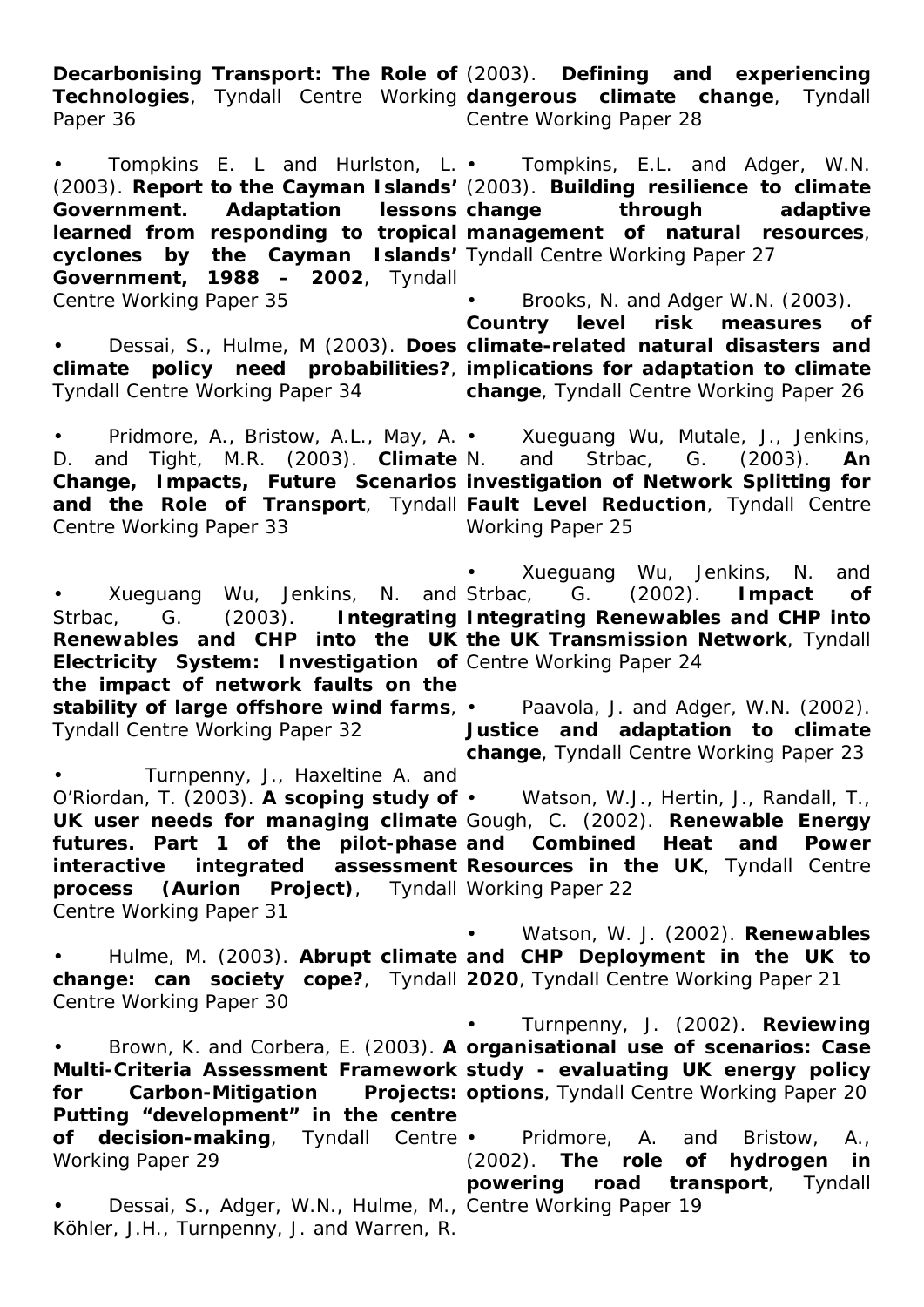**Decarbonising Transport: The Role of Technologies**, Tyndall Centre Working Paper 36

- Tompkins E. L and Hurlston, L. (2003). **Report to the Cayman Islands' Government. Adaptation lessons learned from responding to tropical cyclones by the Cayman Islands' Government, 1988 – 2002**, Tyndall Centre Working Paper 35

- Dessai, S., Hulme, M (2003). **Does climate policy need probabilities?**, Tyndall Centre Working Paper 34

- Pridmore, A., Bristow, A.L., May, A. D. and Tight, M.R. (2003). **Climate Change, Impacts, Future Scenarios and the Role of Transport**, Tyndall Centre Working Paper 33

- Xueguang Wu, Jenkins, N. and Strbac, G. (2003). **Integrating Renewables and CHP into the UK Electricity System: Investigation of the impact of network faults on the stability of large offshore wind farms**, Tyndall Centre Working Paper 32

- Turnpenny, J., Haxeltine A. and O'Riordan, T. (2003). **A scoping study of UK user needs for managing climate futures. Part 1 of the pilot-phase interactive integrated assessment process (Aurion Project)**, Tyndall Centre Working Paper 31

- Hulme, M. (2003). **Abrupt climate change: can society cope?**, Tyndall Centre Working Paper 30

- Brown, K. and Corbera, E. (2003). **A Multi-Criteria Assessment Framework for Carbon-Mitigation Projects: Putting "development" in the centre of decision-making**, Tyndall Centre Working Paper 29

- Dessai, S., Adger, W.N., Hulme, M., Köhler, J.H., Turnpenny, J. and Warren, R. (2003). **Defining and experiencing dangerous climate change**, Tyndall Centre Working Paper 28

- Tompkins, E.L. and Adger, W.N. (2003). **Building resilience to climate change through adaptive management of natural resources**, Tyndall Centre Working Paper 27

- Brooks, N. and Adger W.N. (2003). **Country level risk measures of climate-related natural disasters and implications for adaptation to climate change**, Tyndall Centre Working Paper 26

- Xueguang Wu, Mutale, J., Jenkins, N. and Strbac, G. (2003). **An investigation of Network Splitting for Fault Level Reduction**, Tyndall Centre Working Paper 25

- Xueguang Wu, Jenkins, N. and Strbac, G. (2002). **Impact of Integrating Renewables and CHP into the UK Transmission Network**, Tyndall Centre Working Paper 24

- Paavola, J. and Adger, W.N. (2002). **Justice and adaptation to climate change**, Tyndall Centre Working Paper 23

- Watson, W.J., Hertin, J., Randall, T., Gough, C. (2002). **Renewable Energy and Combined Heat and Power Resources in the UK**, Tyndall Centre Working Paper 22

- Watson, W. J. (2002). **Renewables and CHP Deployment in the UK to 2020**, Tyndall Centre Working Paper 21

- Turnpenny, J. (2002). **Reviewing organisational use of scenarios: Case study - evaluating UK energy policy options**, Tyndall Centre Working Paper 20

- Pridmore, A. and Bristow, A., (2002). **The role of hydrogen in powering road transport**, Tyndall Centre Working Paper 19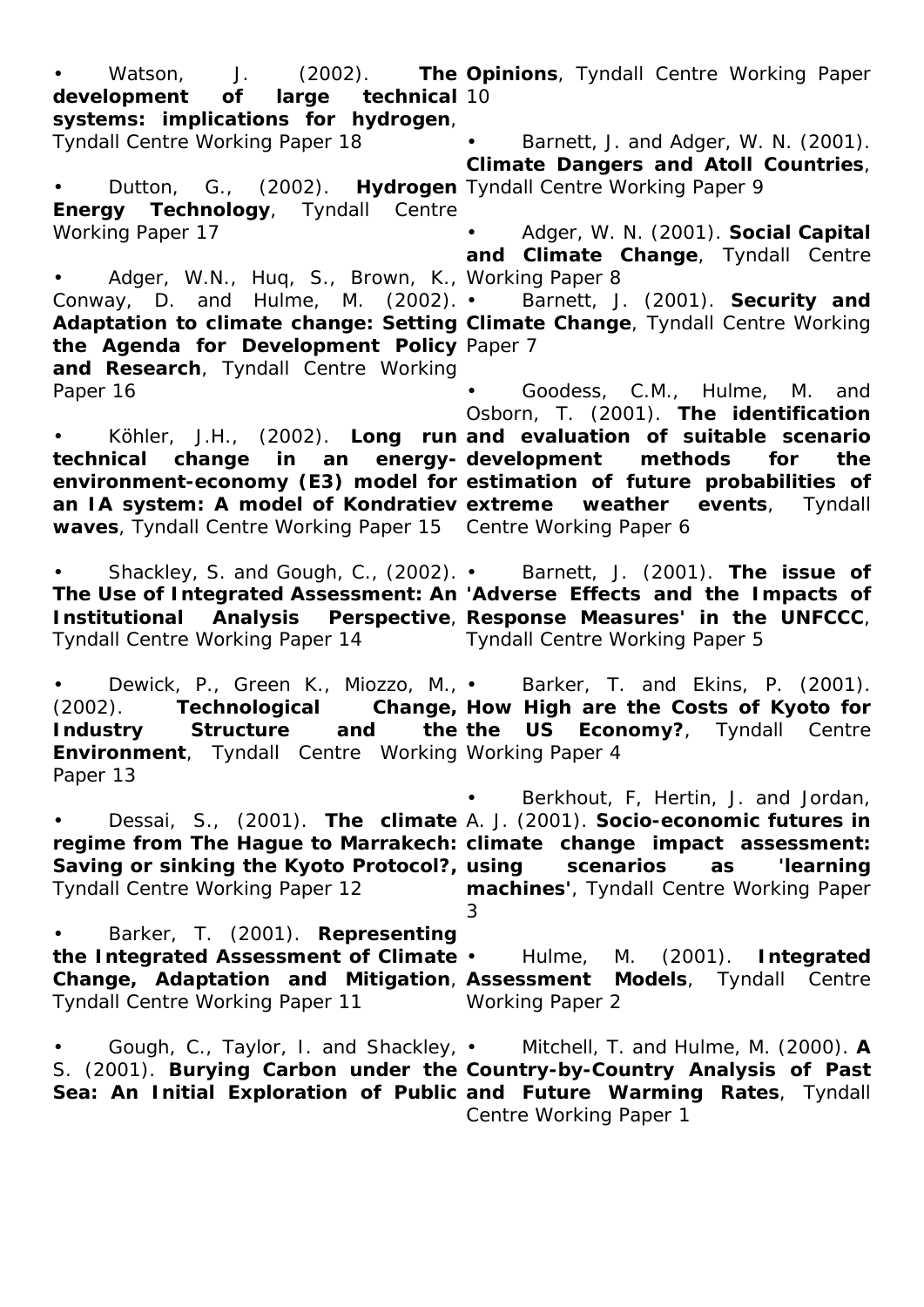- Watson, J. (2002). **The development of large technical systems: implications for hydrogen**, Tyndall Centre Working Paper 18

- Dutton, G., (2002). **Hydrogen Energy Technology**, Tyndall Centre Working Paper 17

- Adger, W.N., Huq, S., Brown, K., Conway, D. and Hulme, M. (2002). **Adaptation to climate change: Setting the Agenda for Development Policy and Research**, Tyndall Centre Working Paper 16

- Köhler, J.H., (2002). **Long run technical change in an energy-environment-economy (E3) model for an IA system: A model of Kondratiev waves**, Tyndall Centre Working Paper 15

- Shackley, S. and Gough, C., (2002). **The Use of Integrated Assessment: An Institutional Analysis Perspective**, Tyndall Centre Working Paper 14

- Dewick, P., Green K., Miozzo, M., (2002). **Technological Change, Industry Structure and the Environment**, Tyndall Centre Working Paper 13

- Dessai, S., (2001). **The climate regime from The Hague to Marrakech: Saving or sinking the Kyoto Protocol?**, Tyndall Centre Working Paper 12

- Barker, T. (2001). **Representing the Integrated Assessment of Climate Change, Adaptation and Mitigation**, Tyndall Centre Working Paper 11

- Gough, C., Taylor, I. and Shackley, S. (2001). **Burying Carbon under the Sea: An Initial Exploration of Public Opinions**, Tyndall Centre Working Paper 10

- Barnett, J. and Adger, W. N. (2001). **Climate Dangers and Atoll Countries**, Tyndall Centre Working Paper 9

- Adger, W. N. (2001). **Social Capital and Climate Change**, Tyndall Centre Working Paper 8

- Barnett, J. (2001). **Security and Climate Change**, Tyndall Centre Working Paper 7

- Goodess, C.M., Hulme, M. and Osborn, T. (2001). **The identification and evaluation of suitable scenario development methods for the estimation of future probabilities of extreme weather events**, Tyndall Centre Working Paper 6

- Barnett, J. (2001). **The issue of 'Adverse Effects and the Impacts of Response Measures' in the UNFCCC**, Tyndall Centre Working Paper 5

- Barker, T. and Ekins, P. (2001). **How High are the Costs of Kyoto for the US Economy?**, Tyndall Centre Working Paper 4

- Berkhout, F, Hertin, J. and Jordan, A. J. (2001). **Socio-economic futures in climate change impact assessment: using scenarios as 'learning machines'**, Tyndall Centre Working Paper 3

- Hulme, M. (2001). **Integrated Assessment Models**, Tyndall Centre Working Paper 2

- Mitchell, T. and Hulme, M. (2000). **A Country-by-Country Analysis of Past and Future Warming Rates**, Tyndall Centre Working Paper 1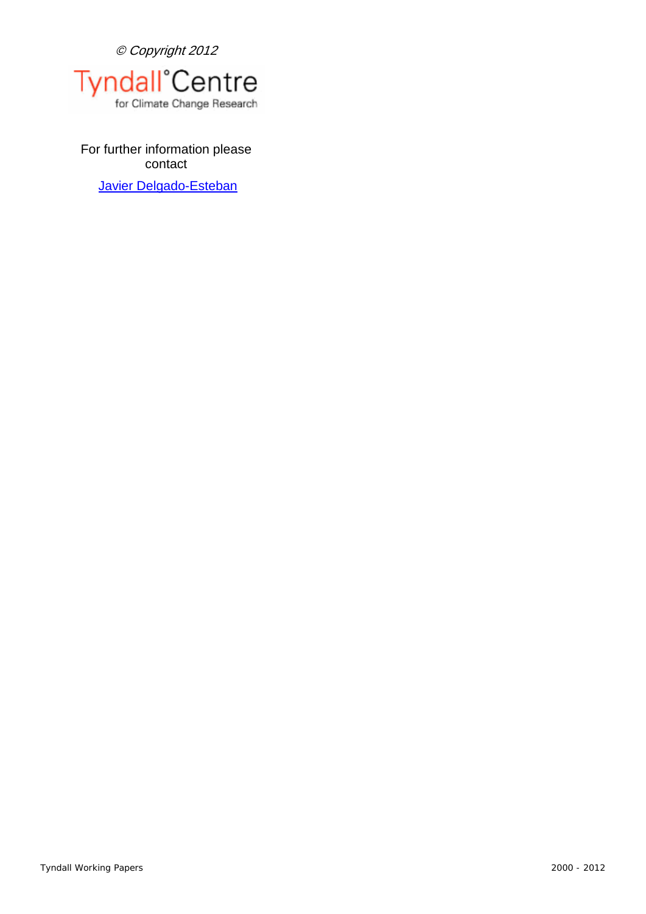*© Copyright 2012*

Tyndall°Centre

for Climate Change Research

For further information please contact

Javier Delgado-Esteban